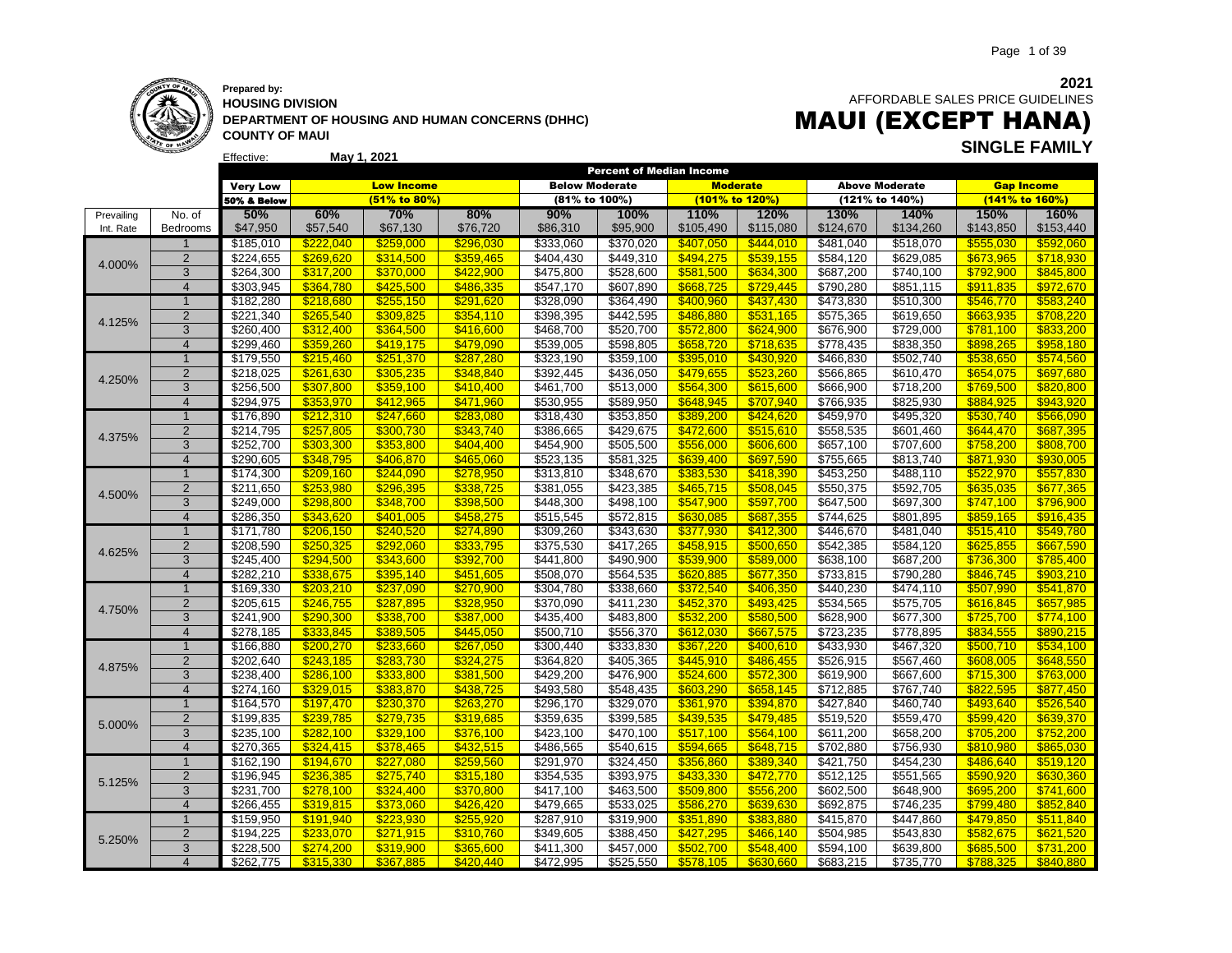**Prepared by:**
**HOUSING DIVISION**
**DEPARTMENT OF HOUSING AND HUMAN CONCERNS (DHHC)**
**COUNTY OF MAUI**

Effective: **May 1, 2021**

**2021**
AFFORDABLE SALES PRICE GUIDELINES

# MAUI (EXCEPT HANA)

## SINGLE FAMILY

| | | Percent of Median Income | | | | | | | | | | | |
|---|---|---|---|---|---|---|---|---|---|---|---|---|---|
| | | Very Low | Low Income | | | Below Moderate | | Moderate | | Above Moderate | | Gap Income | |
| | | 50% & Below | (51% to 80%) | | | (81% to 100%) | | (101% to 120%) | | (121% to 140%) | | (141% to 160%) | |
| Prevailing | No. of | 50% | 60% | 70% | 80% | 90% | 100% | 110% | 120% | 130% | 140% | 150% | 160% |
| Int. Rate | Bedrooms | $47,950 | $57,540 | $67,130 | $76,720 | $86,310 | $95,900 | $105,490 | $115,080 | $124,670 | $134,260 | $143,850 | $153,440 |
| 4.000% | 1 | $185,010 | $222,040 | $259,000 | $296,030 | $333,060 | $370,020 | $407,050 | $444,010 | $481,040 | $518,070 | $555,030 | $592,060 |
| | 2 | $224,655 | $269,620 | $314,500 | $359,465 | $404,430 | $449,310 | $494,275 | $539,155 | $584,120 | $629,085 | $673,965 | $718,930 |
| | 3 | $264,300 | $317,200 | $370,000 | $422,900 | $475,800 | $528,600 | $581,500 | $634,300 | $687,200 | $740,100 | $792,900 | $845,800 |
| | 4 | $303,945 | $364,780 | $425,500 | $486,335 | $547,170 | $607,890 | $668,725 | $729,445 | $790,280 | $851,115 | $911,835 | $972,670 |
| 4.125% | 1 | $182,280 | $218,680 | $255,150 | $291,620 | $328,090 | $364,490 | $400,960 | $437,430 | $473,830 | $510,300 | $546,770 | $583,240 |
| | 2 | $221,340 | $265,540 | $309,825 | $354,110 | $398,395 | $442,595 | $486,880 | $531,165 | $575,365 | $619,650 | $663,935 | $708,220 |
| | 3 | $260,400 | $312,400 | $364,500 | $416,600 | $468,700 | $520,700 | $572,800 | $624,900 | $676,900 | $729,000 | $781,100 | $833,200 |
| | 4 | $299,460 | $359,260 | $419,175 | $479,090 | $539,005 | $598,805 | $658,720 | $718,635 | $778,435 | $838,350 | $898,265 | $958,180 |
| 4.250% | 1 | $179,550 | $215,460 | $251,370 | $287,280 | $323,190 | $359,100 | $395,010 | $430,920 | $466,830 | $502,740 | $538,650 | $574,560 |
| | 2 | $218,025 | $261,630 | $305,235 | $348,840 | $392,445 | $436,050 | $479,655 | $523,260 | $566,865 | $610,470 | $654,075 | $697,680 |
| | 3 | $256,500 | $307,800 | $359,100 | $410,400 | $461,700 | $513,000 | $564,300 | $615,600 | $666,900 | $718,200 | $769,500 | $820,800 |
| | 4 | $294,975 | $353,970 | $412,965 | $471,960 | $530,955 | $589,950 | $648,945 | $707,940 | $766,935 | $825,930 | $884,925 | $943,920 |
| 4.375% | 1 | $176,890 | $212,310 | $247,660 | $283,080 | $318,430 | $353,850 | $389,200 | $424,620 | $459,970 | $495,320 | $530,740 | $566,090 |
| | 2 | $214,795 | $257,805 | $300,730 | $343,740 | $386,665 | $429,675 | $472,600 | $515,610 | $558,535 | $601,460 | $644,470 | $687,395 |
| | 3 | $252,700 | $303,300 | $353,800 | $404,400 | $454,900 | $505,500 | $556,000 | $606,600 | $657,100 | $707,600 | $758,200 | $808,700 |
| | 4 | $290,605 | $348,795 | $406,870 | $465,060 | $523,135 | $581,325 | $639,400 | $697,590 | $755,665 | $813,740 | $871,930 | $930,005 |
| 4.500% | 1 | $174,300 | $209,160 | $244,090 | $278,950 | $313,810 | $348,670 | $383,530 | $418,390 | $453,250 | $488,110 | $522,970 | $557,830 |
| | 2 | $211,650 | $253,980 | $296,395 | $338,725 | $381,055 | $423,385 | $465,715 | $508,045 | $550,375 | $592,705 | $635,035 | $677,365 |
| | 3 | $249,000 | $298,800 | $348,700 | $398,500 | $448,300 | $498,100 | $547,900 | $597,700 | $647,500 | $697,300 | $747,100 | $796,900 |
| | 4 | $286,350 | $343,620 | $401,005 | $458,275 | $515,545 | $572,815 | $630,085 | $687,355 | $744,625 | $801,895 | $859,165 | $916,435 |
| 4.625% | 1 | $171,780 | $206,150 | $240,520 | $274,890 | $309,260 | $343,630 | $377,930 | $412,300 | $446,670 | $481,040 | $515,410 | $549,780 |
| | 2 | $208,590 | $250,325 | $292,060 | $333,795 | $375,530 | $417,265 | $458,915 | $500,650 | $542,385 | $584,120 | $625,855 | $667,590 |
| | 3 | $245,400 | $294,500 | $343,600 | $392,700 | $441,800 | $490,900 | $539,900 | $589,000 | $638,100 | $687,200 | $736,300 | $785,400 |
| | 4 | $282,210 | $338,675 | $395,140 | $451,605 | $508,070 | $564,535 | $620,885 | $677,350 | $733,815 | $790,280 | $846,745 | $903,210 |
| 4.750% | 1 | $169,330 | $203,210 | $237,090 | $270,900 | $304,780 | $338,660 | $372,540 | $406,350 | $440,230 | $474,110 | $507,990 | $541,870 |
| | 2 | $205,615 | $246,755 | $287,895 | $328,950 | $370,090 | $411,230 | $452,370 | $493,425 | $534,565 | $575,705 | $616,845 | $657,985 |
| | 3 | $241,900 | $290,300 | $338,700 | $387,000 | $435,400 | $483,800 | $532,200 | $580,500 | $628,900 | $677,300 | $725,700 | $774,100 |
| | 4 | $278,185 | $333,845 | $389,505 | $445,050 | $500,710 | $556,370 | $612,030 | $667,575 | $723,235 | $778,895 | $834,555 | $890,215 |
| 4.875% | 1 | $166,880 | $200,270 | $233,660 | $267,050 | $300,440 | $333,830 | $367,220 | $400,610 | $433,930 | $467,320 | $500,710 | $534,100 |
| | 2 | $202,640 | $243,185 | $283,730 | $324,275 | $364,820 | $405,365 | $445,910 | $486,455 | $526,915 | $567,460 | $608,005 | $648,550 |
| | 3 | $238,400 | $286,100 | $333,800 | $381,500 | $429,200 | $476,900 | $524,600 | $572,300 | $619,900 | $667,600 | $715,300 | $763,000 |
| | 4 | $274,160 | $329,015 | $383,870 | $438,725 | $493,580 | $548,435 | $603,290 | $658,145 | $712,885 | $767,740 | $822,595 | $877,450 |
| 5.000% | 1 | $164,570 | $197,470 | $230,370 | $263,270 | $296,170 | $329,070 | $361,970 | $394,870 | $427,840 | $460,740 | $493,640 | $526,540 |
| | 2 | $199,835 | $239,785 | $279,735 | $319,685 | $359,635 | $399,585 | $439,535 | $479,485 | $519,520 | $559,470 | $599,420 | $639,370 |
| | 3 | $235,100 | $282,100 | $329,100 | $376,100 | $423,100 | $470,100 | $517,100 | $564,100 | $611,200 | $658,200 | $705,200 | $752,200 |
| | 4 | $270,365 | $324,415 | $378,465 | $432,515 | $486,565 | $540,615 | $594,665 | $648,715 | $702,880 | $756,930 | $810,980 | $865,030 |
| 5.125% | 1 | $162,190 | $194,670 | $227,080 | $259,560 | $291,970 | $324,450 | $356,860 | $389,340 | $421,750 | $454,230 | $486,640 | $519,120 |
| | 2 | $196,945 | $236,385 | $275,740 | $315,180 | $354,535 | $393,975 | $433,330 | $472,770 | $512,125 | $551,565 | $590,920 | $630,360 |
| | 3 | $231,700 | $278,100 | $324,400 | $370,800 | $417,100 | $463,500 | $509,800 | $556,200 | $602,500 | $648,900 | $695,200 | $741,600 |
| | 4 | $266,455 | $319,815 | $373,060 | $426,420 | $479,665 | $533,025 | $586,270 | $639,630 | $692,875 | $746,235 | $799,480 | $852,840 |
| 5.250% | 1 | $159,950 | $191,940 | $223,930 | $255,920 | $287,910 | $319,900 | $351,890 | $383,880 | $415,870 | $447,860 | $479,850 | $511,840 |
| | 2 | $194,225 | $233,070 | $271,915 | $310,760 | $349,605 | $388,450 | $427,295 | $466,140 | $504,985 | $543,830 | $582,675 | $621,520 |
| | 3 | $228,500 | $274,200 | $319,900 | $365,600 | $411,300 | $457,000 | $502,700 | $548,400 | $594,100 | $639,800 | $685,500 | $731,200 |
| | 4 | $262,775 | $315,330 | $367,885 | $420,440 | $472,995 | $525,550 | $578,105 | $630,660 | $683,215 | $735,770 | $788,325 | $840,880 |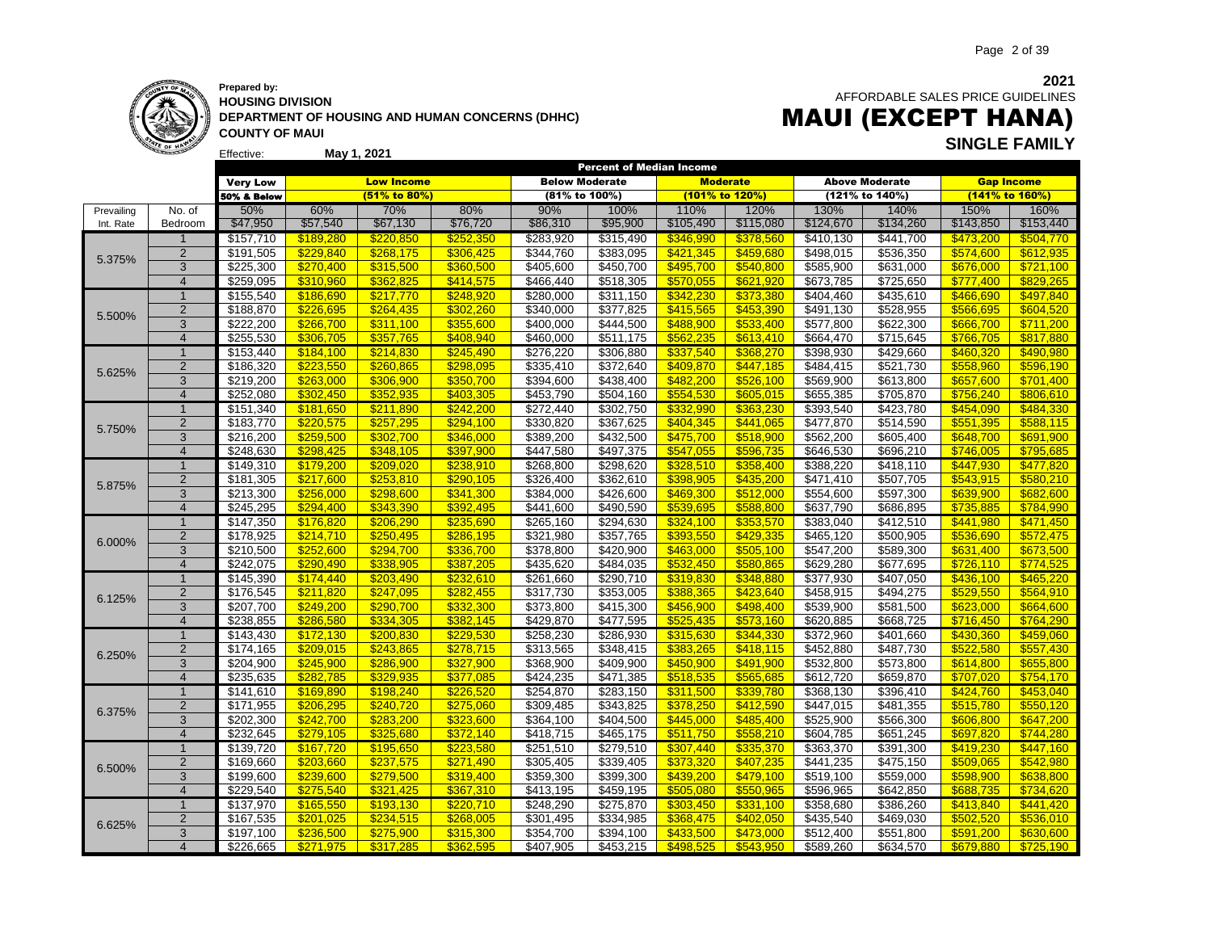**2021**

AFFORDABLE SALES PRICE GUIDELINES

# MAUI (EXCEPT HANA)

## SINGLE FAMILY

**Prepared by:**
**HOUSING DIVISION**
**DEPARTMENT OF HOUSING AND HUMAN CONCERNS (DHHC)**
**COUNTY OF MAUI**

Effective: **May 1, 2021**

| | | Percent of Median Income | | | | | | | | | | | |
|---|---|---|---|---|---|---|---|---|---|---|---|---|---|
| | | Very Low | Low Income | | | Below Moderate | | Moderate | | Above Moderate | | Gap Income | |
| | | 50% & Below | (51% to 80%) | | | (81% to 100%) | | (101% to 120%) | | (121% to 140%) | | (141% to 160%) | |
| Prevailing | No. of | 50% | 60% | 70% | 80% | 90% | 100% | 110% | 120% | 130% | 140% | 150% | 160% |
| Int. Rate | Bedroom | $47,950 | $57,540 | $67,130 | $76,720 | $86,310 | $95,900 | $105,490 | $115,080 | $124,670 | $134,260 | $143,850 | $153,440 |
| 5.375% | 1 | $157,710 | $189,280 | $220,850 | $252,350 | $283,920 | $315,490 | $346,990 | $378,560 | $410,130 | $441,700 | $473,200 | $504,770 |
| | 2 | $191,505 | $229,840 | $268,175 | $306,425 | $344,760 | $383,095 | $421,345 | $459,680 | $498,015 | $536,350 | $574,600 | $612,935 |
| | 3 | $225,300 | $270,400 | $315,500 | $360,500 | $405,600 | $450,700 | $495,700 | $540,800 | $585,900 | $631,000 | $676,000 | $721,100 |
| | 4 | $259,095 | $310,960 | $362,825 | $414,575 | $466,440 | $518,305 | $570,055 | $621,920 | $673,785 | $725,650 | $777,400 | $829,265 |
| 5.500% | 1 | $155,540 | $186,690 | $217,770 | $248,920 | $280,000 | $311,150 | $342,230 | $373,380 | $404,460 | $435,610 | $466,690 | $497,840 |
| | 2 | $188,870 | $226,695 | $264,435 | $302,260 | $340,000 | $377,825 | $415,565 | $453,390 | $491,130 | $528,955 | $566,695 | $604,520 |
| | 3 | $222,200 | $266,700 | $311,100 | $355,600 | $400,000 | $444,500 | $488,900 | $533,400 | $577,800 | $622,300 | $666,700 | $711,200 |
| | 4 | $255,530 | $306,705 | $357,765 | $408,940 | $460,000 | $511,175 | $562,235 | $613,410 | $664,470 | $715,645 | $766,705 | $817,880 |
| 5.625% | 1 | $153,440 | $184,100 | $214,830 | $245,490 | $276,220 | $306,880 | $337,540 | $368,270 | $398,930 | $429,660 | $460,320 | $490,980 |
| | 2 | $186,320 | $223,550 | $260,865 | $298,095 | $335,410 | $372,640 | $409,870 | $447,185 | $484,415 | $521,730 | $558,960 | $596,190 |
| | 3 | $219,200 | $263,000 | $306,900 | $350,700 | $394,600 | $438,400 | $482,200 | $526,100 | $569,900 | $613,800 | $657,600 | $701,400 |
| | 4 | $252,080 | $302,450 | $352,935 | $403,305 | $453,790 | $504,160 | $554,530 | $605,015 | $655,385 | $705,870 | $756,240 | $806,610 |
| 5.750% | 1 | $151,340 | $181,650 | $211,890 | $242,200 | $272,440 | $302,750 | $332,990 | $363,230 | $393,540 | $423,780 | $454,090 | $484,330 |
| | 2 | $183,770 | $220,575 | $257,295 | $294,100 | $330,820 | $367,625 | $404,345 | $441,065 | $477,870 | $514,590 | $551,395 | $588,115 |
| | 3 | $216,200 | $259,500 | $302,700 | $346,000 | $389,200 | $432,500 | $475,700 | $518,900 | $562,200 | $605,400 | $648,700 | $691,900 |
| | 4 | $248,630 | $298,425 | $348,105 | $397,900 | $447,580 | $497,375 | $547,055 | $596,735 | $646,530 | $696,210 | $746,005 | $795,685 |
| 5.875% | 1 | $149,310 | $179,200 | $209,020 | $238,910 | $268,800 | $298,620 | $328,510 | $358,400 | $388,220 | $418,110 | $447,930 | $477,820 |
| | 2 | $181,305 | $217,600 | $253,810 | $290,105 | $326,400 | $362,610 | $398,905 | $435,200 | $471,410 | $507,705 | $543,915 | $580,210 |
| | 3 | $213,300 | $256,000 | $298,600 | $341,300 | $384,000 | $426,600 | $469,300 | $512,000 | $554,600 | $597,300 | $639,900 | $682,600 |
| | 4 | $245,295 | $294,400 | $343,390 | $392,495 | $441,600 | $490,590 | $539,695 | $588,800 | $637,790 | $686,895 | $735,885 | $784,990 |
| 6.000% | 1 | $147,350 | $176,820 | $206,290 | $235,690 | $265,160 | $294,630 | $324,100 | $353,570 | $383,040 | $412,510 | $441,980 | $471,450 |
| | 2 | $178,925 | $214,710 | $250,495 | $286,195 | $321,980 | $357,765 | $393,550 | $429,335 | $465,120 | $500,905 | $536,690 | $572,475 |
| | 3 | $210,500 | $252,600 | $294,700 | $336,700 | $378,800 | $420,900 | $463,000 | $505,100 | $547,200 | $589,300 | $631,400 | $673,500 |
| | 4 | $242,075 | $290,490 | $338,905 | $387,205 | $435,620 | $484,035 | $532,450 | $580,865 | $629,280 | $677,695 | $726,110 | $774,525 |
| 6.125% | 1 | $145,390 | $174,440 | $203,490 | $232,610 | $261,660 | $290,710 | $319,830 | $348,880 | $377,930 | $407,050 | $436,100 | $465,220 |
| | 2 | $176,545 | $211,820 | $247,095 | $282,455 | $317,730 | $353,005 | $388,365 | $423,640 | $458,915 | $494,275 | $529,550 | $564,910 |
| | 3 | $207,700 | $249,200 | $290,700 | $332,300 | $373,800 | $415,300 | $456,900 | $498,400 | $539,900 | $581,500 | $623,000 | $664,600 |
| | 4 | $238,855 | $286,580 | $334,305 | $382,145 | $429,870 | $477,595 | $525,435 | $573,160 | $620,885 | $668,725 | $716,450 | $764,290 |
| 6.250% | 1 | $143,430 | $172,130 | $200,830 | $229,530 | $258,230 | $286,930 | $315,630 | $344,330 | $372,960 | $401,660 | $430,360 | $459,060 |
| | 2 | $174,165 | $209,015 | $243,865 | $278,715 | $313,565 | $348,415 | $383,265 | $418,115 | $452,880 | $487,730 | $522,580 | $557,430 |
| | 3 | $204,900 | $245,900 | $286,900 | $327,900 | $368,900 | $409,900 | $450,900 | $491,900 | $532,800 | $573,800 | $614,800 | $655,800 |
| | 4 | $235,635 | $282,785 | $329,935 | $377,085 | $424,235 | $471,385 | $518,535 | $565,685 | $612,720 | $659,870 | $707,020 | $754,170 |
| 6.375% | 1 | $141,610 | $169,890 | $198,240 | $226,520 | $254,870 | $283,150 | $311,500 | $339,780 | $368,130 | $396,410 | $424,760 | $453,040 |
| | 2 | $171,955 | $206,295 | $240,720 | $275,060 | $309,485 | $343,825 | $378,250 | $412,590 | $447,015 | $481,355 | $515,780 | $550,120 |
| | 3 | $202,300 | $242,700 | $283,200 | $323,600 | $364,100 | $404,500 | $445,000 | $485,400 | $525,900 | $566,300 | $606,800 | $647,200 |
| | 4 | $232,645 | $279,105 | $325,680 | $372,140 | $418,715 | $465,175 | $511,750 | $558,210 | $604,785 | $651,245 | $697,820 | $744,280 |
| 6.500% | 1 | $139,720 | $167,720 | $195,650 | $223,580 | $251,510 | $279,510 | $307,440 | $335,370 | $363,370 | $391,300 | $419,230 | $447,160 |
| | 2 | $169,660 | $203,660 | $237,575 | $271,490 | $305,405 | $339,405 | $373,320 | $407,235 | $441,235 | $475,150 | $509,065 | $542,980 |
| | 3 | $199,600 | $239,600 | $279,500 | $319,400 | $359,300 | $399,300 | $439,200 | $479,100 | $519,100 | $559,000 | $598,900 | $638,800 |
| | 4 | $229,540 | $275,540 | $321,425 | $367,310 | $413,195 | $459,195 | $505,080 | $550,965 | $596,965 | $642,850 | $688,735 | $734,620 |
| 6.625% | 1 | $137,970 | $165,550 | $193,130 | $220,710 | $248,290 | $275,870 | $303,450 | $331,100 | $358,680 | $386,260 | $413,840 | $441,420 |
| | 2 | $167,535 | $201,025 | $234,515 | $268,005 | $301,495 | $334,985 | $368,475 | $402,050 | $435,540 | $469,030 | $502,520 | $536,010 |
| | 3 | $197,100 | $236,500 | $275,900 | $315,300 | $354,700 | $394,100 | $433,500 | $473,000 | $512,400 | $551,800 | $591,200 | $630,600 |
| | 4 | $226,665 | $271,975 | $317,285 | $362,595 | $407,905 | $453,215 | $498,525 | $543,950 | $589,260 | $634,570 | $679,880 | $725,190 |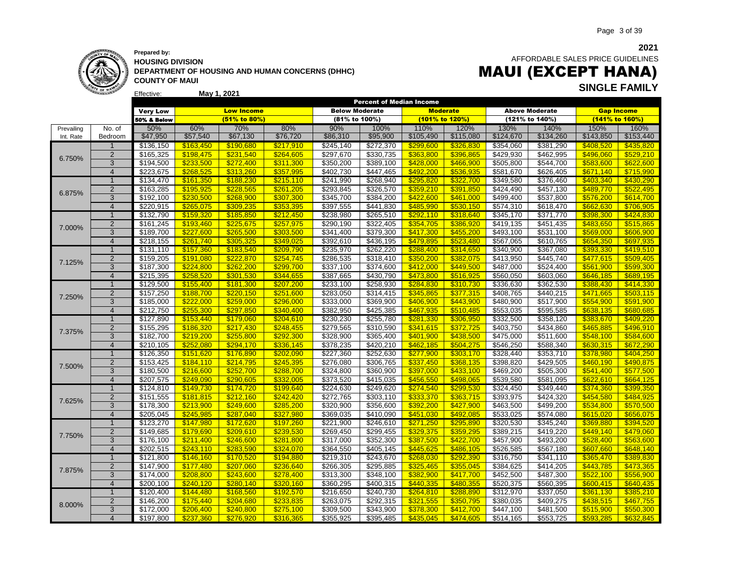**2021**

**Prepared by:**
**HOUSING DIVISION**
**DEPARTMENT OF HOUSING AND HUMAN CONCERNS (DHHC)**
**COUNTY OF MAUI**

AFFORDABLE SALES PRICE GUIDELINES

# MAUI (EXCEPT HANA)

## SINGLE FAMILY

Effective: **May 1, 2021**

| | | **Percent of Median Income** | | | | | | | | | | | |
|---|---|---|---|---|---|---|---|---|---|---|---|---|---|
| | | **Very Low** | **Low Income** | | | **Below Moderate** | | **Moderate** | | **Above Moderate** | | **Gap Income** | |
| | | **50% & Below** | **(51% to 80%)** | | | **(81% to 100%)** | | **(101% to 120%)** | | **(121% to 140%)** | | **(141% to 160%)** | |
| Prevailing | No. of | 50% | 60% | 70% | 80% | 90% | 100% | 110% | 120% | 130% | 140% | 150% | 160% |
| Int. Rate | Bedroom | $47,950 | $57,540 | $67,130 | $76,720 | $86,310 | $95,900 | $105,490 | $115,080 | $124,670 | $134,260 | $143,850 | $153,440 |
| 6.750% | 1 | $136,150 | $163,450 | $190,680 | $217,910 | $245,140 | $272,370 | $299,600 | $326,830 | $354,060 | $381,290 | $408,520 | $435,820 |
| | 2 | $165,325 | $198,475 | $231,540 | $264,605 | $297,670 | $330,735 | $363,800 | $396,865 | $429,930 | $462,995 | $496,060 | $529,210 |
| | 3 | $194,500 | $233,500 | $272,400 | $311,300 | $350,200 | $389,100 | $428,000 | $466,900 | $505,800 | $544,700 | $583,600 | $622,600 |
| | 4 | $223,675 | $268,525 | $313,260 | $357,995 | $402,730 | $447,465 | $492,200 | $536,935 | $581,670 | $626,405 | $671,140 | $715,990 |
| 6.875% | 1 | $134,470 | $161,350 | $188,230 | $215,110 | $241,990 | $268,940 | $295,820 | $322,700 | $349,580 | $376,460 | $403,340 | $430,290 |
| | 2 | $163,285 | $195,925 | $228,565 | $261,205 | $293,845 | $326,570 | $359,210 | $391,850 | $424,490 | $457,130 | $489,770 | $522,495 |
| | 3 | $192,100 | $230,500 | $268,900 | $307,300 | $345,700 | $384,200 | $422,600 | $461,000 | $499,400 | $537,800 | $576,200 | $614,700 |
| | 4 | $220,915 | $265,075 | $309,235 | $353,395 | $397,555 | $441,830 | $485,990 | $530,150 | $574,310 | $618,470 | $662,630 | $706,905 |
| 7.000% | 1 | $132,790 | $159,320 | $185,850 | $212,450 | $238,980 | $265,510 | $292,110 | $318,640 | $345,170 | $371,770 | $398,300 | $424,830 |
| | 2 | $161,245 | $193,460 | $225,675 | $257,975 | $290,190 | $322,405 | $354,705 | $386,920 | $419,135 | $451,435 | $483,650 | $515,865 |
| | 3 | $189,700 | $227,600 | $265,500 | $303,500 | $341,400 | $379,300 | $417,300 | $455,200 | $493,100 | $531,100 | $569,000 | $606,900 |
| | 4 | $218,155 | $261,740 | $305,325 | $349,025 | $392,610 | $436,195 | $479,895 | $523,480 | $567,065 | $610,765 | $654,350 | $697,935 |
| 7.125% | 1 | $131,110 | $157,360 | $183,540 | $209,790 | $235,970 | $262,220 | $288,400 | $314,650 | $340,900 | $367,080 | $393,330 | $419,510 |
| | 2 | $159,205 | $191,080 | $222,870 | $254,745 | $286,535 | $318,410 | $350,200 | $382,075 | $413,950 | $445,740 | $477,615 | $509,405 |
| | 3 | $187,300 | $224,800 | $262,200 | $299,700 | $337,100 | $374,600 | $412,000 | $449,500 | $487,000 | $524,400 | $561,900 | $599,300 |
| | 4 | $215,395 | $258,520 | $301,530 | $344,655 | $387,665 | $430,790 | $473,800 | $516,925 | $560,050 | $603,060 | $646,185 | $689,195 |
| 7.250% | 1 | $129,500 | $155,400 | $181,300 | $207,200 | $233,100 | $258,930 | $284,830 | $310,730 | $336,630 | $362,530 | $388,430 | $414,330 |
| | 2 | $157,250 | $188,700 | $220,150 | $251,600 | $283,050 | $314,415 | $345,865 | $377,315 | $408,765 | $440,215 | $471,665 | $503,115 |
| | 3 | $185,000 | $222,000 | $259,000 | $296,000 | $333,000 | $369,900 | $406,900 | $443,900 | $480,900 | $517,900 | $554,900 | $591,900 |
| | 4 | $212,750 | $255,300 | $297,850 | $340,400 | $382,950 | $425,385 | $467,935 | $510,485 | $553,035 | $595,585 | $638,135 | $680,685 |
| 7.375% | 1 | $127,890 | $153,440 | $179,060 | $204,610 | $230,230 | $255,780 | $281,330 | $306,950 | $332,500 | $358,120 | $383,670 | $409,220 |
| | 2 | $155,295 | $186,320 | $217,430 | $248,455 | $279,565 | $310,590 | $341,615 | $372,725 | $403,750 | $434,860 | $465,885 | $496,910 |
| | 3 | $182,700 | $219,200 | $255,800 | $292,300 | $328,900 | $365,400 | $401,900 | $438,500 | $475,000 | $511,600 | $548,100 | $584,600 |
| | 4 | $210,105 | $252,080 | $294,170 | $336,145 | $378,235 | $420,210 | $462,185 | $504,275 | $546,250 | $588,340 | $630,315 | $672,290 |
| 7.500% | 1 | $126,350 | $151,620 | $176,890 | $202,090 | $227,360 | $252,630 | $277,900 | $303,170 | $328,440 | $353,710 | $378,980 | $404,250 |
| | 2 | $153,425 | $184,110 | $214,795 | $245,395 | $276,080 | $306,765 | $337,450 | $368,135 | $398,820 | $429,505 | $460,190 | $490,875 |
| | 3 | $180,500 | $216,600 | $252,700 | $288,700 | $324,800 | $360,900 | $397,000 | $433,100 | $469,200 | $505,300 | $541,400 | $577,500 |
| | 4 | $207,575 | $249,090 | $290,605 | $332,005 | $373,520 | $415,035 | $456,550 | $498,065 | $539,580 | $581,095 | $622,610 | $664,125 |
| 7.625% | 1 | $124,810 | $149,730 | $174,720 | $199,640 | $224,630 | $249,620 | $274,540 | $299,530 | $324,450 | $349,440 | $374,360 | $399,350 |
| | 2 | $151,555 | $181,815 | $212,160 | $242,420 | $272,765 | $303,110 | $333,370 | $363,715 | $393,975 | $424,320 | $454,580 | $484,925 |
| | 3 | $178,300 | $213,900 | $249,600 | $285,200 | $320,900 | $356,600 | $392,200 | $427,900 | $463,500 | $499,200 | $534,800 | $570,500 |
| | 4 | $205,045 | $245,985 | $287,040 | $327,980 | $369,035 | $410,090 | $451,030 | $492,085 | $533,025 | $574,080 | $615,020 | $656,075 |
| 7.750% | 1 | $123,270 | $147,980 | $172,620 | $197,260 | $221,900 | $246,610 | $271,250 | $295,890 | $320,530 | $345,240 | $369,880 | $394,520 |
| | 2 | $149,685 | $179,690 | $209,610 | $239,530 | $269,450 | $299,455 | $329,375 | $359,295 | $389,215 | $419,220 | $449,140 | $479,060 |
| | 3 | $176,100 | $211,400 | $246,600 | $281,800 | $317,000 | $352,300 | $387,500 | $422,700 | $457,900 | $493,200 | $528,400 | $563,600 |
| | 4 | $202,515 | $243,110 | $283,590 | $324,070 | $364,550 | $405,145 | $445,625 | $486,105 | $526,585 | $567,180 | $607,660 | $648,140 |
| 7.875% | 1 | $121,800 | $146,160 | $170,520 | $194,880 | $219,310 | $243,670 | $268,030 | $292,390 | $316,750 | $341,110 | $365,470 | $389,830 |
| | 2 | $147,900 | $177,480 | $207,060 | $236,640 | $266,305 | $295,885 | $325,465 | $355,045 | $384,625 | $414,205 | $443,785 | $473,365 |
| | 3 | $174,000 | $208,800 | $243,600 | $278,400 | $313,300 | $348,100 | $382,900 | $417,700 | $452,500 | $487,300 | $522,100 | $556,900 |
| | 4 | $200,100 | $240,120 | $280,140 | $320,160 | $360,295 | $400,315 | $440,335 | $480,355 | $520,375 | $560,395 | $600,415 | $640,435 |
| 8.000% | 1 | $120,400 | $144,480 | $168,560 | $192,570 | $216,650 | $240,730 | $264,810 | $288,890 | $312,970 | $337,050 | $361,130 | $385,210 |
| | 2 | $146,200 | $175,440 | $204,680 | $233,835 | $263,075 | $292,315 | $321,555 | $350,795 | $380,035 | $409,275 | $438,515 | $467,755 |
| | 3 | $172,000 | $206,400 | $240,800 | $275,100 | $309,500 | $343,900 | $378,300 | $412,700 | $447,100 | $481,500 | $515,900 | $550,300 |
| | 4 | $197,800 | $237,360 | $276,920 | $316,365 | $355,925 | $395,485 | $435,045 | $474,605 | $514,165 | $553,725 | $593,285 | $632,845 |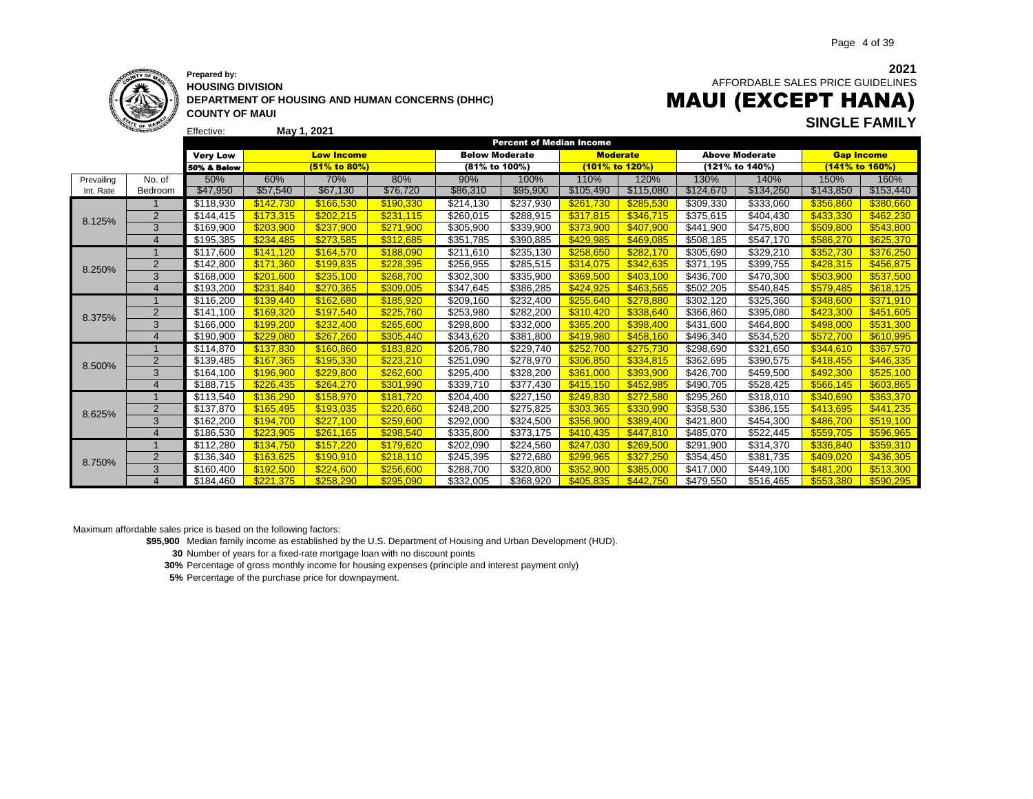**Prepared by:**
**HOUSING DIVISION**
**DEPARTMENT OF HOUSING AND HUMAN CONCERNS (DHHC)**
**COUNTY OF MAUI**

Effective: **May 1, 2021**

**2021**
AFFORDABLE SALES PRICE GUIDELINES

# MAUI (EXCEPT HANA)

## SINGLE FAMILY

| | | Percent of Median Income | | | | | | | | | | | |
|---|---|---|---|---|---|---|---|---|---|---|---|---|---|
| | | **Very Low** | **Low Income** | | | **Below Moderate** | | **Moderate** | | **Above Moderate** | | **Gap Income** | |
| | | **50% & Below** | **(51% to 80%)** | | | **(81% to 100%)** | | **(101% to 120%)** | | **(121% to 140%)** | | **(141% to 160%)** | |
| Prevailing | No. of | 50% | 60% | 70% | 80% | 90% | 100% | 110% | 120% | 130% | 140% | 150% | 160% |
| Int. Rate | Bedroom | $47,950 | $57,540 | $67,130 | $76,720 | $86,310 | $95,900 | $105,490 | $115,080 | $124,670 | $134,260 | $143,850 | $153,440 |
| 8.125% | 1 | $118,930 | $142,730 | $166,530 | $190,330 | $214,130 | $237,930 | $261,730 | $285,530 | $309,330 | $333,060 | $356,860 | $380,660 |
| | 2 | $144,415 | $173,315 | $202,215 | $231,115 | $260,015 | $288,915 | $317,815 | $346,715 | $375,615 | $404,430 | $433,330 | $462,230 |
| | 3 | $169,900 | $203,900 | $237,900 | $271,900 | $305,900 | $339,900 | $373,900 | $407,900 | $441,900 | $475,800 | $509,800 | $543,800 |
| | 4 | $195,385 | $234,485 | $273,585 | $312,685 | $351,785 | $390,885 | $429,985 | $469,085 | $508,185 | $547,170 | $586,270 | $625,370 |
| 8.250% | 1 | $117,600 | $141,120 | $164,570 | $188,090 | $211,610 | $235,130 | $258,650 | $282,170 | $305,690 | $329,210 | $352,730 | $376,250 |
| | 2 | $142,800 | $171,360 | $199,835 | $228,395 | $256,955 | $285,515 | $314,075 | $342,635 | $371,195 | $399,755 | $428,315 | $456,875 |
| | 3 | $168,000 | $201,600 | $235,100 | $268,700 | $302,300 | $335,900 | $369,500 | $403,100 | $436,700 | $470,300 | $503,900 | $537,500 |
| | 4 | $193,200 | $231,840 | $270,365 | $309,005 | $347,645 | $386,285 | $424,925 | $463,565 | $502,205 | $540,845 | $579,485 | $618,125 |
| 8.375% | 1 | $116,200 | $139,440 | $162,680 | $185,920 | $209,160 | $232,400 | $255,640 | $278,880 | $302,120 | $325,360 | $348,600 | $371,910 |
| | 2 | $141,100 | $169,320 | $197,540 | $225,760 | $253,980 | $282,200 | $310,420 | $338,640 | $366,860 | $395,080 | $423,300 | $451,605 |
| | 3 | $166,000 | $199,200 | $232,400 | $265,600 | $298,800 | $332,000 | $365,200 | $398,400 | $431,600 | $464,800 | $498,000 | $531,300 |
| | 4 | $190,900 | $229,080 | $267,260 | $305,440 | $343,620 | $381,800 | $419,980 | $458,160 | $496,340 | $534,520 | $572,700 | $610,995 |
| 8.500% | 1 | $114,870 | $137,830 | $160,860 | $183,820 | $206,780 | $229,740 | $252,700 | $275,730 | $298,690 | $321,650 | $344,610 | $367,570 |
| | 2 | $139,485 | $167,365 | $195,330 | $223,210 | $251,090 | $278,970 | $306,850 | $334,815 | $362,695 | $390,575 | $418,455 | $446,335 |
| | 3 | $164,100 | $196,900 | $229,800 | $262,600 | $295,400 | $328,200 | $361,000 | $393,900 | $426,700 | $459,500 | $492,300 | $525,100 |
| | 4 | $188,715 | $226,435 | $264,270 | $301,990 | $339,710 | $377,430 | $415,150 | $452,985 | $490,705 | $528,425 | $566,145 | $603,865 |
| 8.625% | 1 | $113,540 | $136,290 | $158,970 | $181,720 | $204,400 | $227,150 | $249,830 | $272,580 | $295,260 | $318,010 | $340,690 | $363,370 |
| | 2 | $137,870 | $165,495 | $193,035 | $220,660 | $248,200 | $275,825 | $303,365 | $330,990 | $358,530 | $386,155 | $413,695 | $441,235 |
| | 3 | $162,200 | $194,700 | $227,100 | $259,600 | $292,000 | $324,500 | $356,900 | $389,400 | $421,800 | $454,300 | $486,700 | $519,100 |
| | 4 | $186,530 | $223,905 | $261,165 | $298,540 | $335,800 | $373,175 | $410,435 | $447,810 | $485,070 | $522,445 | $559,705 | $596,965 |
| 8.750% | 1 | $112,280 | $134,750 | $157,220 | $179,620 | $202,090 | $224,560 | $247,030 | $269,500 | $291,900 | $314,370 | $336,840 | $359,310 |
| | 2 | $136,340 | $163,625 | $190,910 | $218,110 | $245,395 | $272,680 | $299,965 | $327,250 | $354,450 | $381,735 | $409,020 | $436,305 |
| | 3 | $160,400 | $192,500 | $224,600 | $256,600 | $288,700 | $320,800 | $352,900 | $385,000 | $417,000 | $449,100 | $481,200 | $513,300 |
| | 4 | $184,460 | $221,375 | $258,290 | $295,090 | $332,005 | $368,920 | $405,835 | $442,750 | $479,550 | $516,465 | $553,380 | $590,295 |

Maximum affordable sales price is based on the following factors:

- **$95,900** Median family income as established by the U.S. Department of Housing and Urban Development (HUD).
- **30** Number of years for a fixed-rate mortgage loan with no discount points
- **30%** Percentage of gross monthly income for housing expenses (principle and interest payment only)
- **5%** Percentage of the purchase price for downpayment.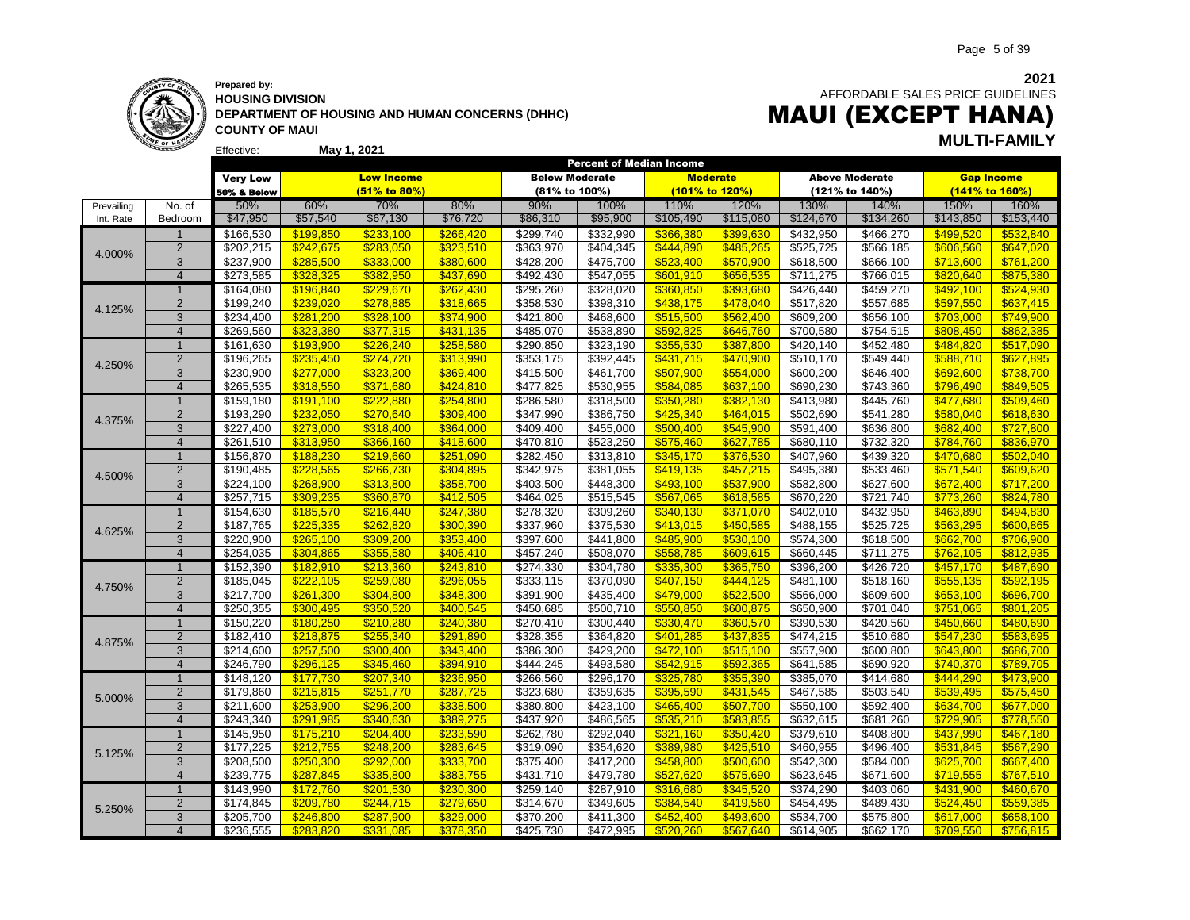**2021**

AFFORDABLE SALES PRICE GUIDELINES

# MAUI (EXCEPT HANA)

## MULTI-FAMILY

**Prepared by:**
**HOUSING DIVISION**
**DEPARTMENT OF HOUSING AND HUMAN CONCERNS (DHHC)**
**COUNTY OF MAUI**

Effective: **May 1, 2021**

| | | Percent of Median Income | | | | | | | | | | | |
|---|---|---|---|---|---|---|---|---|---|---|---|---|---|
| | | Very Low | Low Income | | | Below Moderate | | Moderate | | Above Moderate | | Gap Income | |
| | | 50% & Below | (51% to 80%) | | | (81% to 100%) | | (101% to 120%) | | (121% to 140%) | | (141% to 160%) | |
| Prevailing | No. of | 50% | 60% | 70% | 80% | 90% | 100% | 110% | 120% | 130% | 140% | 150% | 160% |
| Int. Rate | Bedroom | $47,950 | $57,540 | $67,130 | $76,720 | $86,310 | $95,900 | $105,490 | $115,080 | $124,670 | $134,260 | $143,850 | $153,440 |
| 4.000% | 1 | $166,530 | $199,850 | $233,100 | $266,420 | $299,740 | $332,990 | $366,380 | $399,630 | $432,950 | $466,270 | $499,520 | $532,840 |
| | 2 | $202,215 | $242,675 | $283,050 | $323,510 | $363,970 | $404,345 | $444,890 | $485,265 | $525,725 | $566,185 | $606,560 | $647,020 |
| | 3 | $237,900 | $285,500 | $333,000 | $380,600 | $428,200 | $475,700 | $523,400 | $570,900 | $618,500 | $666,100 | $713,600 | $761,200 |
| | 4 | $273,585 | $328,325 | $382,950 | $437,690 | $492,430 | $547,055 | $601,910 | $656,535 | $711,275 | $766,015 | $820,640 | $875,380 |
| 4.125% | 1 | $164,080 | $196,840 | $229,670 | $262,430 | $295,260 | $328,020 | $360,850 | $393,680 | $426,440 | $459,270 | $492,100 | $524,930 |
| | 2 | $199,240 | $239,020 | $278,885 | $318,665 | $358,530 | $398,310 | $438,175 | $478,040 | $517,820 | $557,685 | $597,550 | $637,415 |
| | 3 | $234,400 | $281,200 | $328,100 | $374,900 | $421,800 | $468,600 | $515,500 | $562,400 | $609,200 | $656,100 | $703,000 | $749,900 |
| | 4 | $269,560 | $323,380 | $377,315 | $431,135 | $485,070 | $538,890 | $592,825 | $646,760 | $700,580 | $754,515 | $808,450 | $862,385 |
| 4.250% | 1 | $161,630 | $193,900 | $226,240 | $258,580 | $290,850 | $323,190 | $355,530 | $387,800 | $420,140 | $452,480 | $484,820 | $517,090 |
| | 2 | $196,265 | $235,450 | $274,720 | $313,990 | $353,175 | $392,445 | $431,715 | $470,900 | $510,170 | $549,440 | $588,710 | $627,895 |
| | 3 | $230,900 | $277,000 | $323,200 | $369,400 | $415,500 | $461,700 | $507,900 | $554,000 | $600,200 | $646,400 | $692,600 | $738,700 |
| | 4 | $265,535 | $318,550 | $371,680 | $424,810 | $477,825 | $530,955 | $584,085 | $637,100 | $690,230 | $743,360 | $796,490 | $849,505 |
| 4.375% | 1 | $159,180 | $191,100 | $222,880 | $254,800 | $286,580 | $318,500 | $350,280 | $382,130 | $413,980 | $445,760 | $477,680 | $509,460 |
| | 2 | $193,290 | $232,050 | $270,640 | $309,400 | $347,990 | $386,750 | $425,340 | $464,015 | $502,690 | $541,280 | $580,040 | $618,630 |
| | 3 | $227,400 | $273,000 | $318,400 | $364,000 | $409,400 | $455,000 | $500,400 | $545,900 | $591,400 | $636,800 | $682,400 | $727,800 |
| | 4 | $261,510 | $313,950 | $366,160 | $418,600 | $470,810 | $523,250 | $575,460 | $627,785 | $680,110 | $732,320 | $784,760 | $836,970 |
| 4.500% | 1 | $156,870 | $188,230 | $219,660 | $251,090 | $282,450 | $313,810 | $345,170 | $376,530 | $407,960 | $439,320 | $470,680 | $502,040 |
| | 2 | $190,485 | $228,565 | $266,730 | $304,895 | $342,975 | $381,055 | $419,135 | $457,215 | $495,380 | $533,460 | $571,540 | $609,620 |
| | 3 | $224,100 | $268,900 | $313,800 | $358,700 | $403,500 | $448,300 | $493,100 | $537,900 | $582,800 | $627,600 | $672,400 | $717,200 |
| | 4 | $257,715 | $309,235 | $360,870 | $412,505 | $464,025 | $515,545 | $567,065 | $618,585 | $670,220 | $721,740 | $773,260 | $824,780 |
| 4.625% | 1 | $154,630 | $185,570 | $216,440 | $247,380 | $278,320 | $309,260 | $340,130 | $371,070 | $402,010 | $432,950 | $463,890 | $494,830 |
| | 2 | $187,765 | $225,335 | $262,820 | $300,390 | $337,960 | $375,530 | $413,015 | $450,585 | $488,155 | $525,725 | $563,295 | $600,865 |
| | 3 | $220,900 | $265,100 | $309,200 | $353,400 | $397,600 | $441,800 | $485,900 | $530,100 | $574,300 | $618,500 | $662,700 | $706,900 |
| | 4 | $254,035 | $304,865 | $355,580 | $406,410 | $457,240 | $508,070 | $558,785 | $609,615 | $660,445 | $711,275 | $762,105 | $812,935 |
| 4.750% | 1 | $152,390 | $182,910 | $213,360 | $243,810 | $274,330 | $304,780 | $335,300 | $365,750 | $396,200 | $426,720 | $457,170 | $487,690 |
| | 2 | $185,045 | $222,105 | $259,080 | $296,055 | $333,115 | $370,090 | $407,150 | $444,125 | $481,100 | $518,160 | $555,135 | $592,195 |
| | 3 | $217,700 | $261,300 | $304,800 | $348,300 | $391,900 | $435,400 | $479,000 | $522,500 | $566,000 | $609,600 | $653,100 | $696,700 |
| | 4 | $250,355 | $300,495 | $350,520 | $400,545 | $450,685 | $500,710 | $550,850 | $600,875 | $650,900 | $701,040 | $751,065 | $801,205 |
| 4.875% | 1 | $150,220 | $180,250 | $210,280 | $240,380 | $270,410 | $300,440 | $330,470 | $360,570 | $390,530 | $420,560 | $450,660 | $480,690 |
| | 2 | $182,410 | $218,875 | $255,340 | $291,890 | $328,355 | $364,820 | $401,285 | $437,835 | $474,215 | $510,680 | $547,230 | $583,695 |
| | 3 | $214,600 | $257,500 | $300,400 | $343,400 | $386,300 | $429,200 | $472,100 | $515,100 | $557,900 | $600,800 | $643,800 | $686,700 |
| | 4 | $246,790 | $296,125 | $345,460 | $394,910 | $444,245 | $493,580 | $542,915 | $592,365 | $641,585 | $690,920 | $740,370 | $789,705 |
| 5.000% | 1 | $148,120 | $177,730 | $207,340 | $236,950 | $266,560 | $296,170 | $325,780 | $355,390 | $385,070 | $414,680 | $444,290 | $473,900 |
| | 2 | $179,860 | $215,815 | $251,770 | $287,725 | $323,680 | $359,635 | $395,590 | $431,545 | $467,585 | $503,540 | $539,495 | $575,450 |
| | 3 | $211,600 | $253,900 | $296,200 | $338,500 | $380,800 | $423,100 | $465,400 | $507,700 | $550,100 | $592,400 | $634,700 | $677,000 |
| | 4 | $243,340 | $291,985 | $340,630 | $389,275 | $437,920 | $486,565 | $535,210 | $583,855 | $632,615 | $681,260 | $729,905 | $778,550 |
| 5.125% | 1 | $145,950 | $175,210 | $204,400 | $233,590 | $262,780 | $292,040 | $321,160 | $350,420 | $379,610 | $408,800 | $437,990 | $467,180 |
| | 2 | $177,225 | $212,755 | $248,200 | $283,645 | $319,090 | $354,620 | $389,980 | $425,510 | $460,955 | $496,400 | $531,845 | $567,290 |
| | 3 | $208,500 | $250,300 | $292,000 | $333,700 | $375,400 | $417,200 | $458,800 | $500,600 | $542,300 | $584,000 | $625,700 | $667,400 |
| | 4 | $239,775 | $287,845 | $335,800 | $383,755 | $431,710 | $479,780 | $527,620 | $575,690 | $623,645 | $671,600 | $719,555 | $767,510 |
| 5.250% | 1 | $143,990 | $172,760 | $201,530 | $230,300 | $259,140 | $287,910 | $316,680 | $345,520 | $374,290 | $403,060 | $431,900 | $460,670 |
| | 2 | $174,845 | $209,780 | $244,715 | $279,650 | $314,670 | $349,605 | $384,540 | $419,560 | $454,495 | $489,430 | $524,450 | $559,385 |
| | 3 | $205,700 | $246,800 | $287,900 | $329,000 | $370,200 | $411,300 | $452,400 | $493,600 | $534,700 | $575,800 | $617,000 | $658,100 |
| | 4 | $236,555 | $283,820 | $331,085 | $378,350 | $425,730 | $472,995 | $520,260 | $567,640 | $614,905 | $662,170 | $709,550 | $756,815 |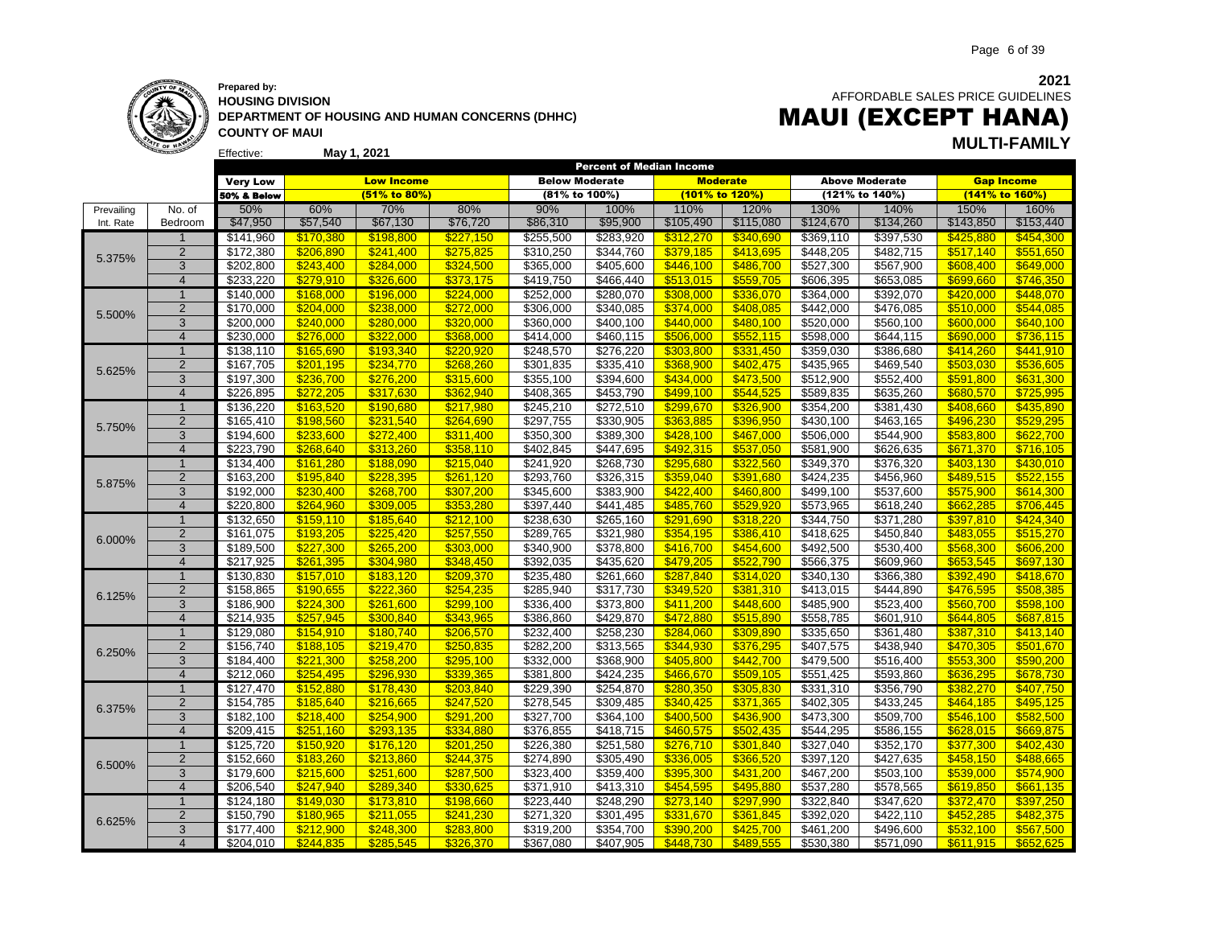**Prepared by:**
**HOUSING DIVISION**
**DEPARTMENT OF HOUSING AND HUMAN CONCERNS (DHHC)**
**COUNTY OF MAUI**

Effective: **May 1, 2021**

**2021**
AFFORDABLE SALES PRICE GUIDELINES

# MAUI (EXCEPT HANA)

## MULTI-FAMILY

| | | Percent of Median Income | | | | | | | | | | | |
|---|---|---|---|---|---|---|---|---|---|---|---|---|---|
| | | Very Low | Low Income | | | Below Moderate | | Moderate | | Above Moderate | | Gap Income | |
| | | 50% & Below | (51% to 80%) | | | (81% to 100%) | | (101% to 120%) | | (121% to 140%) | | (141% to 160%) | |
| Prevailing | No. of | 50% | 60% | 70% | 80% | 90% | 100% | 110% | 120% | 130% | 140% | 150% | 160% |
| Int. Rate | Bedroom | $47,950 | $57,540 | $67,130 | $76,720 | $86,310 | $95,900 | $105,490 | $115,080 | $124,670 | $134,260 | $143,850 | $153,440 |
| 5.375% | 1 | $141,960 | $170,380 | $198,800 | $227,150 | $255,500 | $283,920 | $312,270 | $340,690 | $369,110 | $397,530 | $425,880 | $454,300 |
| | 2 | $172,380 | $206,890 | $241,400 | $275,825 | $310,250 | $344,760 | $379,185 | $413,695 | $448,205 | $482,715 | $517,140 | $551,650 |
| | 3 | $202,800 | $243,400 | $284,000 | $324,500 | $365,000 | $405,600 | $446,100 | $486,700 | $527,300 | $567,900 | $608,400 | $649,000 |
| | 4 | $233,220 | $279,910 | $326,600 | $373,175 | $419,750 | $466,440 | $513,015 | $559,705 | $606,395 | $653,085 | $699,660 | $746,350 |
| 5.500% | 1 | $140,000 | $168,000 | $196,000 | $224,000 | $252,000 | $280,070 | $308,000 | $336,070 | $364,000 | $392,070 | $420,000 | $448,070 |
| | 2 | $170,000 | $204,000 | $238,000 | $272,000 | $306,000 | $340,085 | $374,000 | $408,085 | $442,000 | $476,085 | $510,000 | $544,085 |
| | 3 | $200,000 | $240,000 | $280,000 | $320,000 | $360,000 | $400,100 | $440,000 | $480,100 | $520,000 | $560,100 | $600,000 | $640,100 |
| | 4 | $230,000 | $276,000 | $322,000 | $368,000 | $414,000 | $460,115 | $506,000 | $552,115 | $598,000 | $644,115 | $690,000 | $736,115 |
| 5.625% | 1 | $138,110 | $165,690 | $193,340 | $220,920 | $248,570 | $276,220 | $303,800 | $331,450 | $359,030 | $386,680 | $414,260 | $441,910 |
| | 2 | $167,705 | $201,195 | $234,770 | $268,260 | $301,835 | $335,410 | $368,900 | $402,475 | $435,965 | $469,540 | $503,030 | $536,605 |
| | 3 | $197,300 | $236,700 | $276,200 | $315,600 | $355,100 | $394,600 | $434,000 | $473,500 | $512,900 | $552,400 | $591,800 | $631,300 |
| | 4 | $226,895 | $272,205 | $317,630 | $362,940 | $408,365 | $453,790 | $499,100 | $544,525 | $589,835 | $635,260 | $680,570 | $725,995 |
| 5.750% | 1 | $136,220 | $163,520 | $190,680 | $217,980 | $245,210 | $272,510 | $299,670 | $326,900 | $354,200 | $381,430 | $408,660 | $435,890 |
| | 2 | $165,410 | $198,560 | $231,540 | $264,690 | $297,755 | $330,905 | $363,885 | $396,950 | $430,100 | $463,165 | $496,230 | $529,295 |
| | 3 | $194,600 | $233,600 | $272,400 | $311,400 | $350,300 | $389,300 | $428,100 | $467,000 | $506,000 | $544,900 | $583,800 | $622,700 |
| | 4 | $223,790 | $268,640 | $313,260 | $358,110 | $402,845 | $447,695 | $492,315 | $537,050 | $581,900 | $626,635 | $671,370 | $716,105 |
| 5.875% | 1 | $134,400 | $161,280 | $188,090 | $215,040 | $241,920 | $268,730 | $295,680 | $322,560 | $349,370 | $376,320 | $403,130 | $430,010 |
| | 2 | $163,200 | $195,840 | $228,395 | $261,120 | $293,760 | $326,315 | $359,040 | $391,680 | $424,235 | $456,960 | $489,515 | $522,155 |
| | 3 | $192,000 | $230,400 | $268,700 | $307,200 | $345,600 | $383,900 | $422,400 | $460,800 | $499,100 | $537,600 | $575,900 | $614,300 |
| | 4 | $220,800 | $264,960 | $309,005 | $353,280 | $397,440 | $441,485 | $485,760 | $529,920 | $573,965 | $618,240 | $662,285 | $706,445 |
| 6.000% | 1 | $132,650 | $159,110 | $185,640 | $212,100 | $238,630 | $265,160 | $291,690 | $318,220 | $344,750 | $371,280 | $397,810 | $424,340 |
| | 2 | $161,075 | $193,205 | $225,420 | $257,550 | $289,765 | $321,980 | $354,195 | $386,410 | $418,625 | $450,840 | $483,055 | $515,270 |
| | 3 | $189,500 | $227,300 | $265,200 | $303,000 | $340,900 | $378,800 | $416,700 | $454,600 | $492,500 | $530,400 | $568,300 | $606,200 |
| | 4 | $217,925 | $261,395 | $304,980 | $348,450 | $392,035 | $435,620 | $479,205 | $522,790 | $566,375 | $609,960 | $653,545 | $697,130 |
| 6.125% | 1 | $130,830 | $157,010 | $183,120 | $209,370 | $235,480 | $261,660 | $287,840 | $314,020 | $340,130 | $366,380 | $392,490 | $418,670 |
| | 2 | $158,865 | $190,655 | $222,360 | $254,235 | $285,940 | $317,730 | $349,520 | $381,310 | $413,015 | $444,890 | $476,595 | $508,385 |
| | 3 | $186,900 | $224,300 | $261,600 | $299,100 | $336,400 | $373,800 | $411,200 | $448,600 | $485,900 | $523,400 | $560,700 | $598,100 |
| | 4 | $214,935 | $257,945 | $300,840 | $343,965 | $386,860 | $429,870 | $472,880 | $515,890 | $558,785 | $601,910 | $644,805 | $687,815 |
| 6.250% | 1 | $129,080 | $154,910 | $180,740 | $206,570 | $232,400 | $258,230 | $284,060 | $309,890 | $335,650 | $361,480 | $387,310 | $413,140 |
| | 2 | $156,740 | $188,105 | $219,470 | $250,835 | $282,200 | $313,565 | $344,930 | $376,295 | $407,575 | $438,940 | $470,305 | $501,670 |
| | 3 | $184,400 | $221,300 | $258,200 | $295,100 | $332,000 | $368,900 | $405,800 | $442,700 | $479,500 | $516,400 | $553,300 | $590,200 |
| | 4 | $212,060 | $254,495 | $296,930 | $339,365 | $381,800 | $424,235 | $466,670 | $509,105 | $551,425 | $593,860 | $636,295 | $678,730 |
| 6.375% | 1 | $127,470 | $152,880 | $178,430 | $203,840 | $229,390 | $254,870 | $280,350 | $305,830 | $331,310 | $356,790 | $382,270 | $407,750 |
| | 2 | $154,785 | $185,640 | $216,665 | $247,520 | $278,545 | $309,485 | $340,425 | $371,365 | $402,305 | $433,245 | $464,185 | $495,125 |
| | 3 | $182,100 | $218,400 | $254,900 | $291,200 | $327,700 | $364,100 | $400,500 | $436,900 | $473,300 | $509,700 | $546,100 | $582,500 |
| | 4 | $209,415 | $251,160 | $293,135 | $334,880 | $376,855 | $418,715 | $460,575 | $502,435 | $544,295 | $586,155 | $628,015 | $669,875 |
| 6.500% | 1 | $125,720 | $150,920 | $176,120 | $201,250 | $226,380 | $251,580 | $276,710 | $301,840 | $327,040 | $352,170 | $377,300 | $402,430 |
| | 2 | $152,660 | $183,260 | $213,860 | $244,375 | $274,890 | $305,490 | $336,005 | $366,520 | $397,120 | $427,635 | $458,150 | $488,665 |
| | 3 | $179,600 | $215,600 | $251,600 | $287,500 | $323,400 | $359,400 | $395,300 | $431,200 | $467,200 | $503,100 | $539,000 | $574,900 |
| | 4 | $206,540 | $247,940 | $289,340 | $330,625 | $371,910 | $413,310 | $454,595 | $495,880 | $537,280 | $578,565 | $619,850 | $661,135 |
| 6.625% | 1 | $124,180 | $149,030 | $173,810 | $198,660 | $223,440 | $248,290 | $273,140 | $297,990 | $322,840 | $347,620 | $372,470 | $397,250 |
| | 2 | $150,790 | $180,965 | $211,055 | $241,230 | $271,320 | $301,495 | $331,670 | $361,845 | $392,020 | $422,110 | $452,285 | $482,375 |
| | 3 | $177,400 | $212,900 | $248,300 | $283,800 | $319,200 | $354,700 | $390,200 | $425,700 | $461,200 | $496,600 | $532,100 | $567,500 |
| | 4 | $204,010 | $244,835 | $285,545 | $326,370 | $367,080 | $407,905 | $448,730 | $489,555 | $530,380 | $571,090 | $611,915 | $652,625 |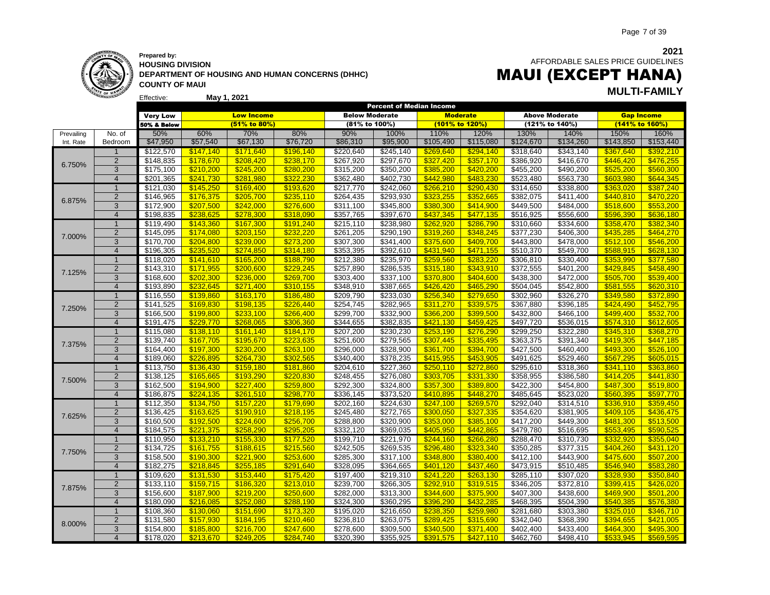**2021**

AFFORDABLE SALES PRICE GUIDELINES

# MAUI (EXCEPT HANA)

## MULTI-FAMILY

**Prepared by:**
**HOUSING DIVISION**
**DEPARTMENT OF HOUSING AND HUMAN CONCERNS (DHHC)**
**COUNTY OF MAUI**

Effective: **May 1, 2021**

| | | Percent of Median Income | | | | | | | | | | | |
|---|---|---|---|---|---|---|---|---|---|---|---|---|---|
| | | Very Low | Low Income | | | Below Moderate | | Moderate | | Above Moderate | | Gap Income | |
| | | 50% & Below | (51% to 80%) | | | (81% to 100%) | | (101% to 120%) | | (121% to 140%) | | (141% to 160%) | |
| Prevailing | No. of | 50% | 60% | 70% | 80% | 90% | 100% | 110% | 120% | 130% | 140% | 150% | 160% |
| Int. Rate | Bedroom | $47,950 | $57,540 | $67,130 | $76,720 | $86,310 | $95,900 | $105,490 | $115,080 | $124,670 | $134,260 | $143,850 | $153,440 |
| 6.750% | 1 | $122,570 | $147,140 | $171,640 | $196,140 | $220,640 | $245,140 | $269,640 | $294,140 | $318,640 | $343,140 | $367,640 | $392,210 |
| | 2 | $148,835 | $178,670 | $208,420 | $238,170 | $267,920 | $297,670 | $327,420 | $357,170 | $386,920 | $416,670 | $446,420 | $476,255 |
| | 3 | $175,100 | $210,200 | $245,200 | $280,200 | $315,200 | $350,200 | $385,200 | $420,200 | $455,200 | $490,200 | $525,200 | $560,300 |
| | 4 | $201,365 | $241,730 | $281,980 | $322,230 | $362,480 | $402,730 | $442,980 | $483,230 | $523,480 | $563,730 | $603,980 | $644,345 |
| 6.875% | 1 | $121,030 | $145,250 | $169,400 | $193,620 | $217,770 | $242,060 | $266,210 | $290,430 | $314,650 | $338,800 | $363,020 | $387,240 |
| | 2 | $146,965 | $176,375 | $205,700 | $235,110 | $264,435 | $293,930 | $323,255 | $352,665 | $382,075 | $411,400 | $440,810 | $470,220 |
| | 3 | $172,900 | $207,500 | $242,000 | $276,600 | $311,100 | $345,800 | $380,300 | $414,900 | $449,500 | $484,000 | $518,600 | $553,200 |
| | 4 | $198,835 | $238,625 | $278,300 | $318,090 | $357,765 | $397,670 | $437,345 | $477,135 | $516,925 | $556,600 | $596,390 | $636,180 |
| 7.000% | 1 | $119,490 | $143,360 | $167,300 | $191,240 | $215,110 | $238,980 | $262,920 | $286,790 | $310,660 | $334,600 | $358,470 | $382,340 |
| | 2 | $145,095 | $174,080 | $203,150 | $232,220 | $261,205 | $290,190 | $319,260 | $348,245 | $377,230 | $406,300 | $435,285 | $464,270 |
| | 3 | $170,700 | $204,800 | $239,000 | $273,200 | $307,300 | $341,400 | $375,600 | $409,700 | $443,800 | $478,000 | $512,100 | $546,200 |
| | 4 | $196,305 | $235,520 | $274,850 | $314,180 | $353,395 | $392,610 | $431,940 | $471,155 | $510,370 | $549,700 | $588,915 | $628,130 |
| 7.125% | 1 | $118,020 | $141,610 | $165,200 | $188,790 | $212,380 | $235,970 | $259,560 | $283,220 | $306,810 | $330,400 | $353,990 | $377,580 |
| | 2 | $143,310 | $171,955 | $200,600 | $229,245 | $257,890 | $286,535 | $315,180 | $343,910 | $372,555 | $401,200 | $429,845 | $458,490 |
| | 3 | $168,600 | $202,300 | $236,000 | $269,700 | $303,400 | $337,100 | $370,800 | $404,600 | $438,300 | $472,000 | $505,700 | $539,400 |
| | 4 | $193,890 | $232,645 | $271,400 | $310,155 | $348,910 | $387,665 | $426,420 | $465,290 | $504,045 | $542,800 | $581,555 | $620,310 |
| 7.250% | 1 | $116,550 | $139,860 | $163,170 | $186,480 | $209,790 | $233,030 | $256,340 | $279,650 | $302,960 | $326,270 | $349,580 | $372,890 |
| | 2 | $141,525 | $169,830 | $198,135 | $226,440 | $254,745 | $282,965 | $311,270 | $339,575 | $367,880 | $396,185 | $424,490 | $452,795 |
| | 3 | $166,500 | $199,800 | $233,100 | $266,400 | $299,700 | $332,900 | $366,200 | $399,500 | $432,800 | $466,100 | $499,400 | $532,700 |
| | 4 | $191,475 | $229,770 | $268,065 | $306,360 | $344,655 | $382,835 | $421,130 | $459,425 | $497,720 | $536,015 | $574,310 | $612,605 |
| 7.375% | 1 | $115,080 | $138,110 | $161,140 | $184,170 | $207,200 | $230,230 | $253,190 | $276,290 | $299,250 | $322,280 | $345,310 | $368,270 |
| | 2 | $139,740 | $167,705 | $195,670 | $223,635 | $251,600 | $279,565 | $307,445 | $335,495 | $363,375 | $391,340 | $419,305 | $447,185 |
| | 3 | $164,400 | $197,300 | $230,200 | $263,100 | $296,000 | $328,900 | $361,700 | $394,700 | $427,500 | $460,400 | $493,300 | $526,100 |
| | 4 | $189,060 | $226,895 | $264,730 | $302,565 | $340,400 | $378,235 | $415,955 | $453,905 | $491,625 | $529,460 | $567,295 | $605,015 |
| 7.500% | 1 | $113,750 | $136,430 | $159,180 | $181,860 | $204,610 | $227,360 | $250,110 | $272,860 | $295,610 | $318,360 | $341,110 | $363,860 |
| | 2 | $138,125 | $165,665 | $193,290 | $220,830 | $248,455 | $276,080 | $303,705 | $331,330 | $358,955 | $386,580 | $414,205 | $441,830 |
| | 3 | $162,500 | $194,900 | $227,400 | $259,800 | $292,300 | $324,800 | $357,300 | $389,800 | $422,300 | $454,800 | $487,300 | $519,800 |
| | 4 | $186,875 | $224,135 | $261,510 | $298,770 | $336,145 | $373,520 | $410,895 | $448,270 | $485,645 | $523,020 | $560,395 | $597,770 |
| 7.625% | 1 | $112,350 | $134,750 | $157,220 | $179,690 | $202,160 | $224,630 | $247,100 | $269,570 | $292,040 | $314,510 | $336,910 | $359,450 |
| | 2 | $136,425 | $163,625 | $190,910 | $218,195 | $245,480 | $272,765 | $300,050 | $327,335 | $354,620 | $381,905 | $409,105 | $436,475 |
| | 3 | $160,500 | $192,500 | $224,600 | $256,700 | $288,800 | $320,900 | $353,000 | $385,100 | $417,200 | $449,300 | $481,300 | $513,500 |
| | 4 | $184,575 | $221,375 | $258,290 | $295,205 | $332,120 | $369,035 | $405,950 | $442,865 | $479,780 | $516,695 | $553,495 | $590,525 |
| 7.750% | 1 | $110,950 | $133,210 | $155,330 | $177,520 | $199,710 | $221,970 | $244,160 | $266,280 | $288,470 | $310,730 | $332,920 | $355,040 |
| | 2 | $134,725 | $161,755 | $188,615 | $215,560 | $242,505 | $269,535 | $296,480 | $323,340 | $350,285 | $377,315 | $404,260 | $431,120 |
| | 3 | $158,500 | $190,300 | $221,900 | $253,600 | $285,300 | $317,100 | $348,800 | $380,400 | $412,100 | $443,900 | $475,600 | $507,200 |
| | 4 | $182,275 | $218,845 | $255,185 | $291,640 | $328,095 | $364,665 | $401,120 | $437,460 | $473,915 | $510,485 | $546,940 | $583,280 |
| 7.875% | 1 | $109,620 | $131,530 | $153,440 | $175,420 | $197,400 | $219,310 | $241,220 | $263,130 | $285,110 | $307,020 | $328,930 | $350,840 |
| | 2 | $133,110 | $159,715 | $186,320 | $213,010 | $239,700 | $266,305 | $292,910 | $319,515 | $346,205 | $372,810 | $399,415 | $426,020 |
| | 3 | $156,600 | $187,900 | $219,200 | $250,600 | $282,000 | $313,300 | $344,600 | $375,900 | $407,300 | $438,600 | $469,900 | $501,200 |
| | 4 | $180,090 | $216,085 | $252,080 | $288,190 | $324,300 | $360,295 | $396,290 | $432,285 | $468,395 | $504,390 | $540,385 | $576,380 |
| 8.000% | 1 | $108,360 | $130,060 | $151,690 | $173,320 | $195,020 | $216,650 | $238,350 | $259,980 | $281,680 | $303,380 | $325,010 | $346,710 |
| | 2 | $131,580 | $157,930 | $184,195 | $210,460 | $236,810 | $263,075 | $289,425 | $315,690 | $342,040 | $368,390 | $394,655 | $421,005 |
| | 3 | $154,800 | $185,800 | $216,700 | $247,600 | $278,600 | $309,500 | $340,500 | $371,400 | $402,400 | $433,400 | $464,300 | $495,300 |
| | 4 | $178,020 | $213,670 | $249,205 | $284,740 | $320,390 | $355,925 | $391,575 | $427,110 | $462,760 | $498,410 | $533,945 | $569,595 |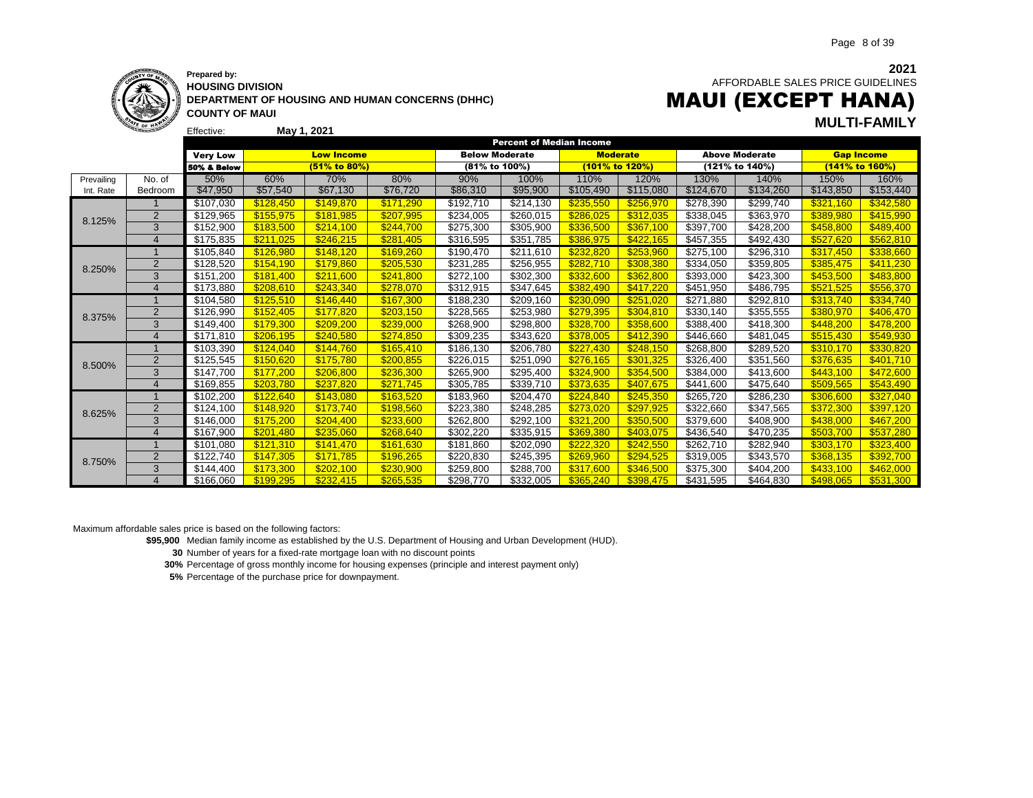**2021**

AFFORDABLE SALES PRICE GUIDELINES

# MAUI (EXCEPT HANA)

## MULTI-FAMILY

**Prepared by:**
**HOUSING DIVISION**
**DEPARTMENT OF HOUSING AND HUMAN CONCERNS (DHHC)**
**COUNTY OF MAUI**

Effective: **May 1, 2021**

| | | Percent of Median Income | | | | | | | | | | | |
|---|---|---|---|---|---|---|---|---|---|---|---|---|---|
| | | Very Low | Low Income | | | Below Moderate | | Moderate | | Above Moderate | | Gap Income | |
| | | 50% & Below | (51% to 80%) | | | (81% to 100%) | | (101% to 120%) | | (121% to 140%) | | (141% to 160%) | |
| Prevailing | No. of | 50% | 60% | 70% | 80% | 90% | 100% | 110% | 120% | 130% | 140% | 150% | 160% |
| Int. Rate | Bedroom | $47,950 | $57,540 | $67,130 | $76,720 | $86,310 | $95,900 | $105,490 | $115,080 | $124,670 | $134,260 | $143,850 | $153,440 |
| 8.125% | 1 | $107,030 | $128,450 | $149,870 | $171,290 | $192,710 | $214,130 | $235,550 | $256,970 | $278,390 | $299,740 | $321,160 | $342,580 |
| | 2 | $129,965 | $155,975 | $181,985 | $207,995 | $234,005 | $260,015 | $286,025 | $312,035 | $338,045 | $363,970 | $389,980 | $415,990 |
| | 3 | $152,900 | $183,500 | $214,100 | $244,700 | $275,300 | $305,900 | $336,500 | $367,100 | $397,700 | $428,200 | $458,800 | $489,400 |
| | 4 | $175,835 | $211,025 | $246,215 | $281,405 | $316,595 | $351,785 | $386,975 | $422,165 | $457,355 | $492,430 | $527,620 | $562,810 |
| 8.250% | 1 | $105,840 | $126,980 | $148,120 | $169,260 | $190,470 | $211,610 | $232,820 | $253,960 | $275,100 | $296,310 | $317,450 | $338,660 |
| | 2 | $128,520 | $154,190 | $179,860 | $205,530 | $231,285 | $256,955 | $282,710 | $308,380 | $334,050 | $359,805 | $385,475 | $411,230 |
| | 3 | $151,200 | $181,400 | $211,600 | $241,800 | $272,100 | $302,300 | $332,600 | $362,800 | $393,000 | $423,300 | $453,500 | $483,800 |
| | 4 | $173,880 | $208,610 | $243,340 | $278,070 | $312,915 | $347,645 | $382,490 | $417,220 | $451,950 | $486,795 | $521,525 | $556,370 |
| 8.375% | 1 | $104,580 | $125,510 | $146,440 | $167,300 | $188,230 | $209,160 | $230,090 | $251,020 | $271,880 | $292,810 | $313,740 | $334,740 |
| | 2 | $126,990 | $152,405 | $177,820 | $203,150 | $228,565 | $253,980 | $279,395 | $304,810 | $330,140 | $355,555 | $380,970 | $406,470 |
| | 3 | $149,400 | $179,300 | $209,200 | $239,000 | $268,900 | $298,800 | $328,700 | $358,600 | $388,400 | $418,300 | $448,200 | $478,200 |
| | 4 | $171,810 | $206,195 | $240,580 | $274,850 | $309,235 | $343,620 | $378,005 | $412,390 | $446,660 | $481,045 | $515,430 | $549,930 |
| 8.500% | 1 | $103,390 | $124,040 | $144,760 | $165,410 | $186,130 | $206,780 | $227,430 | $248,150 | $268,800 | $289,520 | $310,170 | $330,820 |
| | 2 | $125,545 | $150,620 | $175,780 | $200,855 | $226,015 | $251,090 | $276,165 | $301,325 | $326,400 | $351,560 | $376,635 | $401,710 |
| | 3 | $147,700 | $177,200 | $206,800 | $236,300 | $265,900 | $295,400 | $324,900 | $354,500 | $384,000 | $413,600 | $443,100 | $472,600 |
| | 4 | $169,855 | $203,780 | $237,820 | $271,745 | $305,785 | $339,710 | $373,635 | $407,675 | $441,600 | $475,640 | $509,565 | $543,490 |
| 8.625% | 1 | $102,200 | $122,640 | $143,080 | $163,520 | $183,960 | $204,470 | $224,840 | $245,350 | $265,720 | $286,230 | $306,600 | $327,040 |
| | 2 | $124,100 | $148,920 | $173,740 | $198,560 | $223,380 | $248,285 | $273,020 | $297,925 | $322,660 | $347,565 | $372,300 | $397,120 |
| | 3 | $146,000 | $175,200 | $204,400 | $233,600 | $262,800 | $292,100 | $321,200 | $350,500 | $379,600 | $408,900 | $438,000 | $467,200 |
| | 4 | $167,900 | $201,480 | $235,060 | $268,640 | $302,220 | $335,915 | $369,380 | $403,075 | $436,540 | $470,235 | $503,700 | $537,280 |
| 8.750% | 1 | $101,080 | $121,310 | $141,470 | $161,630 | $181,860 | $202,090 | $222,320 | $242,550 | $262,710 | $282,940 | $303,170 | $323,400 |
| | 2 | $122,740 | $147,305 | $171,785 | $196,265 | $220,830 | $245,395 | $269,960 | $294,525 | $319,005 | $343,570 | $368,135 | $392,700 |
| | 3 | $144,400 | $173,300 | $202,100 | $230,900 | $259,800 | $288,700 | $317,600 | $346,500 | $375,300 | $404,200 | $433,100 | $462,000 |
| | 4 | $166,060 | $199,295 | $232,415 | $265,535 | $298,770 | $332,005 | $365,240 | $398,475 | $431,595 | $464,830 | $498,065 | $531,300 |

Maximum affordable sales price is based on the following factors:

**$95,900** Median family income as established by the U.S. Department of Housing and Urban Development (HUD).

**30** Number of years for a fixed-rate mortgage loan with no discount points

**30%** Percentage of gross monthly income for housing expenses (principle and interest payment only)

**5%** Percentage of the purchase price for downpayment.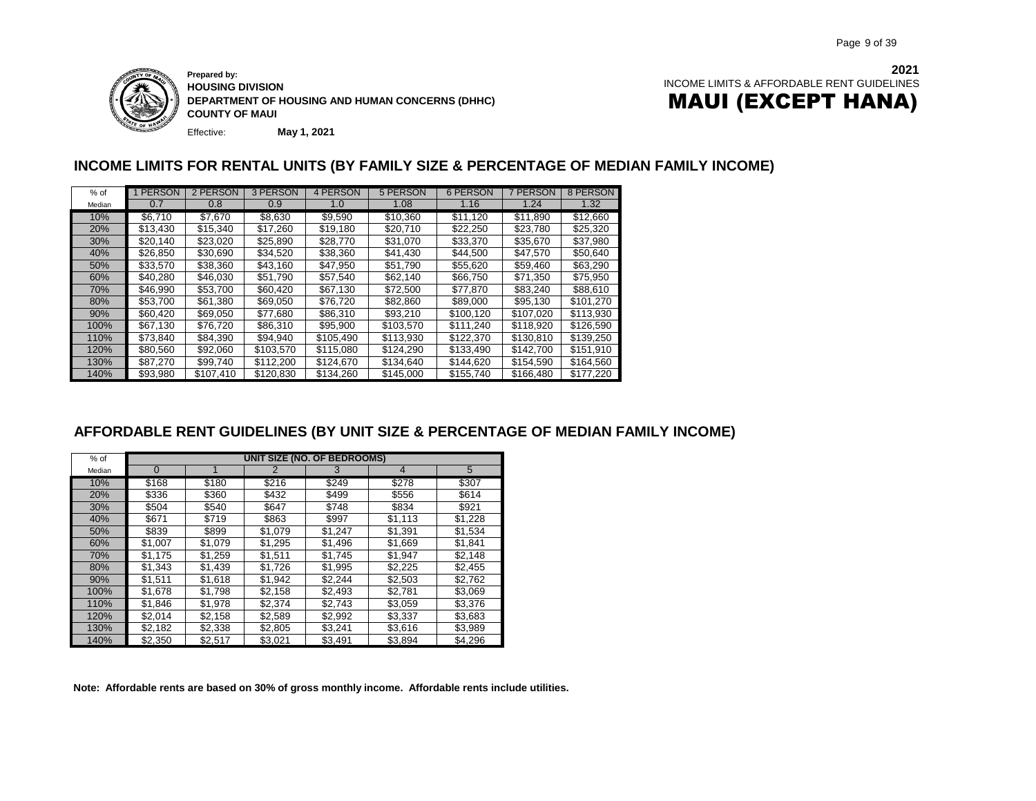**Prepared by:**
**HOUSING DIVISION**
**DEPARTMENT OF HOUSING AND HUMAN CONCERNS (DHHC)**
**COUNTY OF MAUI**

Effective: **May 1, 2021**

**2021**
INCOME LIMITS & AFFORDABLE RENT GUIDELINES

# MAUI (EXCEPT HANA)

## INCOME LIMITS FOR RENTAL UNITS (BY FAMILY SIZE & PERCENTAGE OF MEDIAN FAMILY INCOME)

| % of Median | 1 PERSON 0.7 | 2 PERSON 0.8 | 3 PERSON 0.9 | 4 PERSON 1.0 | 5 PERSON 1.08 | 6 PERSON 1.16 | 7 PERSON 1.24 | 8 PERSON 1.32 |
|---|---|---|---|---|---|---|---|---|
| 10% | $6,710 | $7,670 | $8,630 | $9,590 | $10,360 | $11,120 | $11,890 | $12,660 |
| 20% | $13,430 | $15,340 | $17,260 | $19,180 | $20,710 | $22,250 | $23,780 | $25,320 |
| 30% | $20,140 | $23,020 | $25,890 | $28,770 | $31,070 | $33,370 | $35,670 | $37,980 |
| 40% | $26,850 | $30,690 | $34,520 | $38,360 | $41,430 | $44,500 | $47,570 | $50,640 |
| 50% | $33,570 | $38,360 | $43,160 | $47,950 | $51,790 | $55,620 | $59,460 | $63,290 |
| 60% | $40,280 | $46,030 | $51,790 | $57,540 | $62,140 | $66,750 | $71,350 | $75,950 |
| 70% | $46,990 | $53,700 | $60,420 | $67,130 | $72,500 | $77,870 | $83,240 | $88,610 |
| 80% | $53,700 | $61,380 | $69,050 | $76,720 | $82,860 | $89,000 | $95,130 | $101,270 |
| 90% | $60,420 | $69,050 | $77,680 | $86,310 | $93,210 | $100,120 | $107,020 | $113,930 |
| 100% | $67,130 | $76,720 | $86,310 | $95,900 | $103,570 | $111,240 | $118,920 | $126,590 |
| 110% | $73,840 | $84,390 | $94,940 | $105,490 | $113,930 | $122,370 | $130,810 | $139,250 |
| 120% | $80,560 | $92,060 | $103,570 | $115,080 | $124,290 | $133,490 | $142,700 | $151,910 |
| 130% | $87,270 | $99,740 | $112,200 | $124,670 | $134,640 | $144,620 | $154,590 | $164,560 |
| 140% | $93,980 | $107,410 | $120,830 | $134,260 | $145,000 | $155,740 | $166,480 | $177,220 |

## AFFORDABLE RENT GUIDELINES (BY UNIT SIZE & PERCENTAGE OF MEDIAN FAMILY INCOME)

| % of | UNIT SIZE (NO. OF BEDROOMS) | | | | | |
|---|---|---|---|---|---|---|
| Median | 0 | 1 | 2 | 3 | 4 | 5 |
| 10% | $168 | $180 | $216 | $249 | $278 | $307 |
| 20% | $336 | $360 | $432 | $499 | $556 | $614 |
| 30% | $504 | $540 | $647 | $748 | $834 | $921 |
| 40% | $671 | $719 | $863 | $997 | $1,113 | $1,228 |
| 50% | $839 | $899 | $1,079 | $1,247 | $1,391 | $1,534 |
| 60% | $1,007 | $1,079 | $1,295 | $1,496 | $1,669 | $1,841 |
| 70% | $1,175 | $1,259 | $1,511 | $1,745 | $1,947 | $2,148 |
| 80% | $1,343 | $1,439 | $1,726 | $1,995 | $2,225 | $2,455 |
| 90% | $1,511 | $1,618 | $1,942 | $2,244 | $2,503 | $2,762 |
| 100% | $1,678 | $1,798 | $2,158 | $2,493 | $2,781 | $3,069 |
| 110% | $1,846 | $1,978 | $2,374 | $2,743 | $3,059 | $3,376 |
| 120% | $2,014 | $2,158 | $2,589 | $2,992 | $3,337 | $3,683 |
| 130% | $2,182 | $2,338 | $2,805 | $3,241 | $3,616 | $3,989 |
| 140% | $2,350 | $2,517 | $3,021 | $3,491 | $3,894 | $4,296 |

**Note: Affordable rents are based on 30% of gross monthly income. Affordable rents include utilities.**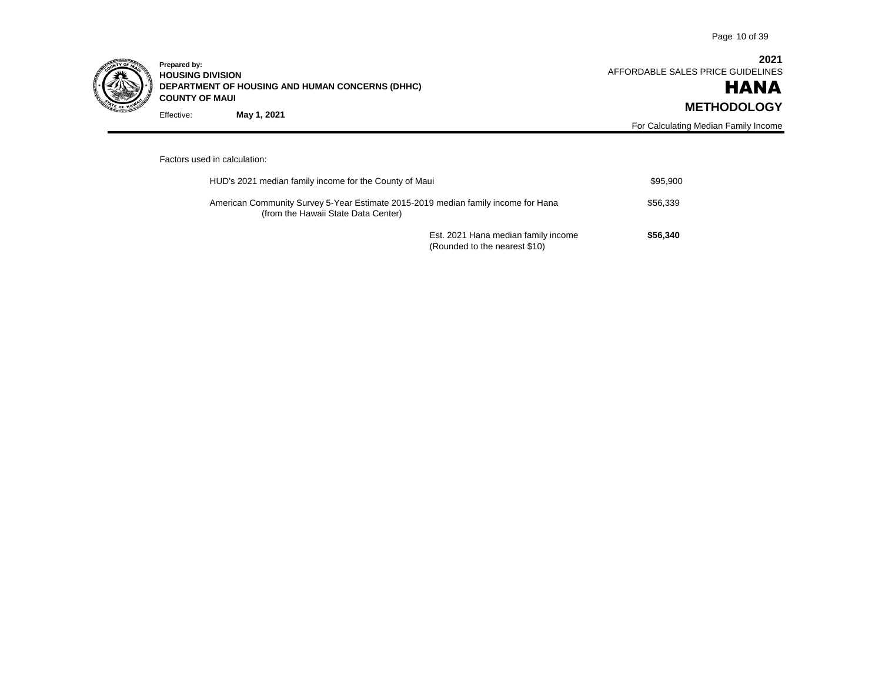**Prepared by:**
**HOUSING DIVISION**
**DEPARTMENT OF HOUSING AND HUMAN CONCERNS (DHHC)**
**COUNTY OF MAUI**

Effective: **May 1, 2021**

**2021**
AFFORDABLE SALES PRICE GUIDELINES

# HANA

## METHODOLOGY

For Calculating Median Family Income

Factors used in calculation:

| | |
|---|---|
| HUD's 2021 median family income for the County of Maui | $95,900 |
| American Community Survey 5-Year Estimate 2015-2019 median family income for Hana (from the Hawaii State Data Center) | $56,339 |
| Est. 2021 Hana median family income (Rounded to the nearest $10) | **$56,340** |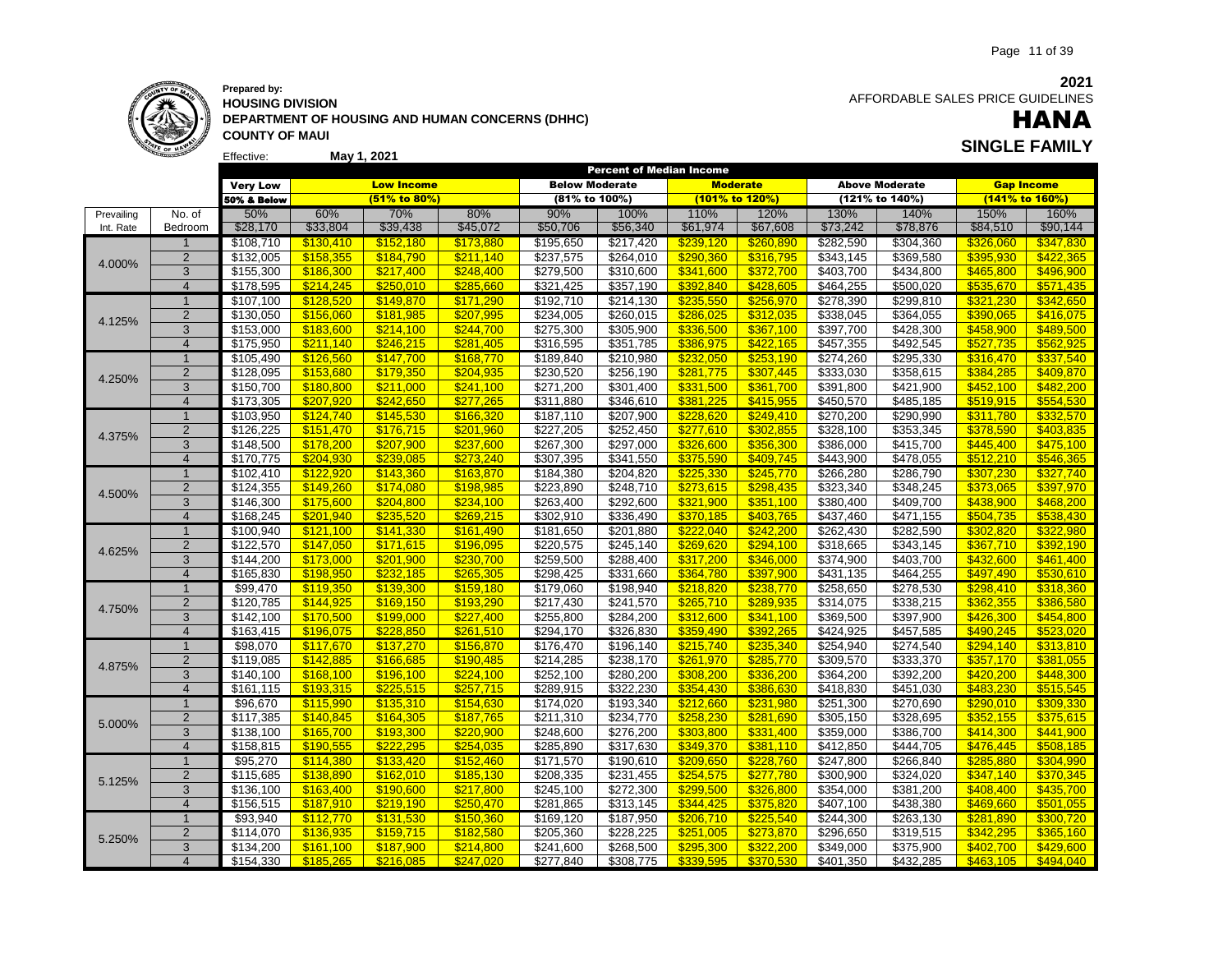**Prepared by:**
**HOUSING DIVISION**
**DEPARTMENT OF HOUSING AND HUMAN CONCERNS (DHHC)**
**COUNTY OF MAUI**

Effective: **May 1, 2021**

**2021**
AFFORDABLE SALES PRICE GUIDELINES

# HANA

## SINGLE FAMILY

| | | Percent of Median Income | | | | | | | | | | | |
|---|---|---|---|---|---|---|---|---|---|---|---|---|---|
| | | Very Low | Low Income | | | Below Moderate | | Moderate | | Above Moderate | | Gap Income | |
| | | 50% & Below | (51% to 80%) | | | (81% to 100%) | | (101% to 120%) | | (121% to 140%) | | (141% to 160%) | |
| Prevailing | No. of | 50% | 60% | 70% | 80% | 90% | 100% | 110% | 120% | 130% | 140% | 150% | 160% |
| Int. Rate | Bedroom | $28,170 | $33,804 | $39,438 | $45,072 | $50,706 | $56,340 | $61,974 | $67,608 | $73,242 | $78,876 | $84,510 | $90,144 |
| 4.000% | 1 | $108,710 | $130,410 | $152,180 | $173,880 | $195,650 | $217,420 | $239,120 | $260,890 | $282,590 | $304,360 | $326,060 | $347,830 |
| | 2 | $132,005 | $158,355 | $184,790 | $211,140 | $237,575 | $264,010 | $290,360 | $316,795 | $343,145 | $369,580 | $395,930 | $422,365 |
| | 3 | $155,300 | $186,300 | $217,400 | $248,400 | $279,500 | $310,600 | $341,600 | $372,700 | $403,700 | $434,800 | $465,800 | $496,900 |
| | 4 | $178,595 | $214,245 | $250,010 | $285,660 | $321,425 | $357,190 | $392,840 | $428,605 | $464,255 | $500,020 | $535,670 | $571,435 |
| 4.125% | 1 | $107,100 | $128,520 | $149,870 | $171,290 | $192,710 | $214,130 | $235,550 | $256,970 | $278,390 | $299,810 | $321,230 | $342,650 |
| | 2 | $130,050 | $156,060 | $181,985 | $207,995 | $234,005 | $260,015 | $286,025 | $312,035 | $338,045 | $364,055 | $390,065 | $416,075 |
| | 3 | $153,000 | $183,600 | $214,100 | $244,700 | $275,300 | $305,900 | $336,500 | $367,100 | $397,700 | $428,300 | $458,900 | $489,500 |
| | 4 | $175,950 | $211,140 | $246,215 | $281,405 | $316,595 | $351,785 | $386,975 | $422,165 | $457,355 | $492,545 | $527,735 | $562,925 |
| 4.250% | 1 | $105,490 | $126,560 | $147,700 | $168,770 | $189,840 | $210,980 | $232,050 | $253,190 | $274,260 | $295,330 | $316,470 | $337,540 |
| | 2 | $128,095 | $153,680 | $179,350 | $204,935 | $230,520 | $256,190 | $281,775 | $307,445 | $333,030 | $358,615 | $384,285 | $409,870 |
| | 3 | $150,700 | $180,800 | $211,000 | $241,100 | $271,200 | $301,400 | $331,500 | $361,700 | $391,800 | $421,900 | $452,100 | $482,200 |
| | 4 | $173,305 | $207,920 | $242,650 | $277,265 | $311,880 | $346,610 | $381,225 | $415,955 | $450,570 | $485,185 | $519,915 | $554,530 |
| 4.375% | 1 | $103,950 | $124,740 | $145,530 | $166,320 | $187,110 | $207,900 | $228,620 | $249,410 | $270,200 | $290,990 | $311,780 | $332,570 |
| | 2 | $126,225 | $151,470 | $176,715 | $201,960 | $227,205 | $252,450 | $277,610 | $302,855 | $328,100 | $353,345 | $378,590 | $403,835 |
| | 3 | $148,500 | $178,200 | $207,900 | $237,600 | $267,300 | $297,000 | $326,600 | $356,300 | $386,000 | $415,700 | $445,400 | $475,100 |
| | 4 | $170,775 | $204,930 | $239,085 | $273,240 | $307,395 | $341,550 | $375,590 | $409,745 | $443,900 | $478,055 | $512,210 | $546,365 |
| 4.500% | 1 | $102,410 | $122,920 | $143,360 | $163,870 | $184,380 | $204,820 | $225,330 | $245,770 | $266,280 | $286,790 | $307,230 | $327,740 |
| | 2 | $124,355 | $149,260 | $174,080 | $198,985 | $223,890 | $248,710 | $273,615 | $298,435 | $323,340 | $348,245 | $373,065 | $397,970 |
| | 3 | $146,300 | $175,600 | $204,800 | $234,100 | $263,400 | $292,600 | $321,900 | $351,100 | $380,400 | $409,700 | $438,900 | $468,200 |
| | 4 | $168,245 | $201,940 | $235,520 | $269,215 | $302,910 | $336,490 | $370,185 | $403,765 | $437,460 | $471,155 | $504,735 | $538,430 |
| 4.625% | 1 | $100,940 | $121,100 | $141,330 | $161,490 | $181,650 | $201,880 | $222,040 | $242,200 | $262,430 | $282,590 | $302,820 | $322,980 |
| | 2 | $122,570 | $147,050 | $171,615 | $196,095 | $220,575 | $245,140 | $269,620 | $294,100 | $318,665 | $343,145 | $367,710 | $392,190 |
| | 3 | $144,200 | $173,000 | $201,900 | $230,700 | $259,500 | $288,400 | $317,200 | $346,000 | $374,900 | $403,700 | $432,600 | $461,400 |
| | 4 | $165,830 | $198,950 | $232,185 | $265,305 | $298,425 | $331,660 | $364,780 | $397,900 | $431,135 | $464,255 | $497,490 | $530,610 |
| 4.750% | 1 | $99,470 | $119,350 | $139,300 | $159,180 | $179,060 | $198,940 | $218,820 | $238,770 | $258,650 | $278,530 | $298,410 | $318,360 |
| | 2 | $120,785 | $144,925 | $169,150 | $193,290 | $217,430 | $241,570 | $265,710 | $289,935 | $314,075 | $338,215 | $362,355 | $386,580 |
| | 3 | $142,100 | $170,500 | $199,000 | $227,400 | $255,800 | $284,200 | $312,600 | $341,100 | $369,500 | $397,900 | $426,300 | $454,800 |
| | 4 | $163,415 | $196,075 | $228,850 | $261,510 | $294,170 | $326,830 | $359,490 | $392,265 | $424,925 | $457,585 | $490,245 | $523,020 |
| 4.875% | 1 | $98,070 | $117,670 | $137,270 | $156,870 | $176,470 | $196,140 | $215,740 | $235,340 | $254,940 | $274,540 | $294,140 | $313,810 |
| | 2 | $119,085 | $142,885 | $166,685 | $190,485 | $214,285 | $238,170 | $261,970 | $285,770 | $309,570 | $333,370 | $357,170 | $381,055 |
| | 3 | $140,100 | $168,100 | $196,100 | $224,100 | $252,100 | $280,200 | $308,200 | $336,200 | $364,200 | $392,200 | $420,200 | $448,300 |
| | 4 | $161,115 | $193,315 | $225,515 | $257,715 | $289,915 | $322,230 | $354,430 | $386,630 | $418,830 | $451,030 | $483,230 | $515,545 |
| 5.000% | 1 | $96,670 | $115,990 | $135,310 | $154,630 | $174,020 | $193,340 | $212,660 | $231,980 | $251,300 | $270,690 | $290,010 | $309,330 |
| | 2 | $117,385 | $140,845 | $164,305 | $187,765 | $211,310 | $234,770 | $258,230 | $281,690 | $305,150 | $328,695 | $352,155 | $375,615 |
| | 3 | $138,100 | $165,700 | $193,300 | $220,900 | $248,600 | $276,200 | $303,800 | $331,400 | $359,000 | $386,700 | $414,300 | $441,900 |
| | 4 | $158,815 | $190,555 | $222,295 | $254,035 | $285,890 | $317,630 | $349,370 | $381,110 | $412,850 | $444,705 | $476,445 | $508,185 |
| 5.125% | 1 | $95,270 | $114,380 | $133,420 | $152,460 | $171,570 | $190,610 | $209,650 | $228,760 | $247,800 | $266,840 | $285,880 | $304,990 |
| | 2 | $115,685 | $138,890 | $162,010 | $185,130 | $208,335 | $231,455 | $254,575 | $277,780 | $300,900 | $324,020 | $347,140 | $370,345 |
| | 3 | $136,100 | $163,400 | $190,600 | $217,800 | $245,100 | $272,300 | $299,500 | $326,800 | $354,000 | $381,200 | $408,400 | $435,700 |
| | 4 | $156,515 | $187,910 | $219,190 | $250,470 | $281,865 | $313,145 | $344,425 | $375,820 | $407,100 | $438,380 | $469,660 | $501,055 |
| 5.250% | 1 | $93,940 | $112,770 | $131,530 | $150,360 | $169,120 | $187,950 | $206,710 | $225,540 | $244,300 | $263,130 | $281,890 | $300,720 |
| | 2 | $114,070 | $136,935 | $159,715 | $182,580 | $205,360 | $228,225 | $251,005 | $273,870 | $296,650 | $319,515 | $342,295 | $365,160 |
| | 3 | $134,200 | $161,100 | $187,900 | $214,800 | $241,600 | $268,500 | $295,300 | $322,200 | $349,000 | $375,900 | $402,700 | $429,600 |
| | 4 | $154,330 | $185,265 | $216,085 | $247,020 | $277,840 | $308,775 | $339,595 | $370,530 | $401,350 | $432,285 | $463,105 | $494,040 |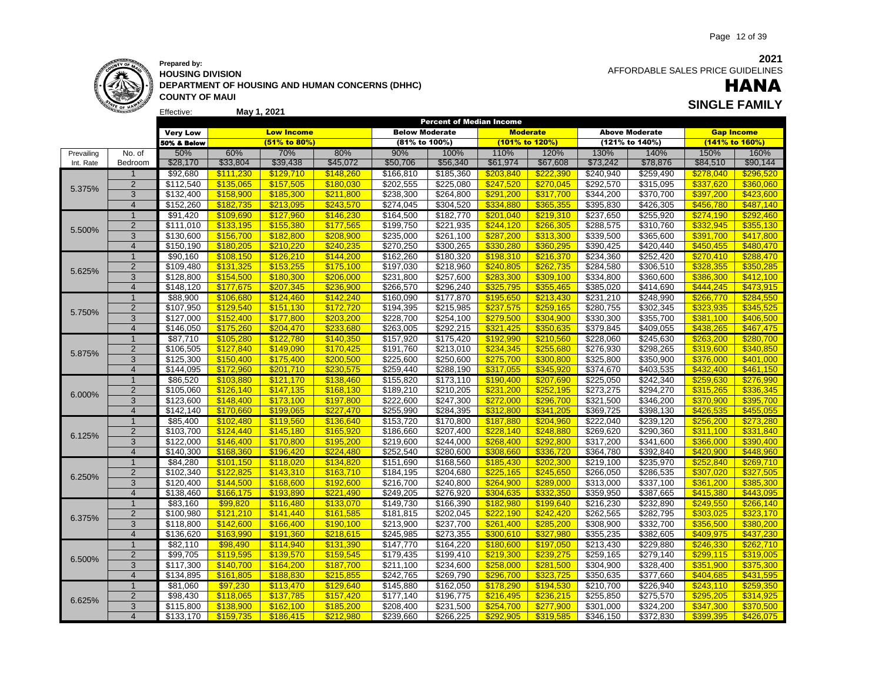**Prepared by:**
**HOUSING DIVISION**
**DEPARTMENT OF HOUSING AND HUMAN CONCERNS (DHHC)**
**COUNTY OF MAUI**

Effective: **May 1, 2021**

**2021**
AFFORDABLE SALES PRICE GUIDELINES

# HANA

## SINGLE FAMILY

| | | Percent of Median Income | | | | | | | | | | | |
|---|---|---|---|---|---|---|---|---|---|---|---|---|---|
| | | Very Low | Low Income | | | Below Moderate | | Moderate | | Above Moderate | | Gap Income | |
| | | 50% & Below | (51% to 80%) | | | (81% to 100%) | | (101% to 120%) | | (121% to 140%) | | (141% to 160%) | |
| Prevailing | No. of | 50% | 60% | 70% | 80% | 90% | 100% | 110% | 120% | 130% | 140% | 150% | 160% |
| Int. Rate | Bedroom | $28,170 | $33,804 | $39,438 | $45,072 | $50,706 | $56,340 | $61,974 | $67,608 | $73,242 | $78,876 | $84,510 | $90,144 |
| 5.375% | 1 | $92,680 | $111,230 | $129,710 | $148,260 | $166,810 | $185,360 | $203,840 | $222,390 | $240,940 | $259,490 | $278,040 | $296,520 |
| | 2 | $112,540 | $135,065 | $157,505 | $180,030 | $202,555 | $225,080 | $247,520 | $270,045 | $292,570 | $315,095 | $337,620 | $360,060 |
| | 3 | $132,400 | $158,900 | $185,300 | $211,800 | $238,300 | $264,800 | $291,200 | $317,700 | $344,200 | $370,700 | $397,200 | $423,600 |
| | 4 | $152,260 | $182,735 | $213,095 | $243,570 | $274,045 | $304,520 | $334,880 | $365,355 | $395,830 | $426,305 | $456,780 | $487,140 |
| 5.500% | 1 | $91,420 | $109,690 | $127,960 | $146,230 | $164,500 | $182,770 | $201,040 | $219,310 | $237,650 | $255,920 | $274,190 | $292,460 |
| | 2 | $111,010 | $133,195 | $155,380 | $177,565 | $199,750 | $221,935 | $244,120 | $266,305 | $288,575 | $310,760 | $332,945 | $355,130 |
| | 3 | $130,600 | $156,700 | $182,800 | $208,900 | $235,000 | $261,100 | $287,200 | $313,300 | $339,500 | $365,600 | $391,700 | $417,800 |
| | 4 | $150,190 | $180,205 | $210,220 | $240,235 | $270,250 | $300,265 | $330,280 | $360,295 | $390,425 | $420,440 | $450,455 | $480,470 |
| 5.625% | 1 | $90,160 | $108,150 | $126,210 | $144,200 | $162,260 | $180,320 | $198,310 | $216,370 | $234,360 | $252,420 | $270,410 | $288,470 |
| | 2 | $109,480 | $131,325 | $153,255 | $175,100 | $197,030 | $218,960 | $240,805 | $262,735 | $284,580 | $306,510 | $328,355 | $350,285 |
| | 3 | $128,800 | $154,500 | $180,300 | $206,000 | $231,800 | $257,600 | $283,300 | $309,100 | $334,800 | $360,600 | $386,300 | $412,100 |
| | 4 | $148,120 | $177,675 | $207,345 | $236,900 | $266,570 | $296,240 | $325,795 | $355,465 | $385,020 | $414,690 | $444,245 | $473,915 |
| 5.750% | 1 | $88,900 | $106,680 | $124,460 | $142,240 | $160,090 | $177,870 | $195,650 | $213,430 | $231,210 | $248,990 | $266,770 | $284,550 |
| | 2 | $107,950 | $129,540 | $151,130 | $172,720 | $194,395 | $215,985 | $237,575 | $259,165 | $280,755 | $302,345 | $323,935 | $345,525 |
| | 3 | $127,000 | $152,400 | $177,800 | $203,200 | $228,700 | $254,100 | $279,500 | $304,900 | $330,300 | $355,700 | $381,100 | $406,500 |
| | 4 | $146,050 | $175,260 | $204,470 | $233,680 | $263,005 | $292,215 | $321,425 | $350,635 | $379,845 | $409,055 | $438,265 | $467,475 |
| 5.875% | 1 | $87,710 | $105,280 | $122,780 | $140,350 | $157,920 | $175,420 | $192,990 | $210,560 | $228,060 | $245,630 | $263,200 | $280,700 |
| | 2 | $106,505 | $127,840 | $149,090 | $170,425 | $191,760 | $213,010 | $234,345 | $255,680 | $276,930 | $298,265 | $319,600 | $340,850 |
| | 3 | $125,300 | $150,400 | $175,400 | $200,500 | $225,600 | $250,600 | $275,700 | $300,800 | $325,800 | $350,900 | $376,000 | $401,000 |
| | 4 | $144,095 | $172,960 | $201,710 | $230,575 | $259,440 | $288,190 | $317,055 | $345,920 | $374,670 | $403,535 | $432,400 | $461,150 |
| 6.000% | 1 | $86,520 | $103,880 | $121,170 | $138,460 | $155,820 | $173,110 | $190,400 | $207,690 | $225,050 | $242,340 | $259,630 | $276,990 |
| | 2 | $105,060 | $126,140 | $147,135 | $168,130 | $189,210 | $210,205 | $231,200 | $252,195 | $273,275 | $294,270 | $315,265 | $336,345 |
| | 3 | $123,600 | $148,400 | $173,100 | $197,800 | $222,600 | $247,300 | $272,000 | $296,700 | $321,500 | $346,200 | $370,900 | $395,700 |
| | 4 | $142,140 | $170,660 | $199,065 | $227,470 | $255,990 | $284,395 | $312,800 | $341,205 | $369,725 | $398,130 | $426,535 | $455,055 |
| 6.125% | 1 | $85,400 | $102,480 | $119,560 | $136,640 | $153,720 | $170,800 | $187,880 | $204,960 | $222,040 | $239,120 | $256,200 | $273,280 |
| | 2 | $103,700 | $124,440 | $145,180 | $165,920 | $186,660 | $207,400 | $228,140 | $248,880 | $269,620 | $290,360 | $311,100 | $331,840 |
| | 3 | $122,000 | $146,400 | $170,800 | $195,200 | $219,600 | $244,000 | $268,400 | $292,800 | $317,200 | $341,600 | $366,000 | $390,400 |
| | 4 | $140,300 | $168,360 | $196,420 | $224,480 | $252,540 | $280,600 | $308,660 | $336,720 | $364,780 | $392,840 | $420,900 | $448,960 |
| 6.250% | 1 | $84,280 | $101,150 | $118,020 | $134,820 | $151,690 | $168,560 | $185,430 | $202,300 | $219,100 | $235,970 | $252,840 | $269,710 |
| | 2 | $102,340 | $122,825 | $143,310 | $163,710 | $184,195 | $204,680 | $225,165 | $245,650 | $266,050 | $286,535 | $307,020 | $327,505 |
| | 3 | $120,400 | $144,500 | $168,600 | $192,600 | $216,700 | $240,800 | $264,900 | $289,000 | $313,000 | $337,100 | $361,200 | $385,300 |
| | 4 | $138,460 | $166,175 | $193,890 | $221,490 | $249,205 | $276,920 | $304,635 | $332,350 | $359,950 | $387,665 | $415,380 | $443,095 |
| 6.375% | 1 | $83,160 | $99,820 | $116,480 | $133,070 | $149,730 | $166,390 | $182,980 | $199,640 | $216,230 | $232,890 | $249,550 | $266,140 |
| | 2 | $100,980 | $121,210 | $141,440 | $161,585 | $181,815 | $202,045 | $222,190 | $242,420 | $262,565 | $282,795 | $303,025 | $323,170 |
| | 3 | $118,800 | $142,600 | $166,400 | $190,100 | $213,900 | $237,700 | $261,400 | $285,200 | $308,900 | $332,700 | $356,500 | $380,200 |
| | 4 | $136,620 | $163,990 | $191,360 | $218,615 | $245,985 | $273,355 | $300,610 | $327,980 | $355,235 | $382,605 | $409,975 | $437,230 |
| 6.500% | 1 | $82,110 | $98,490 | $114,940 | $131,390 | $147,770 | $164,220 | $180,600 | $197,050 | $213,430 | $229,880 | $246,330 | $262,710 |
| | 2 | $99,705 | $119,595 | $139,570 | $159,545 | $179,435 | $199,410 | $219,300 | $239,275 | $259,165 | $279,140 | $299,115 | $319,005 |
| | 3 | $117,300 | $140,700 | $164,200 | $187,700 | $211,100 | $234,600 | $258,000 | $281,500 | $304,900 | $328,400 | $351,900 | $375,300 |
| | 4 | $134,895 | $161,805 | $188,830 | $215,855 | $242,765 | $269,790 | $296,700 | $323,725 | $350,635 | $377,660 | $404,685 | $431,595 |
| 6.625% | 1 | $81,060 | $97,230 | $113,470 | $129,640 | $145,880 | $162,050 | $178,290 | $194,530 | $210,700 | $226,940 | $243,110 | $259,350 |
| | 2 | $98,430 | $118,065 | $137,785 | $157,420 | $177,140 | $196,775 | $216,495 | $236,215 | $255,850 | $275,570 | $295,205 | $314,925 |
| | 3 | $115,800 | $138,900 | $162,100 | $185,200 | $208,400 | $231,500 | $254,700 | $277,900 | $301,000 | $324,200 | $347,300 | $370,500 |
| | 4 | $133,170 | $159,735 | $186,415 | $212,980 | $239,660 | $266,225 | $292,905 | $319,585 | $346,150 | $372,830 | $399,395 | $426,075 |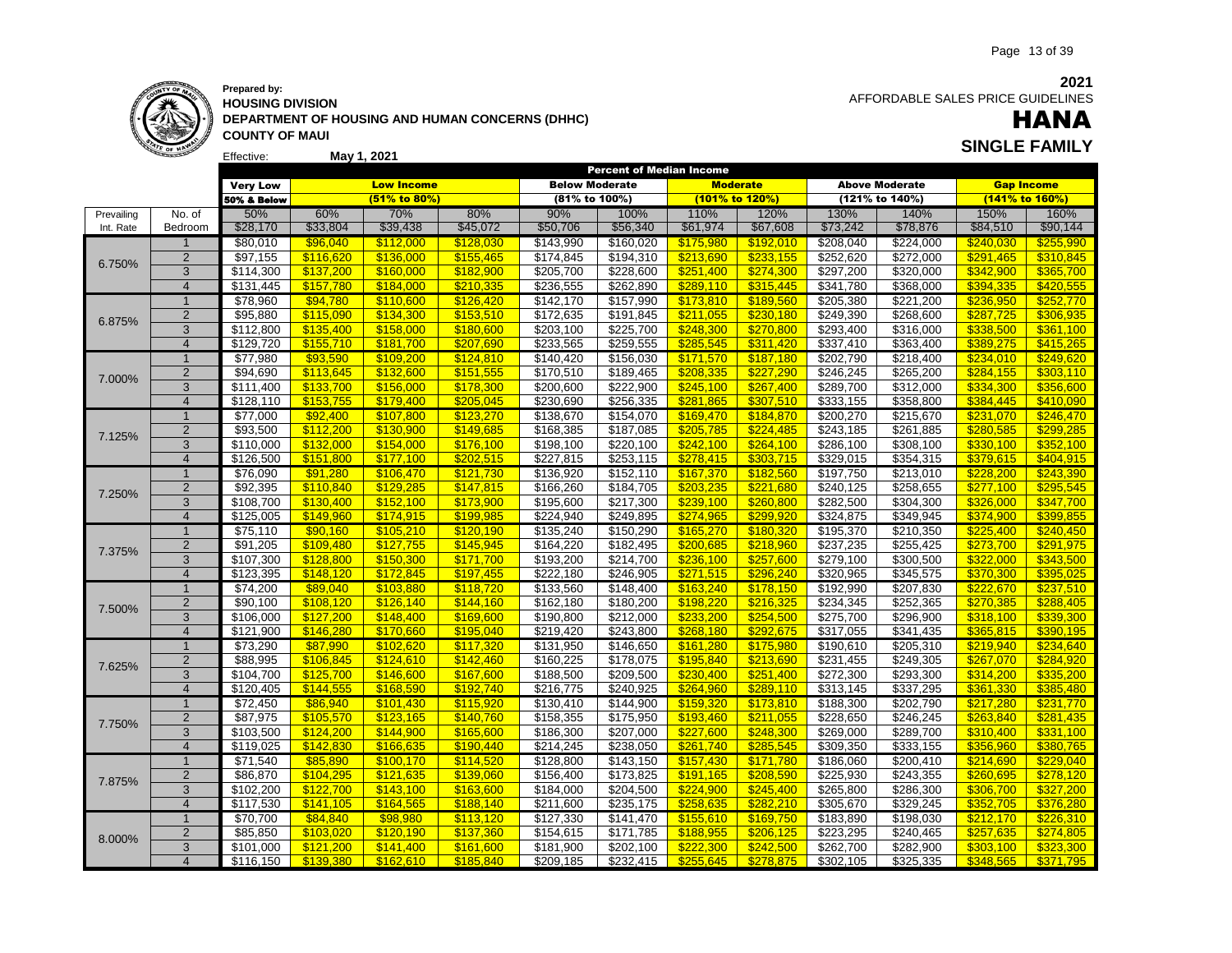**Prepared by:**
**HOUSING DIVISION**
**DEPARTMENT OF HOUSING AND HUMAN CONCERNS (DHHC)**
**COUNTY OF MAUI**

Effective: **May 1, 2021**

**2021**
AFFORDABLE SALES PRICE GUIDELINES

# HANA

## SINGLE FAMILY

| | | Percent of Median Income | | | | | | | | | | | |
|---|---|---|---|---|---|---|---|---|---|---|---|---|---|
| | | Very Low | Low Income | | | Below Moderate | | Moderate | | Above Moderate | | Gap Income | |
| | | 50% & Below | (51% to 80%) | | | (81% to 100%) | | (101% to 120%) | | (121% to 140%) | | (141% to 160%) | |
| Prevailing | No. of | 50% | 60% | 70% | 80% | 90% | 100% | 110% | 120% | 130% | 140% | 150% | 160% |
| Int. Rate | Bedroom | $28,170 | $33,804 | $39,438 | $45,072 | $50,706 | $56,340 | $61,974 | $67,608 | $73,242 | $78,876 | $84,510 | $90,144 |
| 6.750% | 1 | $80,010 | $96,040 | $112,000 | $128,030 | $143,990 | $160,020 | $175,980 | $192,010 | $208,040 | $224,000 | $240,030 | $255,990 |
| | 2 | $97,155 | $116,620 | $136,000 | $155,465 | $174,845 | $194,310 | $213,690 | $233,155 | $252,620 | $272,000 | $291,465 | $310,845 |
| | 3 | $114,300 | $137,200 | $160,000 | $182,900 | $205,700 | $228,600 | $251,400 | $274,300 | $297,200 | $320,000 | $342,900 | $365,700 |
| | 4 | $131,445 | $157,780 | $184,000 | $210,335 | $236,555 | $262,890 | $289,110 | $315,445 | $341,780 | $368,000 | $394,335 | $420,555 |
| 6.875% | 1 | $78,960 | $94,780 | $110,600 | $126,420 | $142,170 | $157,990 | $173,810 | $189,560 | $205,380 | $221,200 | $236,950 | $252,770 |
| | 2 | $95,880 | $115,090 | $134,300 | $153,510 | $172,635 | $191,845 | $211,055 | $230,180 | $249,390 | $268,600 | $287,725 | $306,935 |
| | 3 | $112,800 | $135,400 | $158,000 | $180,600 | $203,100 | $225,700 | $248,300 | $270,800 | $293,400 | $316,000 | $338,500 | $361,100 |
| | 4 | $129,720 | $155,710 | $181,700 | $207,690 | $233,565 | $259,555 | $285,545 | $311,420 | $337,410 | $363,400 | $389,275 | $415,265 |
| 7.000% | 1 | $77,980 | $93,590 | $109,200 | $124,810 | $140,420 | $156,030 | $171,570 | $187,180 | $202,790 | $218,400 | $234,010 | $249,620 |
| | 2 | $94,690 | $113,645 | $132,600 | $151,555 | $170,510 | $189,465 | $208,335 | $227,290 | $246,245 | $265,200 | $284,155 | $303,110 |
| | 3 | $111,400 | $133,700 | $156,000 | $178,300 | $200,600 | $222,900 | $245,100 | $267,400 | $289,700 | $312,000 | $334,300 | $356,600 |
| | 4 | $128,110 | $153,755 | $179,400 | $205,045 | $230,690 | $256,335 | $281,865 | $307,510 | $333,155 | $358,800 | $384,445 | $410,090 |
| 7.125% | 1 | $77,000 | $92,400 | $107,800 | $123,270 | $138,670 | $154,070 | $169,470 | $184,870 | $200,270 | $215,670 | $231,070 | $246,470 |
| | 2 | $93,500 | $112,200 | $130,900 | $149,685 | $168,385 | $187,085 | $205,785 | $224,485 | $243,185 | $261,885 | $280,585 | $299,285 |
| | 3 | $110,000 | $132,000 | $154,000 | $176,100 | $198,100 | $220,100 | $242,100 | $264,100 | $286,100 | $308,100 | $330,100 | $352,100 |
| | 4 | $126,500 | $151,800 | $177,100 | $202,515 | $227,815 | $253,115 | $278,415 | $303,715 | $329,015 | $354,315 | $379,615 | $404,915 |
| 7.250% | 1 | $76,090 | $91,280 | $106,470 | $121,730 | $136,920 | $152,110 | $167,370 | $182,560 | $197,750 | $213,010 | $228,200 | $243,390 |
| | 2 | $92,395 | $110,840 | $129,285 | $147,815 | $166,260 | $184,705 | $203,235 | $221,680 | $240,125 | $258,655 | $277,100 | $295,545 |
| | 3 | $108,700 | $130,400 | $152,100 | $173,900 | $195,600 | $217,300 | $239,100 | $260,800 | $282,500 | $304,300 | $326,000 | $347,700 |
| | 4 | $125,005 | $149,960 | $174,915 | $199,985 | $224,940 | $249,895 | $274,965 | $299,920 | $324,875 | $349,945 | $374,900 | $399,855 |
| 7.375% | 1 | $75,110 | $90,160 | $105,210 | $120,190 | $135,240 | $150,290 | $165,270 | $180,320 | $195,370 | $210,350 | $225,400 | $240,450 |
| | 2 | $91,205 | $109,480 | $127,755 | $145,945 | $164,220 | $182,495 | $200,685 | $218,960 | $237,235 | $255,425 | $273,700 | $291,975 |
| | 3 | $107,300 | $128,800 | $150,300 | $171,700 | $193,200 | $214,700 | $236,100 | $257,600 | $279,100 | $300,500 | $322,000 | $343,500 |
| | 4 | $123,395 | $148,120 | $172,845 | $197,455 | $222,180 | $246,905 | $271,515 | $296,240 | $320,965 | $345,575 | $370,300 | $395,025 |
| 7.500% | 1 | $74,200 | $89,040 | $103,880 | $118,720 | $133,560 | $148,400 | $163,240 | $178,150 | $192,990 | $207,830 | $222,670 | $237,510 |
| | 2 | $90,100 | $108,120 | $126,140 | $144,160 | $162,180 | $180,200 | $198,220 | $216,325 | $234,345 | $252,365 | $270,385 | $288,405 |
| | 3 | $106,000 | $127,200 | $148,400 | $169,600 | $190,800 | $212,000 | $233,200 | $254,500 | $275,700 | $296,900 | $318,100 | $339,300 |
| | 4 | $121,900 | $146,280 | $170,660 | $195,040 | $219,420 | $243,800 | $268,180 | $292,675 | $317,055 | $341,435 | $365,815 | $390,195 |
| 7.625% | 1 | $73,290 | $87,990 | $102,620 | $117,320 | $131,950 | $146,650 | $161,280 | $175,980 | $190,610 | $205,310 | $219,940 | $234,640 |
| | 2 | $88,995 | $106,845 | $124,610 | $142,460 | $160,225 | $178,075 | $195,840 | $213,690 | $231,455 | $249,305 | $267,070 | $284,920 |
| | 3 | $104,700 | $125,700 | $146,600 | $167,600 | $188,500 | $209,500 | $230,400 | $251,400 | $272,300 | $293,300 | $314,200 | $335,200 |
| | 4 | $120,405 | $144,555 | $168,590 | $192,740 | $216,775 | $240,925 | $264,960 | $289,110 | $313,145 | $337,295 | $361,330 | $385,480 |
| 7.750% | 1 | $72,450 | $86,940 | $101,430 | $115,920 | $130,410 | $144,900 | $159,320 | $173,810 | $188,300 | $202,790 | $217,280 | $231,770 |
| | 2 | $87,975 | $105,570 | $123,165 | $140,760 | $158,355 | $175,950 | $193,460 | $211,055 | $228,650 | $246,245 | $263,840 | $281,435 |
| | 3 | $103,500 | $124,200 | $144,900 | $165,600 | $186,300 | $207,000 | $227,600 | $248,300 | $269,000 | $289,700 | $310,400 | $331,100 |
| | 4 | $119,025 | $142,830 | $166,635 | $190,440 | $214,245 | $238,050 | $261,740 | $285,545 | $309,350 | $333,155 | $356,960 | $380,765 |
| 7.875% | 1 | $71,540 | $85,890 | $100,170 | $114,520 | $128,800 | $143,150 | $157,430 | $171,780 | $186,060 | $200,410 | $214,690 | $229,040 |
| | 2 | $86,870 | $104,295 | $121,635 | $139,060 | $156,400 | $173,825 | $191,165 | $208,590 | $225,930 | $243,355 | $260,695 | $278,120 |
| | 3 | $102,200 | $122,700 | $143,100 | $163,600 | $184,000 | $204,500 | $224,900 | $245,400 | $265,800 | $286,300 | $306,700 | $327,200 |
| | 4 | $117,530 | $141,105 | $164,565 | $188,140 | $211,600 | $235,175 | $258,635 | $282,210 | $305,670 | $329,245 | $352,705 | $376,280 |
| 8.000% | 1 | $70,700 | $84,840 | $98,980 | $113,120 | $127,330 | $141,470 | $155,610 | $169,750 | $183,890 | $198,030 | $212,170 | $226,310 |
| | 2 | $85,850 | $103,020 | $120,190 | $137,360 | $154,615 | $171,785 | $188,955 | $206,125 | $223,295 | $240,465 | $257,635 | $274,805 |
| | 3 | $101,000 | $121,200 | $141,400 | $161,600 | $181,900 | $202,100 | $222,300 | $242,500 | $262,700 | $282,900 | $303,100 | $323,300 |
| | 4 | $116,150 | $139,380 | $162,610 | $185,840 | $209,185 | $232,415 | $255,645 | $278,875 | $302,105 | $325,335 | $348,565 | $371,795 |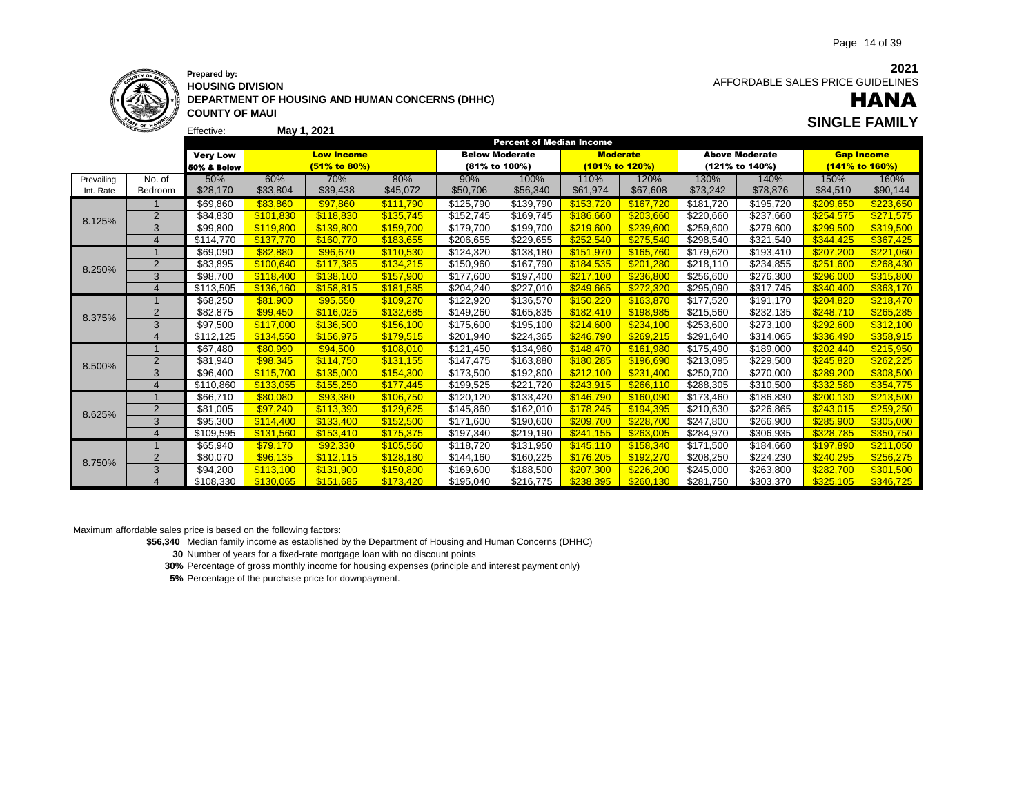**Prepared by:**
**HOUSING DIVISION**
**DEPARTMENT OF HOUSING AND HUMAN CONCERNS (DHHC)**
**COUNTY OF MAUI**

Effective: **May 1, 2021**

**2021**
AFFORDABLE SALES PRICE GUIDELINES

# HANA

## SINGLE FAMILY

| | | Percent of Median Income | | | | | | | | | | | |
|---|---|---|---|---|---|---|---|---|---|---|---|---|---|
| | | **Very Low** | **Low Income** | | | **Below Moderate** | | **Moderate** | | **Above Moderate** | | **Gap Income** | |
| | | **50% & Below** | **(51% to 80%)** | | | **(81% to 100%)** | | **(101% to 120%)** | | **(121% to 140%)** | | **(141% to 160%)** | |
| Prevailing | No. of | 50% | 60% | 70% | 80% | 90% | 100% | 110% | 120% | 130% | 140% | 150% | 160% |
| Int. Rate | Bedroom | $28,170 | $33,804 | $39,438 | $45,072 | $50,706 | $56,340 | $61,974 | $67,608 | $73,242 | $78,876 | $84,510 | $90,144 |
| 8.125% | 1 | $69,860 | $83,860 | $97,860 | $111,790 | $125,790 | $139,790 | $153,720 | $167,720 | $181,720 | $195,720 | $209,650 | $223,650 |
| | 2 | $84,830 | $101,830 | $118,830 | $135,745 | $152,745 | $169,745 | $186,660 | $203,660 | $220,660 | $237,660 | $254,575 | $271,575 |
| | 3 | $99,800 | $119,800 | $139,800 | $159,700 | $179,700 | $199,700 | $219,600 | $239,600 | $259,600 | $279,600 | $299,500 | $319,500 |
| | 4 | $114,770 | $137,770 | $160,770 | $183,655 | $206,655 | $229,655 | $252,540 | $275,540 | $298,540 | $321,540 | $344,425 | $367,425 |
| 8.250% | 1 | $69,090 | $82,880 | $96,670 | $110,530 | $124,320 | $138,180 | $151,970 | $165,760 | $179,620 | $193,410 | $207,200 | $221,060 |
| | 2 | $83,895 | $100,640 | $117,385 | $134,215 | $150,960 | $167,790 | $184,535 | $201,280 | $218,110 | $234,855 | $251,600 | $268,430 |
| | 3 | $98,700 | $118,400 | $138,100 | $157,900 | $177,600 | $197,400 | $217,100 | $236,800 | $256,600 | $276,300 | $296,000 | $315,800 |
| | 4 | $113,505 | $136,160 | $158,815 | $181,585 | $204,240 | $227,010 | $249,665 | $272,320 | $295,090 | $317,745 | $340,400 | $363,170 |
| 8.375% | 1 | $68,250 | $81,900 | $95,550 | $109,270 | $122,920 | $136,570 | $150,220 | $163,870 | $177,520 | $191,170 | $204,820 | $218,470 |
| | 2 | $82,875 | $99,450 | $116,025 | $132,685 | $149,260 | $165,835 | $182,410 | $198,985 | $215,560 | $232,135 | $248,710 | $265,285 |
| | 3 | $97,500 | $117,000 | $136,500 | $156,100 | $175,600 | $195,100 | $214,600 | $234,100 | $253,600 | $273,100 | $292,600 | $312,100 |
| | 4 | $112,125 | $134,550 | $156,975 | $179,515 | $201,940 | $224,365 | $246,790 | $269,215 | $291,640 | $314,065 | $336,490 | $358,915 |
| 8.500% | 1 | $67,480 | $80,990 | $94,500 | $108,010 | $121,450 | $134,960 | $148,470 | $161,980 | $175,490 | $189,000 | $202,440 | $215,950 |
| | 2 | $81,940 | $98,345 | $114,750 | $131,155 | $147,475 | $163,880 | $180,285 | $196,690 | $213,095 | $229,500 | $245,820 | $262,225 |
| | 3 | $96,400 | $115,700 | $135,000 | $154,300 | $173,500 | $192,800 | $212,100 | $231,400 | $250,700 | $270,000 | $289,200 | $308,500 |
| | 4 | $110,860 | $133,055 | $155,250 | $177,445 | $199,525 | $221,720 | $243,915 | $266,110 | $288,305 | $310,500 | $332,580 | $354,775 |
| 8.625% | 1 | $66,710 | $80,080 | $93,380 | $106,750 | $120,120 | $133,420 | $146,790 | $160,090 | $173,460 | $186,830 | $200,130 | $213,500 |
| | 2 | $81,005 | $97,240 | $113,390 | $129,625 | $145,860 | $162,010 | $178,245 | $194,395 | $210,630 | $226,865 | $243,015 | $259,250 |
| | 3 | $95,300 | $114,400 | $133,400 | $152,500 | $171,600 | $190,600 | $209,700 | $228,700 | $247,800 | $266,900 | $285,900 | $305,000 |
| | 4 | $109,595 | $131,560 | $153,410 | $175,375 | $197,340 | $219,190 | $241,155 | $263,005 | $284,970 | $306,935 | $328,785 | $350,750 |
| 8.750% | 1 | $65,940 | $79,170 | $92,330 | $105,560 | $118,720 | $131,950 | $145,110 | $158,340 | $171,500 | $184,660 | $197,890 | $211,050 |
| | 2 | $80,070 | $96,135 | $112,115 | $128,180 | $144,160 | $160,225 | $176,205 | $192,270 | $208,250 | $224,230 | $240,295 | $256,275 |
| | 3 | $94,200 | $113,100 | $131,900 | $150,800 | $169,600 | $188,500 | $207,300 | $226,200 | $245,000 | $263,800 | $282,700 | $301,500 |
| | 4 | $108,330 | $130,065 | $151,685 | $173,420 | $195,040 | $216,775 | $238,395 | $260,130 | $281,750 | $303,370 | $325,105 | $346,725 |

Maximum affordable sales price is based on the following factors:

- **$56,340** Median family income as established by the Department of Housing and Human Concerns (DHHC)
- **30** Number of years for a fixed-rate mortgage loan with no discount points
- **30%** Percentage of gross monthly income for housing expenses (principle and interest payment only)
- **5%** Percentage of the purchase price for downpayment.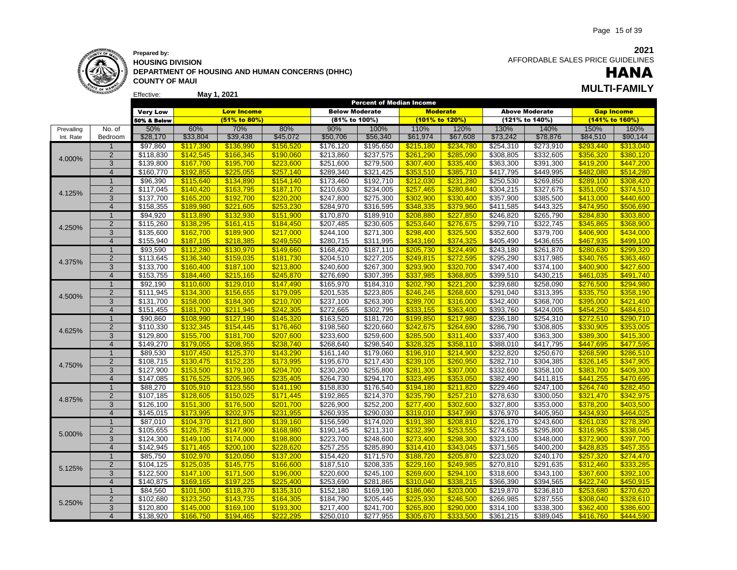**Prepared by:**
**HOUSING DIVISION**
**DEPARTMENT OF HOUSING AND HUMAN CONCERNS (DHHC)**
**COUNTY OF MAUI**

Effective: **May 1, 2021**

**2021**
AFFORDABLE SALES PRICE GUIDELINES

# HANA

## MULTI-FAMILY

| | | Percent of Median Income | | | | | | | | | | | |
|---|---|---|---|---|---|---|---|---|---|---|---|---|---|
| | | Very Low | Low Income | | | Below Moderate | | Moderate | | Above Moderate | | Gap Income | |
| | | 50% & Below | (51% to 80%) | | | (81% to 100%) | | (101% to 120%) | | (121% to 140%) | | (141% to 160%) | |
| Prevailing | No. of | 50% | 60% | 70% | 80% | 90% | 100% | 110% | 120% | 130% | 140% | 150% | 160% |
| Int. Rate | Bedroom | $28,170 | $33,804 | $39,438 | $45,072 | $50,706 | $56,340 | $61,974 | $67,608 | $73,242 | $78,876 | $84,510 | $90,144 |
| 4.000% | 1 | $97,860 | $117,390 | $136,990 | $156,520 | $176,120 | $195,650 | $215,180 | $234,780 | $254,310 | $273,910 | $293,440 | $313,040 |
| | 2 | $118,830 | $142,545 | $166,345 | $190,060 | $213,860 | $237,575 | $261,290 | $285,090 | $308,805 | $332,605 | $356,320 | $380,120 |
| | 3 | $139,800 | $167,700 | $195,700 | $223,600 | $251,600 | $279,500 | $307,400 | $335,400 | $363,300 | $391,300 | $419,200 | $447,200 |
| | 4 | $160,770 | $192,855 | $225,055 | $257,140 | $289,340 | $321,425 | $353,510 | $385,710 | $417,795 | $449,995 | $482,080 | $514,280 |
| 4.125% | 1 | $96,390 | $115,640 | $134,890 | $154,140 | $173,460 | $192,710 | $212,030 | $231,280 | $250,530 | $269,850 | $289,100 | $308,420 |
| | 2 | $117,045 | $140,420 | $163,795 | $187,170 | $210,630 | $234,005 | $257,465 | $280,840 | $304,215 | $327,675 | $351,050 | $374,510 |
| | 3 | $137,700 | $165,200 | $192,700 | $220,200 | $247,800 | $275,300 | $302,900 | $330,400 | $357,900 | $385,500 | $413,000 | $440,600 |
| | 4 | $158,355 | $189,980 | $221,605 | $253,230 | $284,970 | $316,595 | $348,335 | $379,960 | $411,585 | $443,325 | $474,950 | $506,690 |
| 4.250% | 1 | $94,920 | $113,890 | $132,930 | $151,900 | $170,870 | $189,910 | $208,880 | $227,850 | $246,820 | $265,790 | $284,830 | $303,800 |
| | 2 | $115,260 | $138,295 | $161,415 | $184,450 | $207,485 | $230,605 | $253,640 | $276,675 | $299,710 | $322,745 | $345,865 | $368,900 |
| | 3 | $135,600 | $162,700 | $189,900 | $217,000 | $244,100 | $271,300 | $298,400 | $325,500 | $352,600 | $379,700 | $406,900 | $434,000 |
| | 4 | $155,940 | $187,105 | $218,385 | $249,550 | $280,715 | $311,995 | $343,160 | $374,325 | $405,490 | $436,655 | $467,935 | $499,100 |
| 4.375% | 1 | $93,590 | $112,280 | $130,970 | $149,660 | $168,420 | $187,110 | $205,730 | $224,490 | $243,180 | $261,870 | $280,630 | $299,320 |
| | 2 | $113,645 | $136,340 | $159,035 | $181,730 | $204,510 | $227,205 | $249,815 | $272,595 | $295,290 | $317,985 | $340,765 | $363,460 |
| | 3 | $133,700 | $160,400 | $187,100 | $213,800 | $240,600 | $267,300 | $293,900 | $320,700 | $347,400 | $374,100 | $400,900 | $427,600 |
| | 4 | $153,755 | $184,460 | $215,165 | $245,870 | $276,690 | $307,395 | $337,985 | $368,805 | $399,510 | $430,215 | $461,035 | $491,740 |
| 4.500% | 1 | $92,190 | $110,600 | $129,010 | $147,490 | $165,970 | $184,310 | $202,790 | $221,200 | $239,680 | $258,090 | $276,500 | $294,980 |
| | 2 | $111,945 | $134,300 | $156,655 | $179,095 | $201,535 | $223,805 | $246,245 | $268,600 | $291,040 | $313,395 | $335,750 | $358,190 |
| | 3 | $131,700 | $158,000 | $184,300 | $210,700 | $237,100 | $263,300 | $289,700 | $316,000 | $342,400 | $368,700 | $395,000 | $421,400 |
| | 4 | $151,455 | $181,700 | $211,945 | $242,305 | $272,665 | $302,795 | $333,155 | $363,400 | $393,760 | $424,005 | $454,250 | $484,610 |
| 4.625% | 1 | $90,860 | $108,990 | $127,190 | $145,320 | $163,520 | $181,720 | $199,850 | $217,980 | $236,180 | $254,310 | $272,510 | $290,710 |
| | 2 | $110,330 | $132,345 | $154,445 | $176,460 | $198,560 | $220,660 | $242,675 | $264,690 | $286,790 | $308,805 | $330,905 | $353,005 |
| | 3 | $129,800 | $155,700 | $181,700 | $207,600 | $233,600 | $259,600 | $285,500 | $311,400 | $337,400 | $363,300 | $389,300 | $415,300 |
| | 4 | $149,270 | $179,055 | $208,955 | $238,740 | $268,640 | $298,540 | $328,325 | $358,110 | $388,010 | $417,795 | $447,695 | $477,595 |
| 4.750% | 1 | $89,530 | $107,450 | $125,370 | $143,290 | $161,140 | $179,060 | $196,910 | $214,900 | $232,820 | $250,670 | $268,590 | $286,510 |
| | 2 | $108,715 | $130,475 | $152,235 | $173,995 | $195,670 | $217,430 | $239,105 | $260,950 | $282,710 | $304,385 | $326,145 | $347,905 |
| | 3 | $127,900 | $153,500 | $179,100 | $204,700 | $230,200 | $255,800 | $281,300 | $307,000 | $332,600 | $358,100 | $383,700 | $409,300 |
| | 4 | $147,085 | $176,525 | $205,965 | $235,405 | $264,730 | $294,170 | $323,495 | $353,050 | $382,490 | $411,815 | $441,255 | $470,695 |
| 4.875% | 1 | $88,270 | $105,910 | $123,550 | $141,190 | $158,830 | $176,540 | $194,180 | $211,820 | $229,460 | $247,100 | $264,740 | $282,450 |
| | 2 | $107,185 | $128,605 | $150,025 | $171,445 | $192,865 | $214,370 | $235,790 | $257,210 | $278,630 | $300,050 | $321,470 | $342,975 |
| | 3 | $126,100 | $151,300 | $176,500 | $201,700 | $226,900 | $252,200 | $277,400 | $302,600 | $327,800 | $353,000 | $378,200 | $403,500 |
| | 4 | $145,015 | $173,995 | $202,975 | $231,955 | $260,935 | $290,030 | $319,010 | $347,990 | $376,970 | $405,950 | $434,930 | $464,025 |
| 5.000% | 1 | $87,010 | $104,370 | $121,800 | $139,160 | $156,590 | $174,020 | $191,380 | $208,810 | $226,170 | $243,600 | $261,030 | $278,390 |
| | 2 | $105,655 | $126,735 | $147,900 | $168,980 | $190,145 | $211,310 | $232,390 | $253,555 | $274,635 | $295,800 | $316,965 | $338,045 |
| | 3 | $124,300 | $149,100 | $174,000 | $198,800 | $223,700 | $248,600 | $273,400 | $298,300 | $323,100 | $348,000 | $372,900 | $397,700 |
| | 4 | $142,945 | $171,465 | $200,100 | $228,620 | $257,255 | $285,890 | $314,410 | $343,045 | $371,565 | $400,200 | $428,835 | $457,355 |
| 5.125% | 1 | $85,750 | $102,970 | $120,050 | $137,200 | $154,420 | $171,570 | $188,720 | $205,870 | $223,020 | $240,170 | $257,320 | $274,470 |
| | 2 | $104,125 | $125,035 | $145,775 | $166,600 | $187,510 | $208,335 | $229,160 | $249,985 | $270,810 | $291,635 | $312,460 | $333,285 |
| | 3 | $122,500 | $147,100 | $171,500 | $196,000 | $220,600 | $245,100 | $269,600 | $294,100 | $318,600 | $343,100 | $367,600 | $392,100 |
| | 4 | $140,875 | $169,165 | $197,225 | $225,400 | $253,690 | $281,865 | $310,040 | $338,215 | $366,390 | $394,565 | $422,740 | $450,915 |
| 5.250% | 1 | $84,560 | $101,500 | $118,370 | $135,310 | $152,180 | $169,190 | $186,060 | $203,000 | $219,870 | $236,810 | $253,680 | $270,620 |
| | 2 | $102,680 | $123,250 | $143,735 | $164,305 | $184,790 | $205,445 | $225,930 | $246,500 | $266,985 | $287,555 | $308,040 | $328,610 |
| | 3 | $120,800 | $145,000 | $169,100 | $193,300 | $217,400 | $241,700 | $265,800 | $290,000 | $314,100 | $338,300 | $362,400 | $386,600 |
| | 4 | $138,920 | $166,750 | $194,465 | $222,295 | $250,010 | $277,955 | $305,670 | $333,500 | $361,215 | $389,045 | $416,760 | $444,590 |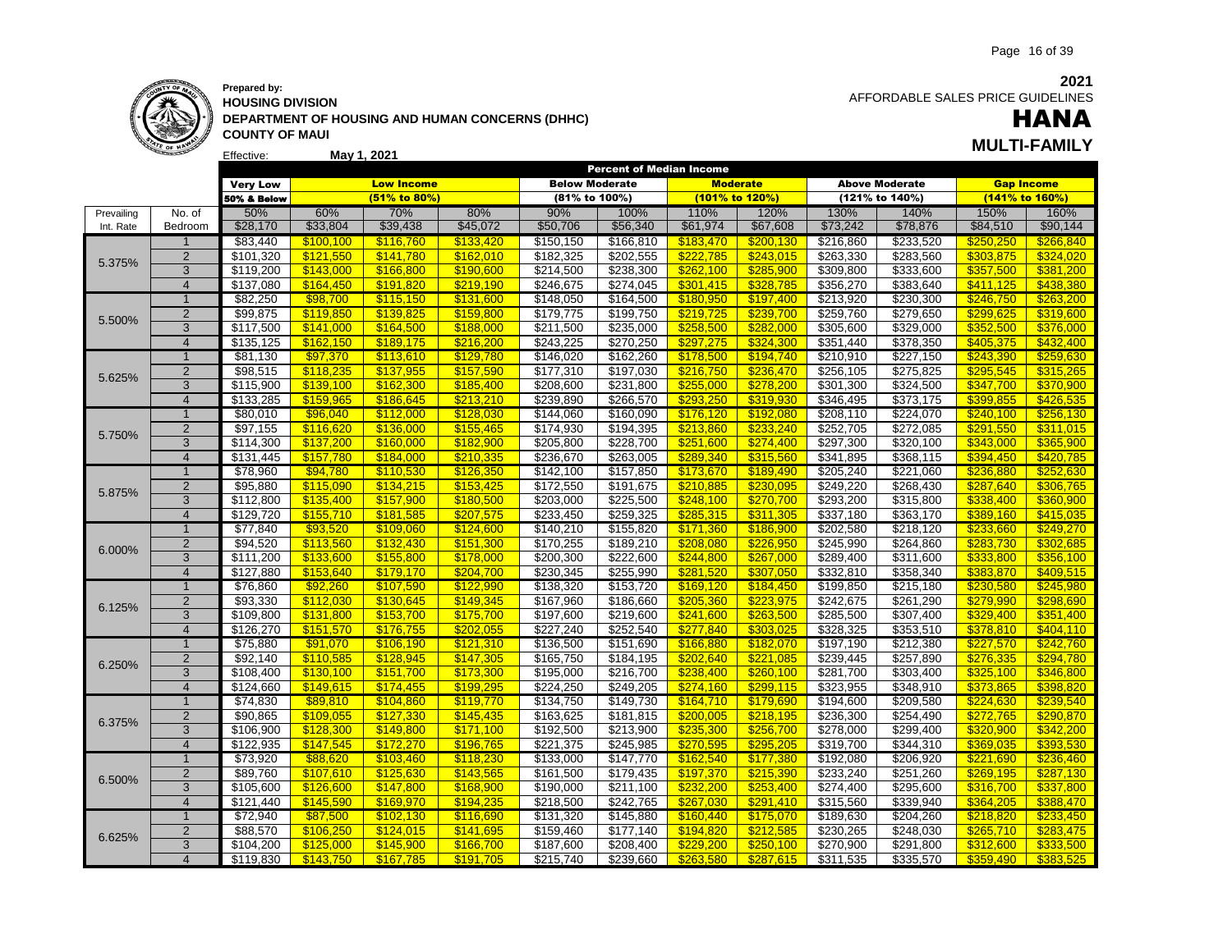**Prepared by:**
**HOUSING DIVISION**
**DEPARTMENT OF HOUSING AND HUMAN CONCERNS (DHHC)**
**COUNTY OF MAUI**

Effective: **May 1, 2021**

**2021**
AFFORDABLE SALES PRICE GUIDELINES

# HANA

## MULTI-FAMILY

| | | Percent of Median Income | | | | | | | | | | | |
|---|---|---|---|---|---|---|---|---|---|---|---|---|---|
| | | Very Low | Low Income | | | Below Moderate | | Moderate | | Above Moderate | | Gap Income | |
| | | 50% & Below | (51% to 80%) | | | (81% to 100%) | | (101% to 120%) | | (121% to 140%) | | (141% to 160%) | |
| Prevailing | No. of | 50% | 60% | 70% | 80% | 90% | 100% | 110% | 120% | 130% | 140% | 150% | 160% |
| Int. Rate | Bedroom | $28,170 | $33,804 | $39,438 | $45,072 | $50,706 | $56,340 | $61,974 | $67,608 | $73,242 | $78,876 | $84,510 | $90,144 |
| 5.375% | 1 | $83,440 | $100,100 | $116,760 | $133,420 | $150,150 | $166,810 | $183,470 | $200,130 | $216,860 | $233,520 | $250,250 | $266,840 |
| | 2 | $101,320 | $121,550 | $141,780 | $162,010 | $182,325 | $202,555 | $222,785 | $243,015 | $263,330 | $283,560 | $303,875 | $324,020 |
| | 3 | $119,200 | $143,000 | $166,800 | $190,600 | $214,500 | $238,300 | $262,100 | $285,900 | $309,800 | $333,600 | $357,500 | $381,200 |
| | 4 | $137,080 | $164,450 | $191,820 | $219,190 | $246,675 | $274,045 | $301,415 | $328,785 | $356,270 | $383,640 | $411,125 | $438,380 |
| 5.500% | 1 | $82,250 | $98,700 | $115,150 | $131,600 | $148,050 | $164,500 | $180,950 | $197,400 | $213,920 | $230,300 | $246,750 | $263,200 |
| | 2 | $99,875 | $119,850 | $139,825 | $159,800 | $179,775 | $199,750 | $219,725 | $239,700 | $259,760 | $279,650 | $299,625 | $319,600 |
| | 3 | $117,500 | $141,000 | $164,500 | $188,000 | $211,500 | $235,000 | $258,500 | $282,000 | $305,600 | $329,000 | $352,500 | $376,000 |
| | 4 | $135,125 | $162,150 | $189,175 | $216,200 | $243,225 | $270,250 | $297,275 | $324,300 | $351,440 | $378,350 | $405,375 | $432,400 |
| 5.625% | 1 | $81,130 | $97,370 | $113,610 | $129,780 | $146,020 | $162,260 | $178,500 | $194,740 | $210,910 | $227,150 | $243,390 | $259,630 |
| | 2 | $98,515 | $118,235 | $137,955 | $157,590 | $177,310 | $197,030 | $216,750 | $236,470 | $256,105 | $275,825 | $295,545 | $315,265 |
| | 3 | $115,900 | $139,100 | $162,300 | $185,400 | $208,600 | $231,800 | $255,000 | $278,200 | $301,300 | $324,500 | $347,700 | $370,900 |
| | 4 | $133,285 | $159,965 | $186,645 | $213,210 | $239,890 | $266,570 | $293,250 | $319,930 | $346,495 | $373,175 | $399,855 | $426,535 |
| 5.750% | 1 | $80,010 | $96,040 | $112,000 | $128,030 | $144,060 | $160,090 | $176,120 | $192,080 | $208,110 | $224,070 | $240,100 | $256,130 |
| | 2 | $97,155 | $116,620 | $136,000 | $155,465 | $174,930 | $194,395 | $213,860 | $233,240 | $252,705 | $272,085 | $291,550 | $311,015 |
| | 3 | $114,300 | $137,200 | $160,000 | $182,900 | $205,800 | $228,700 | $251,600 | $274,400 | $297,300 | $320,100 | $343,000 | $365,900 |
| | 4 | $131,445 | $157,780 | $184,000 | $210,335 | $236,670 | $263,005 | $289,340 | $315,560 | $341,895 | $368,115 | $394,450 | $420,785 |
| 5.875% | 1 | $78,960 | $94,780 | $110,530 | $126,350 | $142,100 | $157,850 | $173,670 | $189,490 | $205,240 | $221,060 | $236,880 | $252,630 |
| | 2 | $95,880 | $115,090 | $134,215 | $153,425 | $172,550 | $191,675 | $210,885 | $230,095 | $249,220 | $268,430 | $287,640 | $306,765 |
| | 3 | $112,800 | $135,400 | $157,900 | $180,500 | $203,000 | $225,500 | $248,100 | $270,700 | $293,200 | $315,800 | $338,400 | $360,900 |
| | 4 | $129,720 | $155,710 | $181,585 | $207,575 | $233,450 | $259,325 | $285,315 | $311,305 | $337,180 | $363,170 | $389,160 | $415,035 |
| 6.000% | 1 | $77,840 | $93,520 | $109,060 | $124,600 | $140,210 | $155,820 | $171,360 | $186,900 | $202,580 | $218,120 | $233,660 | $249,270 |
| | 2 | $94,520 | $113,560 | $132,430 | $151,300 | $170,255 | $189,210 | $208,080 | $226,950 | $245,990 | $264,860 | $283,730 | $302,685 |
| | 3 | $111,200 | $133,600 | $155,800 | $178,000 | $200,300 | $222,600 | $244,800 | $267,000 | $289,400 | $311,600 | $333,800 | $356,100 |
| | 4 | $127,880 | $153,640 | $179,170 | $204,700 | $230,345 | $255,990 | $281,520 | $307,050 | $332,810 | $358,340 | $383,870 | $409,515 |
| 6.125% | 1 | $76,860 | $92,260 | $107,590 | $122,990 | $138,320 | $153,720 | $169,120 | $184,450 | $199,850 | $215,180 | $230,580 | $245,980 |
| | 2 | $93,330 | $112,030 | $130,645 | $149,345 | $167,960 | $186,660 | $205,360 | $223,975 | $242,675 | $261,290 | $279,990 | $298,690 |
| | 3 | $109,800 | $131,800 | $153,700 | $175,700 | $197,600 | $219,600 | $241,600 | $263,500 | $285,500 | $307,400 | $329,400 | $351,400 |
| | 4 | $126,270 | $151,570 | $176,755 | $202,055 | $227,240 | $252,540 | $277,840 | $303,025 | $328,325 | $353,510 | $378,810 | $404,110 |
| 6.250% | 1 | $75,880 | $91,070 | $106,190 | $121,310 | $136,500 | $151,690 | $166,880 | $182,070 | $197,190 | $212,380 | $227,570 | $242,760 |
| | 2 | $92,140 | $110,585 | $128,945 | $147,305 | $165,750 | $184,195 | $202,640 | $221,085 | $239,445 | $257,890 | $276,335 | $294,780 |
| | 3 | $108,400 | $130,100 | $151,700 | $173,300 | $195,000 | $216,700 | $238,400 | $260,100 | $281,700 | $303,400 | $325,100 | $346,800 |
| | 4 | $124,660 | $149,615 | $174,455 | $199,295 | $224,250 | $249,205 | $274,160 | $299,115 | $323,955 | $348,910 | $373,865 | $398,820 |
| 6.375% | 1 | $74,830 | $89,810 | $104,860 | $119,770 | $134,750 | $149,730 | $164,710 | $179,690 | $194,600 | $209,580 | $224,630 | $239,540 |
| | 2 | $90,865 | $109,055 | $127,330 | $145,435 | $163,625 | $181,815 | $200,005 | $218,195 | $236,300 | $254,490 | $272,765 | $290,870 |
| | 3 | $106,900 | $128,300 | $149,800 | $171,100 | $192,500 | $213,900 | $235,300 | $256,700 | $278,000 | $299,400 | $320,900 | $342,200 |
| | 4 | $122,935 | $147,545 | $172,270 | $196,765 | $221,375 | $245,985 | $270,595 | $295,205 | $319,700 | $344,310 | $369,035 | $393,530 |
| 6.500% | 1 | $73,920 | $88,620 | $103,460 | $118,230 | $133,000 | $147,770 | $162,540 | $177,380 | $192,080 | $206,920 | $221,690 | $236,460 |
| | 2 | $89,760 | $107,610 | $125,630 | $143,565 | $161,500 | $179,435 | $197,370 | $215,390 | $233,240 | $251,260 | $269,195 | $287,130 |
| | 3 | $105,600 | $126,600 | $147,800 | $168,900 | $190,000 | $211,100 | $232,200 | $253,400 | $274,400 | $295,600 | $316,700 | $337,800 |
| | 4 | $121,440 | $145,590 | $169,970 | $194,235 | $218,500 | $242,765 | $267,030 | $291,410 | $315,560 | $339,940 | $364,205 | $388,470 |
| 6.625% | 1 | $72,940 | $87,500 | $102,130 | $116,690 | $131,320 | $145,880 | $160,440 | $175,070 | $189,630 | $204,260 | $218,820 | $233,450 |
| | 2 | $88,570 | $106,250 | $124,015 | $141,695 | $159,460 | $177,140 | $194,820 | $212,585 | $230,265 | $248,030 | $265,710 | $283,475 |
| | 3 | $104,200 | $125,000 | $145,900 | $166,700 | $187,600 | $208,400 | $229,200 | $250,100 | $270,900 | $291,800 | $312,600 | $333,500 |
| | 4 | $119,830 | $143,750 | $167,785 | $191,705 | $215,740 | $239,660 | $263,580 | $287,615 | $311,535 | $335,570 | $359,490 | $383,525 |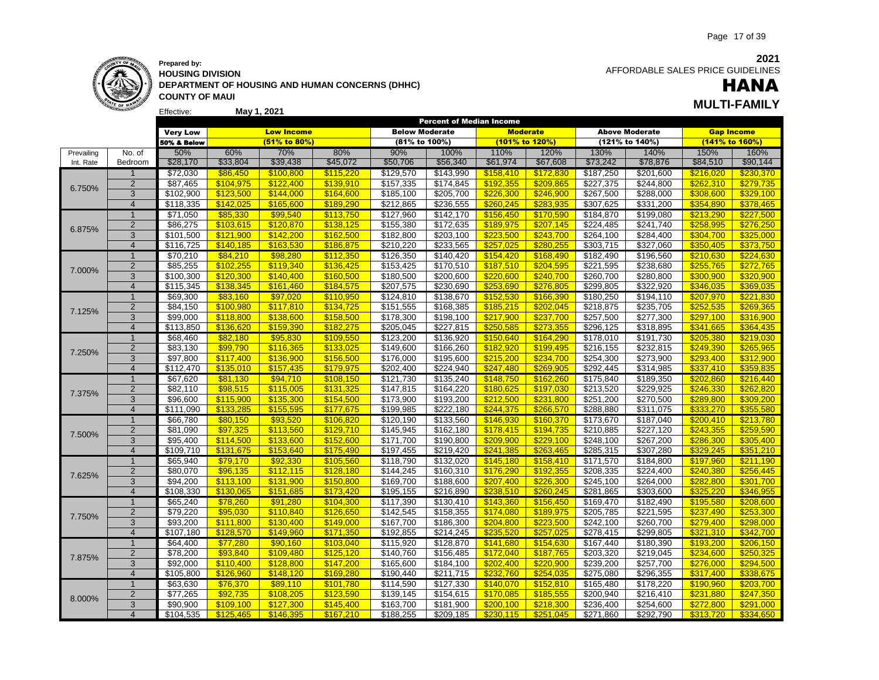**Prepared by:**
**HOUSING DIVISION**
**DEPARTMENT OF HOUSING AND HUMAN CONCERNS (DHHC)**
**COUNTY OF MAUI**

Effective: **May 1, 2021**

**2021**
AFFORDABLE SALES PRICE GUIDELINES

# HANA

## MULTI-FAMILY

| | | Percent of Median Income | | | | | | | | | | | |
|---|---|---|---|---|---|---|---|---|---|---|---|---|---|
| | | Very Low | Low Income | | | Below Moderate | | Moderate | | Above Moderate | | Gap Income | |
| | | 50% & Below | (51% to 80%) | | | (81% to 100%) | | (101% to 120%) | | (121% to 140%) | | (141% to 160%) | |
| Prevailing | No. of | 50% | 60% | 70% | 80% | 90% | 100% | 110% | 120% | 130% | 140% | 150% | 160% |
| Int. Rate | Bedroom | $28,170 | $33,804 | $39,438 | $45,072 | $50,706 | $56,340 | $61,974 | $67,608 | $73,242 | $78,876 | $84,510 | $90,144 |
| 6.750% | 1 | $72,030 | $86,450 | $100,800 | $115,220 | $129,570 | $143,990 | $158,410 | $172,830 | $187,250 | $201,600 | $216,020 | $230,370 |
| | 2 | $87,465 | $104,975 | $122,400 | $139,910 | $157,335 | $174,845 | $192,355 | $209,865 | $227,375 | $244,800 | $262,310 | $279,735 |
| | 3 | $102,900 | $123,500 | $144,000 | $164,600 | $185,100 | $205,700 | $226,300 | $246,900 | $267,500 | $288,000 | $308,600 | $329,100 |
| | 4 | $118,335 | $142,025 | $165,600 | $189,290 | $212,865 | $236,555 | $260,245 | $283,935 | $307,625 | $331,200 | $354,890 | $378,465 |
| 6.875% | 1 | $71,050 | $85,330 | $99,540 | $113,750 | $127,960 | $142,170 | $156,450 | $170,590 | $184,870 | $199,080 | $213,290 | $227,500 |
| | 2 | $86,275 | $103,615 | $120,870 | $138,125 | $155,380 | $172,635 | $189,975 | $207,145 | $224,485 | $241,740 | $258,995 | $276,250 |
| | 3 | $101,500 | $121,900 | $142,200 | $162,500 | $182,800 | $203,100 | $223,500 | $243,700 | $264,100 | $284,400 | $304,700 | $325,000 |
| | 4 | $116,725 | $140,185 | $163,530 | $186,875 | $210,220 | $233,565 | $257,025 | $280,255 | $303,715 | $327,060 | $350,405 | $373,750 |
| 7.000% | 1 | $70,210 | $84,210 | $98,280 | $112,350 | $126,350 | $140,420 | $154,420 | $168,490 | $182,490 | $196,560 | $210,630 | $224,630 |
| | 2 | $85,255 | $102,255 | $119,340 | $136,425 | $153,425 | $170,510 | $187,510 | $204,595 | $221,595 | $238,680 | $255,765 | $272,765 |
| | 3 | $100,300 | $120,300 | $140,400 | $160,500 | $180,500 | $200,600 | $220,600 | $240,700 | $260,700 | $280,800 | $300,900 | $320,900 |
| | 4 | $115,345 | $138,345 | $161,460 | $184,575 | $207,575 | $230,690 | $253,690 | $276,805 | $299,805 | $322,920 | $346,035 | $369,035 |
| 7.125% | 1 | $69,300 | $83,160 | $97,020 | $110,950 | $124,810 | $138,670 | $152,530 | $166,390 | $180,250 | $194,110 | $207,970 | $221,830 |
| | 2 | $84,150 | $100,980 | $117,810 | $134,725 | $151,555 | $168,385 | $185,215 | $202,045 | $218,875 | $235,705 | $252,535 | $269,365 |
| | 3 | $99,000 | $118,800 | $138,600 | $158,500 | $178,300 | $198,100 | $217,900 | $237,700 | $257,500 | $277,300 | $297,100 | $316,900 |
| | 4 | $113,850 | $136,620 | $159,390 | $182,275 | $205,045 | $227,815 | $250,585 | $273,355 | $296,125 | $318,895 | $341,665 | $364,435 |
| 7.250% | 1 | $68,460 | $82,180 | $95,830 | $109,550 | $123,200 | $136,920 | $150,640 | $164,290 | $178,010 | $191,730 | $205,380 | $219,030 |
| | 2 | $83,130 | $99,790 | $116,365 | $133,025 | $149,600 | $166,260 | $182,920 | $199,495 | $216,155 | $232,815 | $249,390 | $265,965 |
| | 3 | $97,800 | $117,400 | $136,900 | $156,500 | $176,000 | $195,600 | $215,200 | $234,700 | $254,300 | $273,900 | $293,400 | $312,900 |
| | 4 | $112,470 | $135,010 | $157,435 | $179,975 | $202,400 | $224,940 | $247,480 | $269,905 | $292,445 | $314,985 | $337,410 | $359,835 |
| 7.375% | 1 | $67,620 | $81,130 | $94,710 | $108,150 | $121,730 | $135,240 | $148,750 | $162,260 | $175,840 | $189,350 | $202,860 | $216,440 |
| | 2 | $82,110 | $98,515 | $115,005 | $131,325 | $147,815 | $164,220 | $180,625 | $197,030 | $213,520 | $229,925 | $246,330 | $262,820 |
| | 3 | $96,600 | $115,900 | $135,300 | $154,500 | $173,900 | $193,200 | $212,500 | $231,800 | $251,200 | $270,500 | $289,800 | $309,200 |
| | 4 | $111,090 | $133,285 | $155,595 | $177,675 | $199,985 | $222,180 | $244,375 | $266,570 | $288,880 | $311,075 | $333,270 | $355,580 |
| 7.500% | 1 | $66,780 | $80,150 | $93,520 | $106,820 | $120,190 | $133,560 | $146,930 | $160,370 | $173,670 | $187,040 | $200,410 | $213,780 |
| | 2 | $81,090 | $97,325 | $113,560 | $129,710 | $145,945 | $162,180 | $178,415 | $194,735 | $210,885 | $227,120 | $243,355 | $259,590 |
| | 3 | $95,400 | $114,500 | $133,600 | $152,600 | $171,700 | $190,800 | $209,900 | $229,100 | $248,100 | $267,200 | $286,300 | $305,400 |
| | 4 | $109,710 | $131,675 | $153,640 | $175,490 | $197,455 | $219,420 | $241,385 | $263,465 | $285,315 | $307,280 | $329,245 | $351,210 |
| 7.625% | 1 | $65,940 | $79,170 | $92,330 | $105,560 | $118,790 | $132,020 | $145,180 | $158,410 | $171,570 | $184,800 | $197,960 | $211,190 |
| | 2 | $80,070 | $96,135 | $112,115 | $128,180 | $144,245 | $160,310 | $176,290 | $192,355 | $208,335 | $224,400 | $240,380 | $256,445 |
| | 3 | $94,200 | $113,100 | $131,900 | $150,800 | $169,700 | $188,600 | $207,400 | $226,300 | $245,100 | $264,000 | $282,800 | $301,700 |
| | 4 | $108,330 | $130,065 | $151,685 | $173,420 | $195,155 | $216,890 | $238,510 | $260,245 | $281,865 | $303,600 | $325,220 | $346,955 |
| 7.750% | 1 | $65,240 | $78,260 | $91,280 | $104,300 | $117,390 | $130,410 | $143,360 | $156,450 | $169,470 | $182,490 | $195,580 | $208,600 |
| | 2 | $79,220 | $95,030 | $110,840 | $126,650 | $142,545 | $158,355 | $174,080 | $189,975 | $205,785 | $221,595 | $237,490 | $253,300 |
| | 3 | $93,200 | $111,800 | $130,400 | $149,000 | $167,700 | $186,300 | $204,800 | $223,500 | $242,100 | $260,700 | $279,400 | $298,000 |
| | 4 | $107,180 | $128,570 | $149,960 | $171,350 | $192,855 | $214,245 | $235,520 | $257,025 | $278,415 | $299,805 | $321,310 | $342,700 |
| 7.875% | 1 | $64,400 | $77,280 | $90,160 | $103,040 | $115,920 | $128,870 | $141,680 | $154,630 | $167,440 | $180,390 | $193,200 | $206,150 |
| | 2 | $78,200 | $93,840 | $109,480 | $125,120 | $140,760 | $156,485 | $172,040 | $187,765 | $203,320 | $219,045 | $234,600 | $250,325 |
| | 3 | $92,000 | $110,400 | $128,800 | $147,200 | $165,600 | $184,100 | $202,400 | $220,900 | $239,200 | $257,700 | $276,000 | $294,500 |
| | 4 | $105,800 | $126,960 | $148,120 | $169,280 | $190,440 | $211,715 | $232,760 | $254,035 | $275,080 | $296,355 | $317,400 | $338,675 |
| 8.000% | 1 | $63,630 | $76,370 | $89,110 | $101,780 | $114,590 | $127,330 | $140,070 | $152,810 | $165,480 | $178,220 | $190,960 | $203,700 |
| | 2 | $77,265 | $92,735 | $108,205 | $123,590 | $139,145 | $154,615 | $170,085 | $185,555 | $200,940 | $216,410 | $231,880 | $247,350 |
| | 3 | $90,900 | $109,100 | $127,300 | $145,400 | $163,700 | $181,900 | $200,100 | $218,300 | $236,400 | $254,600 | $272,800 | $291,000 |
| | 4 | $104,535 | $125,465 | $146,395 | $167,210 | $188,255 | $209,185 | $230,115 | $251,045 | $271,860 | $292,790 | $313,720 | $334,650 |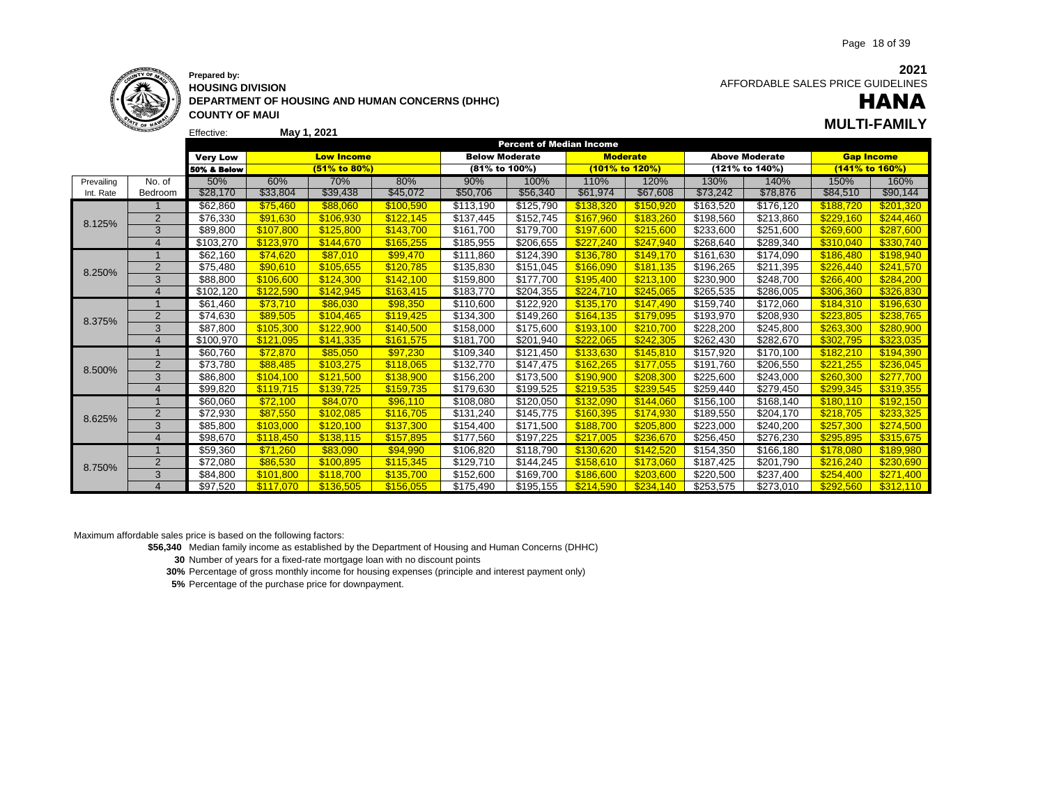**2021**

AFFORDABLE SALES PRICE GUIDELINES

# HANA

## MULTI-FAMILY

**Prepared by:**
**HOUSING DIVISION**
**DEPARTMENT OF HOUSING AND HUMAN CONCERNS (DHHC)**
**COUNTY OF MAUI**

Effective: **May 1, 2021**

| | | Percent of Median Income | | | | | | | | | | | |
|---|---|---|---|---|---|---|---|---|---|---|---|---|---|
| | | Very Low | Low Income | | | Below Moderate | | Moderate | | Above Moderate | | Gap Income | |
| | | 50% & Below | (51% to 80%) | | | (81% to 100%) | | (101% to 120%) | | (121% to 140%) | | (141% to 160%) | |
| Prevailing | No. of | 50% | 60% | 70% | 80% | 90% | 100% | 110% | 120% | 130% | 140% | 150% | 160% |
| Int. Rate | Bedroom | $28,170 | $33,804 | $39,438 | $45,072 | $50,706 | $56,340 | $61,974 | $67,608 | $73,242 | $78,876 | $84,510 | $90,144 |
| 8.125% | 1 | $62,860 | $75,460 | $88,060 | $100,590 | $113,190 | $125,790 | $138,320 | $150,920 | $163,520 | $176,120 | $188,720 | $201,320 |
| | 2 | $76,330 | $91,630 | $106,930 | $122,145 | $137,445 | $152,745 | $167,960 | $183,260 | $198,560 | $213,860 | $229,160 | $244,460 |
| | 3 | $89,800 | $107,800 | $125,800 | $143,700 | $161,700 | $179,700 | $197,600 | $215,600 | $233,600 | $251,600 | $269,600 | $287,600 |
| | 4 | $103,270 | $123,970 | $144,670 | $165,255 | $185,955 | $206,655 | $227,240 | $247,940 | $268,640 | $289,340 | $310,040 | $330,740 |
| 8.250% | 1 | $62,160 | $74,620 | $87,010 | $99,470 | $111,860 | $124,390 | $136,780 | $149,170 | $161,630 | $174,090 | $186,480 | $198,940 |
| | 2 | $75,480 | $90,610 | $105,655 | $120,785 | $135,830 | $151,045 | $166,090 | $181,135 | $196,265 | $211,395 | $226,440 | $241,570 |
| | 3 | $88,800 | $106,600 | $124,300 | $142,100 | $159,800 | $177,700 | $195,400 | $213,100 | $230,900 | $248,700 | $266,400 | $284,200 |
| | 4 | $102,120 | $122,590 | $142,945 | $163,415 | $183,770 | $204,355 | $224,710 | $245,065 | $265,535 | $286,005 | $306,360 | $326,830 |
| 8.375% | 1 | $61,460 | $73,710 | $86,030 | $98,350 | $110,600 | $122,920 | $135,170 | $147,490 | $159,740 | $172,060 | $184,310 | $196,630 |
| | 2 | $74,630 | $89,505 | $104,465 | $119,425 | $134,300 | $149,260 | $164,135 | $179,095 | $193,970 | $208,930 | $223,805 | $238,765 |
| | 3 | $87,800 | $105,300 | $122,900 | $140,500 | $158,000 | $175,600 | $193,100 | $210,700 | $228,200 | $245,800 | $263,300 | $280,900 |
| | 4 | $100,970 | $121,095 | $141,335 | $161,575 | $181,700 | $201,940 | $222,065 | $242,305 | $262,430 | $282,670 | $302,795 | $323,035 |
| 8.500% | 1 | $60,760 | $72,870 | $85,050 | $97,230 | $109,340 | $121,450 | $133,630 | $145,810 | $157,920 | $170,100 | $182,210 | $194,390 |
| | 2 | $73,780 | $88,485 | $103,275 | $118,065 | $132,770 | $147,475 | $162,265 | $177,055 | $191,760 | $206,550 | $221,255 | $236,045 |
| | 3 | $86,800 | $104,100 | $121,500 | $138,900 | $156,200 | $173,500 | $190,900 | $208,300 | $225,600 | $243,000 | $260,300 | $277,700 |
| | 4 | $99,820 | $119,715 | $139,725 | $159,735 | $179,630 | $199,525 | $219,535 | $239,545 | $259,440 | $279,450 | $299,345 | $319,355 |
| 8.625% | 1 | $60,060 | $72,100 | $84,070 | $96,110 | $108,080 | $120,050 | $132,090 | $144,060 | $156,100 | $168,140 | $180,110 | $192,150 |
| | 2 | $72,930 | $87,550 | $102,085 | $116,705 | $131,240 | $145,775 | $160,395 | $174,930 | $189,550 | $204,170 | $218,705 | $233,325 |
| | 3 | $85,800 | $103,000 | $120,100 | $137,300 | $154,400 | $171,500 | $188,700 | $205,800 | $223,000 | $240,200 | $257,300 | $274,500 |
| | 4 | $98,670 | $118,450 | $138,115 | $157,895 | $177,560 | $197,225 | $217,005 | $236,670 | $256,450 | $276,230 | $295,895 | $315,675 |
| 8.750% | 1 | $59,360 | $71,260 | $83,090 | $94,990 | $106,820 | $118,790 | $130,620 | $142,520 | $154,350 | $166,180 | $178,080 | $189,980 |
| | 2 | $72,080 | $86,530 | $100,895 | $115,345 | $129,710 | $144,245 | $158,610 | $173,060 | $187,425 | $201,790 | $216,240 | $230,690 |
| | 3 | $84,800 | $101,800 | $118,700 | $135,700 | $152,600 | $169,700 | $186,600 | $203,600 | $220,500 | $237,400 | $254,400 | $271,400 |
| | 4 | $97,520 | $117,070 | $136,505 | $156,055 | $175,490 | $195,155 | $214,590 | $234,140 | $253,575 | $273,010 | $292,560 | $312,110 |

Maximum affordable sales price is based on the following factors:

- **$56,340** Median family income as established by the Department of Housing and Human Concerns (DHHC)
- **30** Number of years for a fixed-rate mortgage loan with no discount points
- **30%** Percentage of gross monthly income for housing expenses (principle and interest payment only)
- **5%** Percentage of the purchase price for downpayment.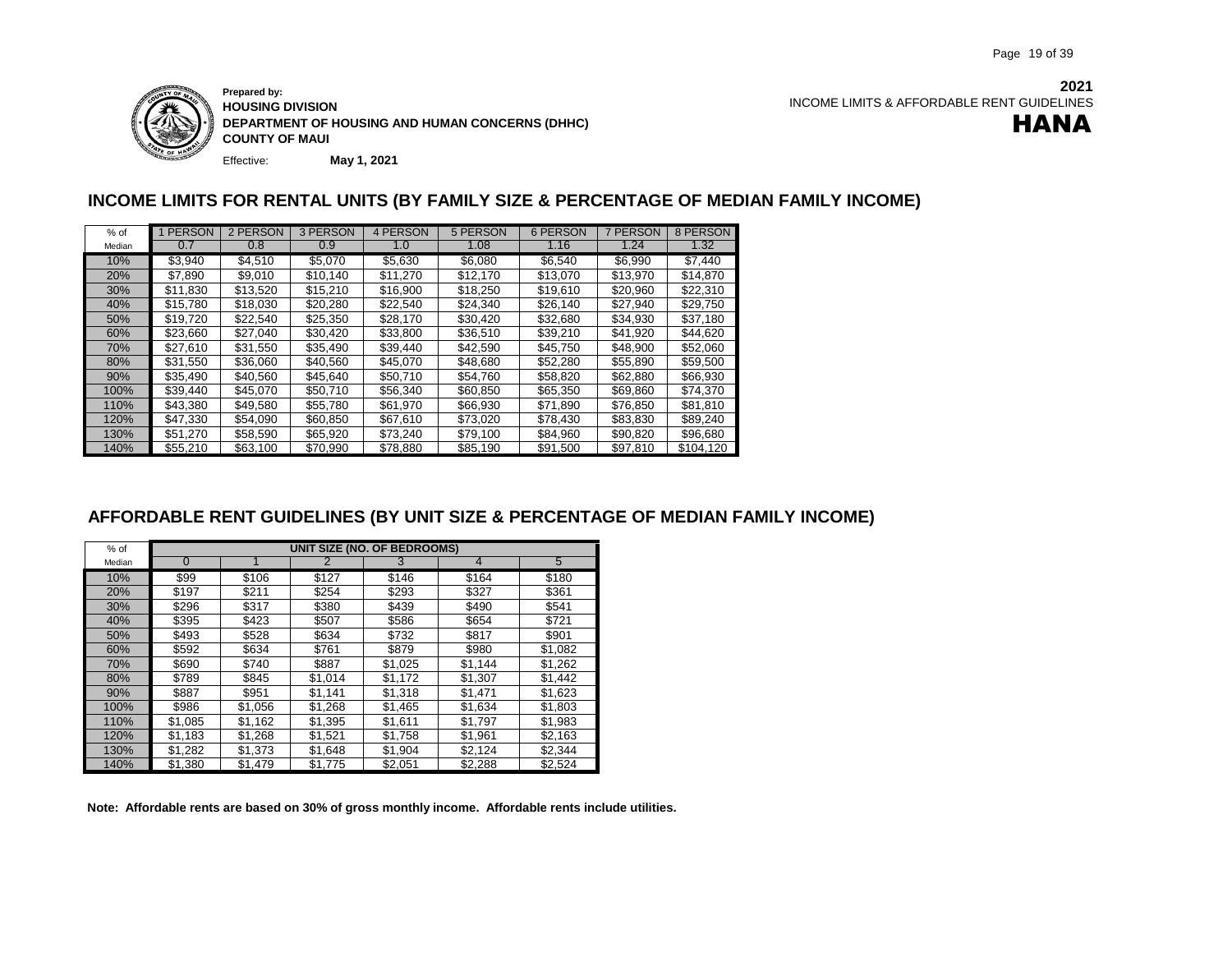**Prepared by:**
**HOUSING DIVISION**
**DEPARTMENT OF HOUSING AND HUMAN CONCERNS (DHHC)**
**COUNTY OF MAUI**

Effective: **May 1, 2021**

**2021**
INCOME LIMITS & AFFORDABLE RENT GUIDELINES

# HANA

## INCOME LIMITS FOR RENTAL UNITS (BY FAMILY SIZE & PERCENTAGE OF MEDIAN FAMILY INCOME)

| % of Median | 1 PERSON 0.7 | 2 PERSON 0.8 | 3 PERSON 0.9 | 4 PERSON 1.0 | 5 PERSON 1.08 | 6 PERSON 1.16 | 7 PERSON 1.24 | 8 PERSON 1.32 |
|---|---|---|---|---|---|---|---|---|
| 10% | $3,940 | $4,510 | $5,070 | $5,630 | $6,080 | $6,540 | $6,990 | $7,440 |
| 20% | $7,890 | $9,010 | $10,140 | $11,270 | $12,170 | $13,070 | $13,970 | $14,870 |
| 30% | $11,830 | $13,520 | $15,210 | $16,900 | $18,250 | $19,610 | $20,960 | $22,310 |
| 40% | $15,780 | $18,030 | $20,280 | $22,540 | $24,340 | $26,140 | $27,940 | $29,750 |
| 50% | $19,720 | $22,540 | $25,350 | $28,170 | $30,420 | $32,680 | $34,930 | $37,180 |
| 60% | $23,660 | $27,040 | $30,420 | $33,800 | $36,510 | $39,210 | $41,920 | $44,620 |
| 70% | $27,610 | $31,550 | $35,490 | $39,440 | $42,590 | $45,750 | $48,900 | $52,060 |
| 80% | $31,550 | $36,060 | $40,560 | $45,070 | $48,680 | $52,280 | $55,890 | $59,500 |
| 90% | $35,490 | $40,560 | $45,640 | $50,710 | $54,760 | $58,820 | $62,880 | $66,930 |
| 100% | $39,440 | $45,070 | $50,710 | $56,340 | $60,850 | $65,350 | $69,860 | $74,370 |
| 110% | $43,380 | $49,580 | $55,780 | $61,970 | $66,930 | $71,890 | $76,850 | $81,810 |
| 120% | $47,330 | $54,090 | $60,850 | $67,610 | $73,020 | $78,430 | $83,830 | $89,240 |
| 130% | $51,270 | $58,590 | $65,920 | $73,240 | $79,100 | $84,960 | $90,820 | $96,680 |
| 140% | $55,210 | $63,100 | $70,990 | $78,880 | $85,190 | $91,500 | $97,810 | $104,120 |

## AFFORDABLE RENT GUIDELINES (BY UNIT SIZE & PERCENTAGE OF MEDIAN FAMILY INCOME)

| % of | UNIT SIZE (NO. OF BEDROOMS) | | | | | |
|---|---|---|---|---|---|---|
| Median | 0 | 1 | 2 | 3 | 4 | 5 |
| 10% | $99 | $106 | $127 | $146 | $164 | $180 |
| 20% | $197 | $211 | $254 | $293 | $327 | $361 |
| 30% | $296 | $317 | $380 | $439 | $490 | $541 |
| 40% | $395 | $423 | $507 | $586 | $654 | $721 |
| 50% | $493 | $528 | $634 | $732 | $817 | $901 |
| 60% | $592 | $634 | $761 | $879 | $980 | $1,082 |
| 70% | $690 | $740 | $887 | $1,025 | $1,144 | $1,262 |
| 80% | $789 | $845 | $1,014 | $1,172 | $1,307 | $1,442 |
| 90% | $887 | $951 | $1,141 | $1,318 | $1,471 | $1,623 |
| 100% | $986 | $1,056 | $1,268 | $1,465 | $1,634 | $1,803 |
| 110% | $1,085 | $1,162 | $1,395 | $1,611 | $1,797 | $1,983 |
| 120% | $1,183 | $1,268 | $1,521 | $1,758 | $1,961 | $2,163 |
| 130% | $1,282 | $1,373 | $1,648 | $1,904 | $2,124 | $2,344 |
| 140% | $1,380 | $1,479 | $1,775 | $2,051 | $2,288 | $2,524 |

**Note: Affordable rents are based on 30% of gross monthly income. Affordable rents include utilities.**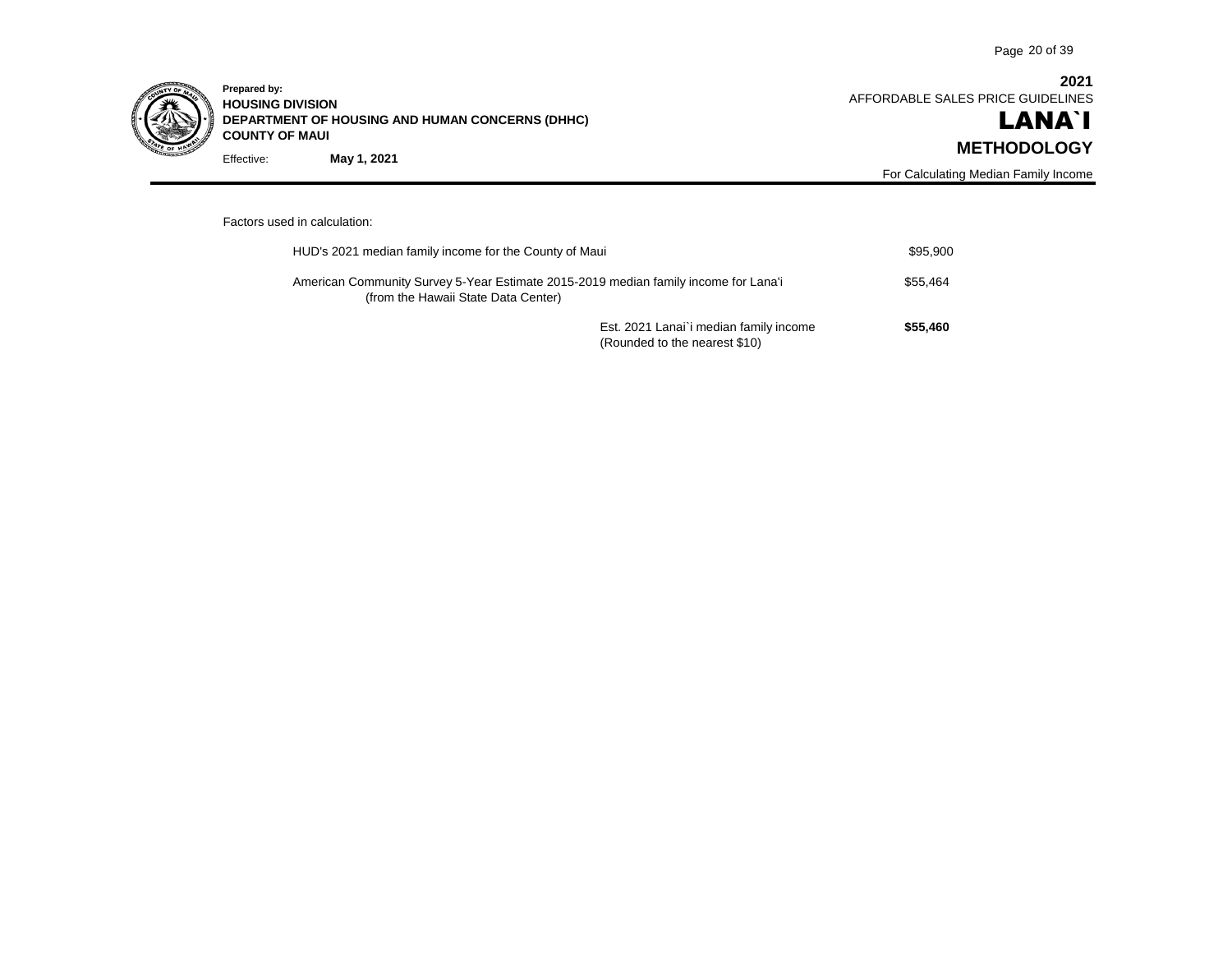**Prepared by:**
**HOUSING DIVISION**
**DEPARTMENT OF HOUSING AND HUMAN CONCERNS (DHHC)**
**COUNTY OF MAUI**

Effective: **May 1, 2021**

**2021**
AFFORDABLE SALES PRICE GUIDELINES

# LANA`I

## METHODOLOGY

For Calculating Median Family Income

Factors used in calculation:

| | |
|---|---|
| HUD's 2021 median family income for the County of Maui | $95,900 |
| American Community Survey 5-Year Estimate 2015-2019 median family income for Lana'i (from the Hawaii State Data Center) | $55,464 |
| Est. 2021 Lanai`i median family income (Rounded to the nearest $10) | **$55,460** |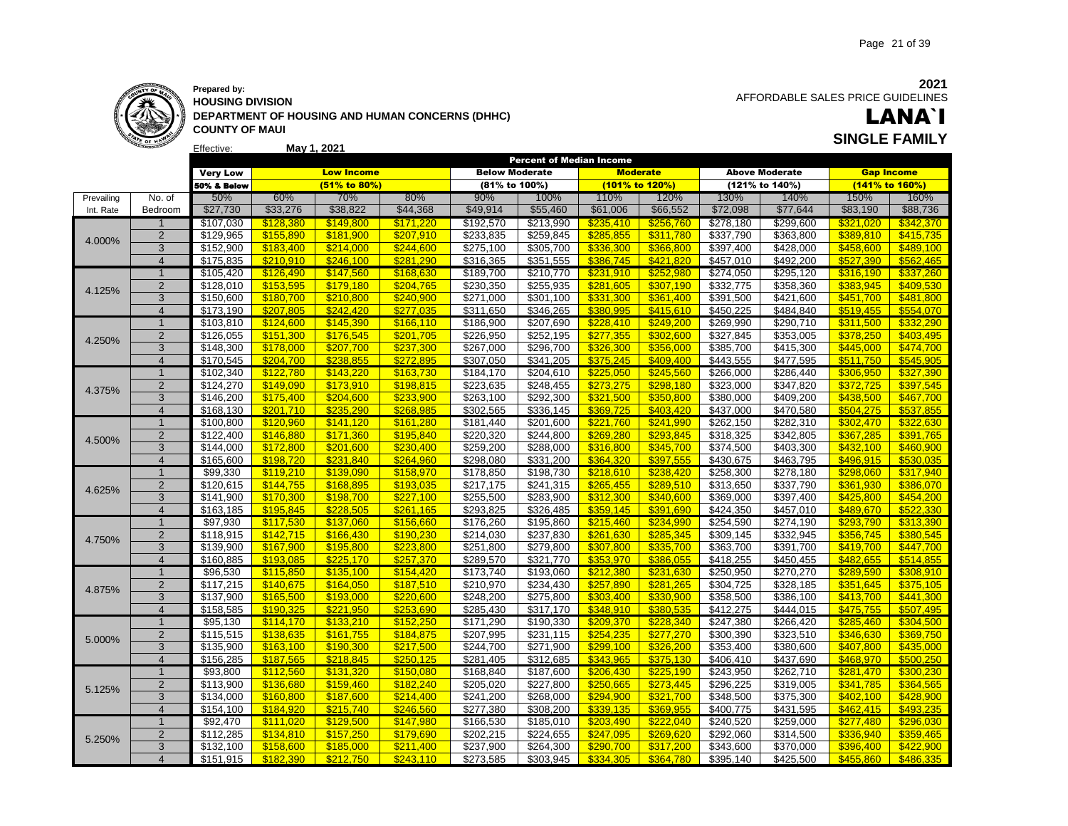**2021**
AFFORDABLE SALES PRICE GUIDELINES

# LANA`I

## SINGLE FAMILY

**Prepared by:**
**HOUSING DIVISION**
**DEPARTMENT OF HOUSING AND HUMAN CONCERNS (DHHC)**
**COUNTY OF MAUI**

Effective: **May 1, 2021**

| | | Percent of Median Income | | | | | | | | | | | |
|---|---|---|---|---|---|---|---|---|---|---|---|---|---|
| | | **Very Low** | **Low Income** | | | **Below Moderate** | | **Moderate** | | **Above Moderate** | | **Gap Income** | |
| | | **50% & Below** | **(51% to 80%)** | | | **(81% to 100%)** | | **(101% to 120%)** | | **(121% to 140%)** | | **(141% to 160%)** | |
| Prevailing | No. of | 50% | 60% | 70% | 80% | 90% | 100% | 110% | 120% | 130% | 140% | 150% | 160% |
| Int. Rate | Bedroom | $27,730 | $33,276 | $38,822 | $44,368 | $49,914 | $55,460 | $61,006 | $66,552 | $72,098 | $77,644 | $83,190 | $88,736 |
| 4.000% | 1 | $107,030 | $128,380 | $149,800 | $171,220 | $192,570 | $213,990 | $235,410 | $256,760 | $278,180 | $299,600 | $321,020 | $342,370 |
| | 2 | $129,965 | $155,890 | $181,900 | $207,910 | $233,835 | $259,845 | $285,855 | $311,780 | $337,790 | $363,800 | $389,810 | $415,735 |
| | 3 | $152,900 | $183,400 | $214,000 | $244,600 | $275,100 | $305,700 | $336,300 | $366,800 | $397,400 | $428,000 | $458,600 | $489,100 |
| | 4 | $175,835 | $210,910 | $246,100 | $281,290 | $316,365 | $351,555 | $386,745 | $421,820 | $457,010 | $492,200 | $527,390 | $562,465 |
| 4.125% | 1 | $105,420 | $126,490 | $147,560 | $168,630 | $189,700 | $210,770 | $231,910 | $252,980 | $274,050 | $295,120 | $316,190 | $337,260 |
| | 2 | $128,010 | $153,595 | $179,180 | $204,765 | $230,350 | $255,935 | $281,605 | $307,190 | $332,775 | $358,360 | $383,945 | $409,530 |
| | 3 | $150,600 | $180,700 | $210,800 | $240,900 | $271,000 | $301,100 | $331,300 | $361,400 | $391,500 | $421,600 | $451,700 | $481,800 |
| | 4 | $173,190 | $207,805 | $242,420 | $277,035 | $311,650 | $346,265 | $380,995 | $415,610 | $450,225 | $484,840 | $519,455 | $554,070 |
| 4.250% | 1 | $103,810 | $124,600 | $145,390 | $166,110 | $186,900 | $207,690 | $228,410 | $249,200 | $269,990 | $290,710 | $311,500 | $332,290 |
| | 2 | $126,055 | $151,300 | $176,545 | $201,705 | $226,950 | $252,195 | $277,355 | $302,600 | $327,845 | $353,005 | $378,250 | $403,495 |
| | 3 | $148,300 | $178,000 | $207,700 | $237,300 | $267,000 | $296,700 | $326,300 | $356,000 | $385,700 | $415,300 | $445,000 | $474,700 |
| | 4 | $170,545 | $204,700 | $238,855 | $272,895 | $307,050 | $341,205 | $375,245 | $409,400 | $443,555 | $477,595 | $511,750 | $545,905 |
| 4.375% | 1 | $102,340 | $122,780 | $143,220 | $163,730 | $184,170 | $204,610 | $225,050 | $245,560 | $266,000 | $286,440 | $306,950 | $327,390 |
| | 2 | $124,270 | $149,090 | $173,910 | $198,815 | $223,635 | $248,455 | $273,275 | $298,180 | $323,000 | $347,820 | $372,725 | $397,545 |
| | 3 | $146,200 | $175,400 | $204,600 | $233,900 | $263,100 | $292,300 | $321,500 | $350,800 | $380,000 | $409,200 | $438,500 | $467,700 |
| | 4 | $168,130 | $201,710 | $235,290 | $268,985 | $302,565 | $336,145 | $369,725 | $403,420 | $437,000 | $470,580 | $504,275 | $537,855 |
| 4.500% | 1 | $100,800 | $120,960 | $141,120 | $161,280 | $181,440 | $201,600 | $221,760 | $241,990 | $262,150 | $282,310 | $302,470 | $322,630 |
| | 2 | $122,400 | $146,880 | $171,360 | $195,840 | $220,320 | $244,800 | $269,280 | $293,845 | $318,325 | $342,805 | $367,285 | $391,765 |
| | 3 | $144,000 | $172,800 | $201,600 | $230,400 | $259,200 | $288,000 | $316,800 | $345,700 | $374,500 | $403,300 | $432,100 | $460,900 |
| | 4 | $165,600 | $198,720 | $231,840 | $264,960 | $298,080 | $331,200 | $364,320 | $397,555 | $430,675 | $463,795 | $496,915 | $530,035 |
| 4.625% | 1 | $99,330 | $119,210 | $139,090 | $158,970 | $178,850 | $198,730 | $218,610 | $238,420 | $258,300 | $278,180 | $298,060 | $317,940 |
| | 2 | $120,615 | $144,755 | $168,895 | $193,035 | $217,175 | $241,315 | $265,455 | $289,510 | $313,650 | $337,790 | $361,930 | $386,070 |
| | 3 | $141,900 | $170,300 | $198,700 | $227,100 | $255,500 | $283,900 | $312,300 | $340,600 | $369,000 | $397,400 | $425,800 | $454,200 |
| | 4 | $163,185 | $195,845 | $228,505 | $261,165 | $293,825 | $326,485 | $359,145 | $391,690 | $424,350 | $457,010 | $489,670 | $522,330 |
| 4.750% | 1 | $97,930 | $117,530 | $137,060 | $156,660 | $176,260 | $195,860 | $215,460 | $234,990 | $254,590 | $274,190 | $293,790 | $313,390 |
| | 2 | $118,915 | $142,715 | $166,430 | $190,230 | $214,030 | $237,830 | $261,630 | $285,345 | $309,145 | $332,945 | $356,745 | $380,545 |
| | 3 | $139,900 | $167,900 | $195,800 | $223,800 | $251,800 | $279,800 | $307,800 | $335,700 | $363,700 | $391,700 | $419,700 | $447,700 |
| | 4 | $160,885 | $193,085 | $225,170 | $257,370 | $289,570 | $321,770 | $353,970 | $386,055 | $418,255 | $450,455 | $482,655 | $514,855 |
| 4.875% | 1 | $96,530 | $115,850 | $135,100 | $154,420 | $173,740 | $193,060 | $212,380 | $231,630 | $250,950 | $270,270 | $289,590 | $308,910 |
| | 2 | $117,215 | $140,675 | $164,050 | $187,510 | $210,970 | $234,430 | $257,890 | $281,265 | $304,725 | $328,185 | $351,645 | $375,105 |
| | 3 | $137,900 | $165,500 | $193,000 | $220,600 | $248,200 | $275,800 | $303,400 | $330,900 | $358,500 | $386,100 | $413,700 | $441,300 |
| | 4 | $158,585 | $190,325 | $221,950 | $253,690 | $285,430 | $317,170 | $348,910 | $380,535 | $412,275 | $444,015 | $475,755 | $507,495 |
| 5.000% | 1 | $95,130 | $114,170 | $133,210 | $152,250 | $171,290 | $190,330 | $209,370 | $228,340 | $247,380 | $266,420 | $285,460 | $304,500 |
| | 2 | $115,515 | $138,635 | $161,755 | $184,875 | $207,995 | $231,115 | $254,235 | $277,270 | $300,390 | $323,510 | $346,630 | $369,750 |
| | 3 | $135,900 | $163,100 | $190,300 | $217,500 | $244,700 | $271,900 | $299,100 | $326,200 | $353,400 | $380,600 | $407,800 | $435,000 |
| | 4 | $156,285 | $187,565 | $218,845 | $250,125 | $281,405 | $312,685 | $343,965 | $375,130 | $406,410 | $437,690 | $468,970 | $500,250 |
| 5.125% | 1 | $93,800 | $112,560 | $131,320 | $150,080 | $168,840 | $187,600 | $206,430 | $225,190 | $243,950 | $262,710 | $281,470 | $300,230 |
| | 2 | $113,900 | $136,680 | $159,460 | $182,240 | $205,020 | $227,800 | $250,665 | $273,445 | $296,225 | $319,005 | $341,785 | $364,565 |
| | 3 | $134,000 | $160,800 | $187,600 | $214,400 | $241,200 | $268,000 | $294,900 | $321,700 | $348,500 | $375,300 | $402,100 | $428,900 |
| | 4 | $154,100 | $184,920 | $215,740 | $246,560 | $277,380 | $308,200 | $339,135 | $369,955 | $400,775 | $431,595 | $462,415 | $493,235 |
| 5.250% | 1 | $92,470 | $111,020 | $129,500 | $147,980 | $166,530 | $185,010 | $203,490 | $222,040 | $240,520 | $259,000 | $277,480 | $296,030 |
| | 2 | $112,285 | $134,810 | $157,250 | $179,690 | $202,215 | $224,655 | $247,095 | $269,620 | $292,060 | $314,500 | $336,940 | $359,465 |
| | 3 | $132,100 | $158,600 | $185,000 | $211,400 | $237,900 | $264,300 | $290,700 | $317,200 | $343,600 | $370,000 | $396,400 | $422,900 |
| | 4 | $151,915 | $182,390 | $212,750 | $243,110 | $273,585 | $303,945 | $334,305 | $364,780 | $395,140 | $425,500 | $455,860 | $486,335 |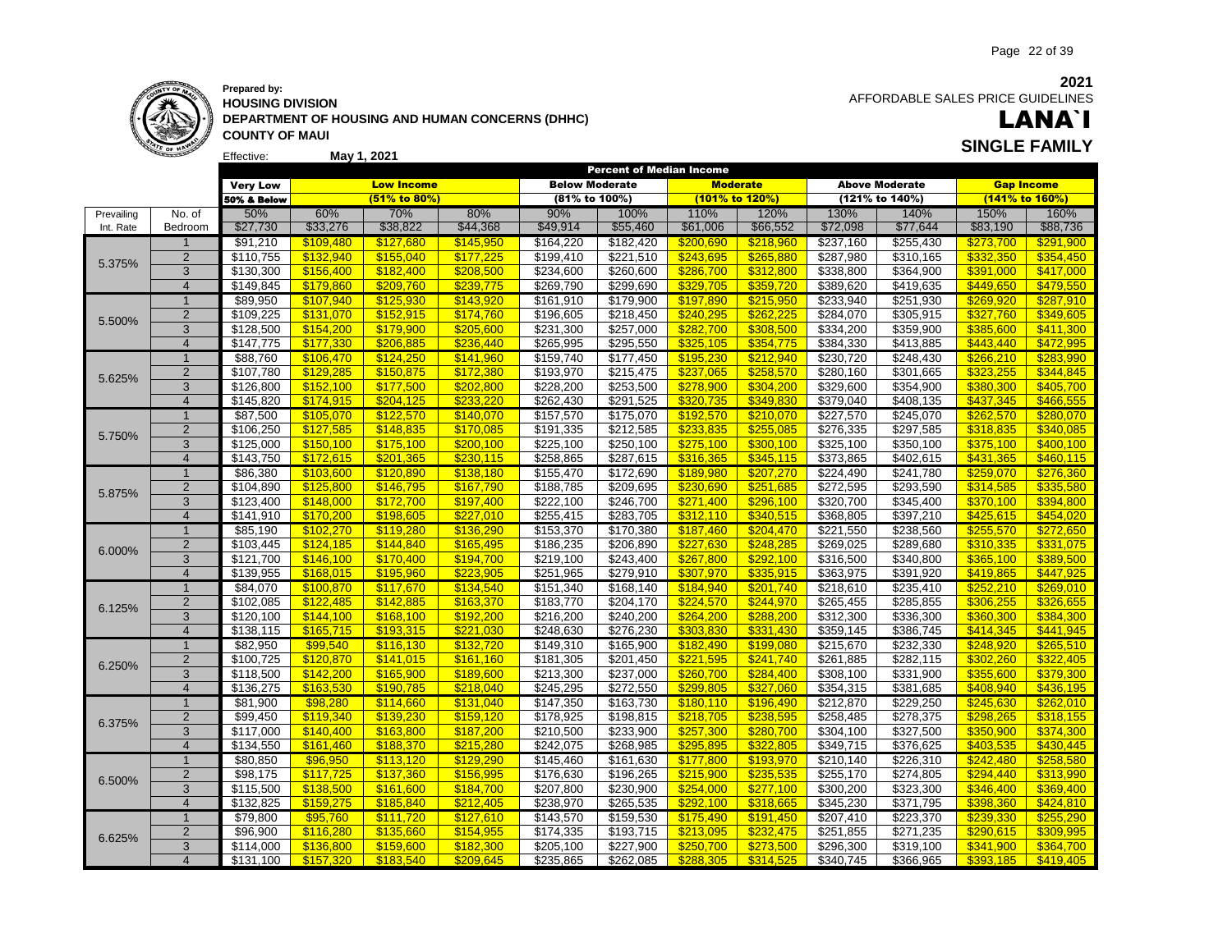**Prepared by:**
**HOUSING DIVISION**
**DEPARTMENT OF HOUSING AND HUMAN CONCERNS (DHHC)**
**COUNTY OF MAUI**

Effective: **May 1, 2021**

**2021**
AFFORDABLE SALES PRICE GUIDELINES

# LANA`I

## SINGLE FAMILY

| | | Percent of Median Income | | | | | | | | | | | |
|---|---|---|---|---|---|---|---|---|---|---|---|---|---|
| | | Very Low | Low Income | | | Below Moderate | | Moderate | | Above Moderate | | Gap Income | |
| | | 50% & Below | (51% to 80%) | | | (81% to 100%) | | (101% to 120%) | | (121% to 140%) | | (141% to 160%) | |
| Prevailing | No. of | 50% | 60% | 70% | 80% | 90% | 100% | 110% | 120% | 130% | 140% | 150% | 160% |
| Int. Rate | Bedroom | $27,730 | $33,276 | $38,822 | $44,368 | $49,914 | $55,460 | $61,006 | $66,552 | $72,098 | $77,644 | $83,190 | $88,736 |
| 5.375% | 1 | $91,210 | $109,480 | $127,680 | $145,950 | $164,220 | $182,420 | $200,690 | $218,960 | $237,160 | $255,430 | $273,700 | $291,900 |
| | 2 | $110,755 | $132,940 | $155,040 | $177,225 | $199,410 | $221,510 | $243,695 | $265,880 | $287,980 | $310,165 | $332,350 | $354,450 |
| | 3 | $130,300 | $156,400 | $182,400 | $208,500 | $234,600 | $260,600 | $286,700 | $312,800 | $338,800 | $364,900 | $391,000 | $417,000 |
| | 4 | $149,845 | $179,860 | $209,760 | $239,775 | $269,790 | $299,690 | $329,705 | $359,720 | $389,620 | $419,635 | $449,650 | $479,550 |
| 5.500% | 1 | $89,950 | $107,940 | $125,930 | $143,920 | $161,910 | $179,900 | $197,890 | $215,950 | $233,940 | $251,930 | $269,920 | $287,910 |
| | 2 | $109,225 | $131,070 | $152,915 | $174,760 | $196,605 | $218,450 | $240,295 | $262,225 | $284,070 | $305,915 | $327,760 | $349,605 |
| | 3 | $128,500 | $154,200 | $179,900 | $205,600 | $231,300 | $257,000 | $282,700 | $308,500 | $334,200 | $359,900 | $385,600 | $411,300 |
| | 4 | $147,775 | $177,330 | $206,885 | $236,440 | $265,995 | $295,550 | $325,105 | $354,775 | $384,330 | $413,885 | $443,440 | $472,995 |
| 5.625% | 1 | $88,760 | $106,470 | $124,250 | $141,960 | $159,740 | $177,450 | $195,230 | $212,940 | $230,720 | $248,430 | $266,210 | $283,990 |
| | 2 | $107,780 | $129,285 | $150,875 | $172,380 | $193,970 | $215,475 | $237,065 | $258,570 | $280,160 | $301,665 | $323,255 | $344,845 |
| | 3 | $126,800 | $152,100 | $177,500 | $202,800 | $228,200 | $253,500 | $278,900 | $304,200 | $329,600 | $354,900 | $380,300 | $405,700 |
| | 4 | $145,820 | $174,915 | $204,125 | $233,220 | $262,430 | $291,525 | $320,735 | $349,830 | $379,040 | $408,135 | $437,345 | $466,555 |
| 5.750% | 1 | $87,500 | $105,070 | $122,570 | $140,070 | $157,570 | $175,070 | $192,570 | $210,070 | $227,570 | $245,070 | $262,570 | $280,070 |
| | 2 | $106,250 | $127,585 | $148,835 | $170,085 | $191,335 | $212,585 | $233,835 | $255,085 | $276,335 | $297,585 | $318,835 | $340,085 |
| | 3 | $125,000 | $150,100 | $175,100 | $200,100 | $225,100 | $250,100 | $275,100 | $300,100 | $325,100 | $350,100 | $375,100 | $400,100 |
| | 4 | $143,750 | $172,615 | $201,365 | $230,115 | $258,865 | $287,615 | $316,365 | $345,115 | $373,865 | $402,615 | $431,365 | $460,115 |
| 5.875% | 1 | $86,380 | $103,600 | $120,890 | $138,180 | $155,470 | $172,690 | $189,980 | $207,270 | $224,490 | $241,780 | $259,070 | $276,360 |
| | 2 | $104,890 | $125,800 | $146,795 | $167,790 | $188,785 | $209,695 | $230,690 | $251,685 | $272,595 | $293,590 | $314,585 | $335,580 |
| | 3 | $123,400 | $148,000 | $172,700 | $197,400 | $222,100 | $246,700 | $271,400 | $296,100 | $320,700 | $345,400 | $370,100 | $394,800 |
| | 4 | $141,910 | $170,200 | $198,605 | $227,010 | $255,415 | $283,705 | $312,110 | $340,515 | $368,805 | $397,210 | $425,615 | $454,020 |
| 6.000% | 1 | $85,190 | $102,270 | $119,280 | $136,290 | $153,370 | $170,380 | $187,460 | $204,470 | $221,550 | $238,560 | $255,570 | $272,650 |
| | 2 | $103,445 | $124,185 | $144,840 | $165,495 | $186,235 | $206,890 | $227,630 | $248,285 | $269,025 | $289,680 | $310,335 | $331,075 |
| | 3 | $121,700 | $146,100 | $170,400 | $194,700 | $219,100 | $243,400 | $267,800 | $292,100 | $316,500 | $340,800 | $365,100 | $389,500 |
| | 4 | $139,955 | $168,015 | $195,960 | $223,905 | $251,965 | $279,910 | $307,970 | $335,915 | $363,975 | $391,920 | $419,865 | $447,925 |
| 6.125% | 1 | $84,070 | $100,870 | $117,670 | $134,540 | $151,340 | $168,140 | $184,940 | $201,740 | $218,610 | $235,410 | $252,210 | $269,010 |
| | 2 | $102,085 | $122,485 | $142,885 | $163,370 | $183,770 | $204,170 | $224,570 | $244,970 | $265,455 | $285,855 | $306,255 | $326,655 |
| | 3 | $120,100 | $144,100 | $168,100 | $192,200 | $216,200 | $240,200 | $264,200 | $288,200 | $312,300 | $336,300 | $360,300 | $384,300 |
| | 4 | $138,115 | $165,715 | $193,315 | $221,030 | $248,630 | $276,230 | $303,830 | $331,430 | $359,145 | $386,745 | $414,345 | $441,945 |
| 6.250% | 1 | $82,950 | $99,540 | $116,130 | $132,720 | $149,310 | $165,900 | $182,490 | $199,080 | $215,670 | $232,330 | $248,920 | $265,510 |
| | 2 | $100,725 | $120,870 | $141,015 | $161,160 | $181,305 | $201,450 | $221,595 | $241,740 | $261,885 | $282,115 | $302,260 | $322,405 |
| | 3 | $118,500 | $142,200 | $165,900 | $189,600 | $213,300 | $237,000 | $260,700 | $284,400 | $308,100 | $331,900 | $355,600 | $379,300 |
| | 4 | $136,275 | $163,530 | $190,785 | $218,040 | $245,295 | $272,550 | $299,805 | $327,060 | $354,315 | $381,685 | $408,940 | $436,195 |
| 6.375% | 1 | $81,900 | $98,280 | $114,660 | $131,040 | $147,350 | $163,730 | $180,110 | $196,490 | $212,870 | $229,250 | $245,630 | $262,010 |
| | 2 | $99,450 | $119,340 | $139,230 | $159,120 | $178,925 | $198,815 | $218,705 | $238,595 | $258,485 | $278,375 | $298,265 | $318,155 |
| | 3 | $117,000 | $140,400 | $163,800 | $187,200 | $210,500 | $233,900 | $257,300 | $280,700 | $304,100 | $327,500 | $350,900 | $374,300 |
| | 4 | $134,550 | $161,460 | $188,370 | $215,280 | $242,075 | $268,985 | $295,895 | $322,805 | $349,715 | $376,625 | $403,535 | $430,445 |
| 6.500% | 1 | $80,850 | $96,950 | $113,120 | $129,290 | $145,460 | $161,630 | $177,800 | $193,970 | $210,140 | $226,310 | $242,480 | $258,580 |
| | 2 | $98,175 | $117,725 | $137,360 | $156,995 | $176,630 | $196,265 | $215,900 | $235,535 | $255,170 | $274,805 | $294,440 | $313,990 |
| | 3 | $115,500 | $138,500 | $161,600 | $184,700 | $207,800 | $230,900 | $254,000 | $277,100 | $300,200 | $323,300 | $346,400 | $369,400 |
| | 4 | $132,825 | $159,275 | $185,840 | $212,405 | $238,970 | $265,535 | $292,100 | $318,665 | $345,230 | $371,795 | $398,360 | $424,810 |
| 6.625% | 1 | $79,800 | $95,760 | $111,720 | $127,610 | $143,570 | $159,530 | $175,490 | $191,450 | $207,410 | $223,370 | $239,330 | $255,290 |
| | 2 | $96,900 | $116,280 | $135,660 | $154,955 | $174,335 | $193,715 | $213,095 | $232,475 | $251,855 | $271,235 | $290,615 | $309,995 |
| | 3 | $114,000 | $136,800 | $159,600 | $182,300 | $205,100 | $227,900 | $250,700 | $273,500 | $296,300 | $319,100 | $341,900 | $364,700 |
| | 4 | $131,100 | $157,320 | $183,540 | $209,645 | $235,865 | $262,085 | $288,305 | $314,525 | $340,745 | $366,965 | $393,185 | $419,405 |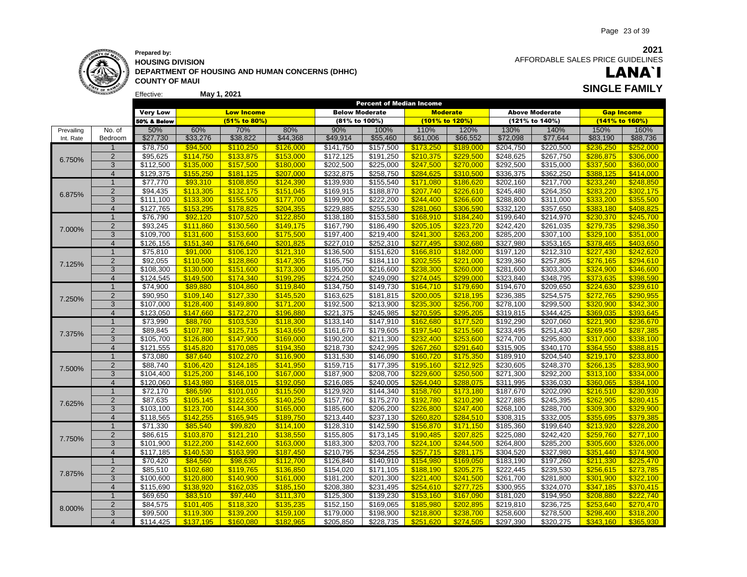**Prepared by:**
**HOUSING DIVISION**
**DEPARTMENT OF HOUSING AND HUMAN CONCERNS (DHHC)**
**COUNTY OF MAUI**

Effective: **May 1, 2021**

**2021**
AFFORDABLE SALES PRICE GUIDELINES

# LANA`I

## SINGLE FAMILY

| | | Percent of Median Income | | | | | | | | | | | |
|---|---|---|---|---|---|---|---|---|---|---|---|---|---|
| | | Very Low | Low Income | | | Below Moderate | | Moderate | | Above Moderate | | Gap Income | |
| | | 50% & Below | (51% to 80%) | | | (81% to 100%) | | (101% to 120%) | | (121% to 140%) | | (141% to 160%) | |
| Prevailing | No. of | 50% | 60% | 70% | 80% | 90% | 100% | 110% | 120% | 130% | 140% | 150% | 160% |
| Int. Rate | Bedroom | $27,730 | $33,276 | $38,822 | $44,368 | $49,914 | $55,460 | $61,006 | $66,552 | $72,098 | $77,644 | $83,190 | $88,736 |
| 6.750% | 1 | $78,750 | $94,500 | $110,250 | $126,000 | $141,750 | $157,500 | $173,250 | $189,000 | $204,750 | $220,500 | $236,250 | $252,000 |
| | 2 | $95,625 | $114,750 | $133,875 | $153,000 | $172,125 | $191,250 | $210,375 | $229,500 | $248,625 | $267,750 | $286,875 | $306,000 |
| | 3 | $112,500 | $135,000 | $157,500 | $180,000 | $202,500 | $225,000 | $247,500 | $270,000 | $292,500 | $315,000 | $337,500 | $360,000 |
| | 4 | $129,375 | $155,250 | $181,125 | $207,000 | $232,875 | $258,750 | $284,625 | $310,500 | $336,375 | $362,250 | $388,125 | $414,000 |
| 6.875% | 1 | $77,770 | $93,310 | $108,850 | $124,390 | $139,930 | $155,540 | $171,080 | $186,620 | $202,160 | $217,700 | $233,240 | $248,850 |
| | 2 | $94,435 | $113,305 | $132,175 | $151,045 | $169,915 | $188,870 | $207,740 | $226,610 | $245,480 | $264,350 | $283,220 | $302,175 |
| | 3 | $111,100 | $133,300 | $155,500 | $177,700 | $199,900 | $222,200 | $244,400 | $266,600 | $288,800 | $311,000 | $333,200 | $355,500 |
| | 4 | $127,765 | $153,295 | $178,825 | $204,355 | $229,885 | $255,530 | $281,060 | $306,590 | $332,120 | $357,650 | $383,180 | $408,825 |
| 7.000% | 1 | $76,790 | $92,120 | $107,520 | $122,850 | $138,180 | $153,580 | $168,910 | $184,240 | $199,640 | $214,970 | $230,370 | $245,700 |
| | 2 | $93,245 | $111,860 | $130,560 | $149,175 | $167,790 | $186,490 | $205,105 | $223,720 | $242,420 | $261,035 | $279,735 | $298,350 |
| | 3 | $109,700 | $131,600 | $153,600 | $175,500 | $197,400 | $219,400 | $241,300 | $263,200 | $285,200 | $307,100 | $329,100 | $351,000 |
| | 4 | $126,155 | $151,340 | $176,640 | $201,825 | $227,010 | $252,310 | $277,495 | $302,680 | $327,980 | $353,165 | $378,465 | $403,650 |
| 7.125% | 1 | $75,810 | $91,000 | $106,120 | $121,310 | $136,500 | $151,620 | $166,810 | $182,000 | $197,120 | $212,310 | $227,430 | $242,620 |
| | 2 | $92,055 | $110,500 | $128,860 | $147,305 | $165,750 | $184,110 | $202,555 | $221,000 | $239,360 | $257,805 | $276,165 | $294,610 |
| | 3 | $108,300 | $130,000 | $151,600 | $173,300 | $195,000 | $216,600 | $238,300 | $260,000 | $281,600 | $303,300 | $324,900 | $346,600 |
| | 4 | $124,545 | $149,500 | $174,340 | $199,295 | $224,250 | $249,090 | $274,045 | $299,000 | $323,840 | $348,795 | $373,635 | $398,590 |
| 7.250% | 1 | $74,900 | $89,880 | $104,860 | $119,840 | $134,750 | $149,730 | $164,710 | $179,690 | $194,670 | $209,650 | $224,630 | $239,610 |
| | 2 | $90,950 | $109,140 | $127,330 | $145,520 | $163,625 | $181,815 | $200,005 | $218,195 | $236,385 | $254,575 | $272,765 | $290,955 |
| | 3 | $107,000 | $128,400 | $149,800 | $171,200 | $192,500 | $213,900 | $235,300 | $256,700 | $278,100 | $299,500 | $320,900 | $342,300 |
| | 4 | $123,050 | $147,660 | $172,270 | $196,880 | $221,375 | $245,985 | $270,595 | $295,205 | $319,815 | $344,425 | $369,035 | $393,645 |
| 7.375% | 1 | $73,990 | $88,760 | $103,530 | $118,300 | $133,140 | $147,910 | $162,680 | $177,520 | $192,290 | $207,060 | $221,900 | $236,670 |
| | 2 | $89,845 | $107,780 | $125,715 | $143,650 | $161,670 | $179,605 | $197,540 | $215,560 | $233,495 | $251,430 | $269,450 | $287,385 |
| | 3 | $105,700 | $126,800 | $147,900 | $169,000 | $190,200 | $211,300 | $232,400 | $253,600 | $274,700 | $295,800 | $317,000 | $338,100 |
| | 4 | $121,555 | $145,820 | $170,085 | $194,350 | $218,730 | $242,995 | $267,260 | $291,640 | $315,905 | $340,170 | $364,550 | $388,815 |
| 7.500% | 1 | $73,080 | $87,640 | $102,270 | $116,900 | $131,530 | $146,090 | $160,720 | $175,350 | $189,910 | $204,540 | $219,170 | $233,800 |
| | 2 | $88,740 | $106,420 | $124,185 | $141,950 | $159,715 | $177,395 | $195,160 | $212,925 | $230,605 | $248,370 | $266,135 | $283,900 |
| | 3 | $104,400 | $125,200 | $146,100 | $167,000 | $187,900 | $208,700 | $229,600 | $250,500 | $271,300 | $292,200 | $313,100 | $334,000 |
| | 4 | $120,060 | $143,980 | $168,015 | $192,050 | $216,085 | $240,005 | $264,040 | $288,075 | $311,995 | $336,030 | $360,065 | $384,100 |
| 7.625% | 1 | $72,170 | $86,590 | $101,010 | $115,500 | $129,920 | $144,340 | $158,760 | $173,180 | $187,670 | $202,090 | $216,510 | $230,930 |
| | 2 | $87,635 | $105,145 | $122,655 | $140,250 | $157,760 | $175,270 | $192,780 | $210,290 | $227,885 | $245,395 | $262,905 | $280,415 |
| | 3 | $103,100 | $123,700 | $144,300 | $165,000 | $185,600 | $206,200 | $226,800 | $247,400 | $268,100 | $288,700 | $309,300 | $329,900 |
| | 4 | $118,565 | $142,255 | $165,945 | $189,750 | $213,440 | $237,130 | $260,820 | $284,510 | $308,315 | $332,005 | $355,695 | $379,385 |
| 7.750% | 1 | $71,330 | $85,540 | $99,820 | $114,100 | $128,310 | $142,590 | $156,870 | $171,150 | $185,360 | $199,640 | $213,920 | $228,200 |
| | 2 | $86,615 | $103,870 | $121,210 | $138,550 | $155,805 | $173,145 | $190,485 | $207,825 | $225,080 | $242,420 | $259,760 | $277,100 |
| | 3 | $101,900 | $122,200 | $142,600 | $163,000 | $183,300 | $203,700 | $224,100 | $244,500 | $264,800 | $285,200 | $305,600 | $326,000 |
| | 4 | $117,185 | $140,530 | $163,990 | $187,450 | $210,795 | $234,255 | $257,715 | $281,175 | $304,520 | $327,980 | $351,440 | $374,900 |
| 7.875% | 1 | $70,420 | $84,560 | $98,630 | $112,700 | $126,840 | $140,910 | $154,980 | $169,050 | $183,190 | $197,260 | $211,330 | $225,470 |
| | 2 | $85,510 | $102,680 | $119,765 | $136,850 | $154,020 | $171,105 | $188,190 | $205,275 | $222,445 | $239,530 | $256,615 | $273,785 |
| | 3 | $100,600 | $120,800 | $140,900 | $161,000 | $181,200 | $201,300 | $221,400 | $241,500 | $261,700 | $281,800 | $301,900 | $322,100 |
| | 4 | $115,690 | $138,920 | $162,035 | $185,150 | $208,380 | $231,495 | $254,610 | $277,725 | $300,955 | $324,070 | $347,185 | $370,415 |
| 8.000% | 1 | $69,650 | $83,510 | $97,440 | $111,370 | $125,300 | $139,230 | $153,160 | $167,090 | $181,020 | $194,950 | $208,880 | $222,740 |
| | 2 | $84,575 | $101,405 | $118,320 | $135,235 | $152,150 | $169,065 | $185,980 | $202,895 | $219,810 | $236,725 | $253,640 | $270,470 |
| | 3 | $99,500 | $119,300 | $139,200 | $159,100 | $179,000 | $198,900 | $218,800 | $238,700 | $258,600 | $278,500 | $298,400 | $318,200 |
| | 4 | $114,425 | $137,195 | $160,080 | $182,965 | $205,850 | $228,735 | $251,620 | $274,505 | $297,390 | $320,275 | $343,160 | $365,930 |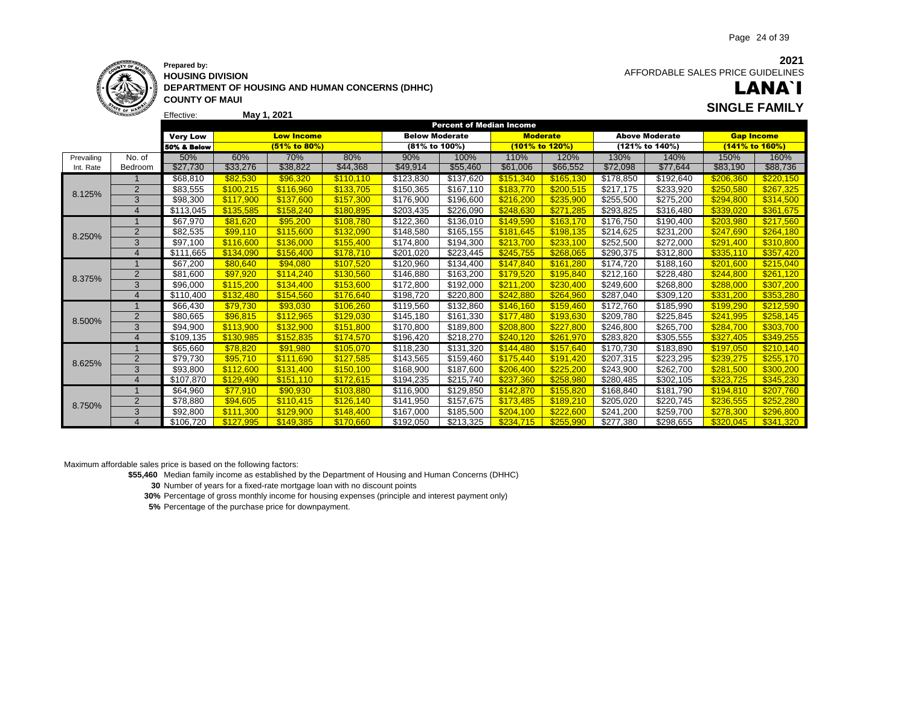**Prepared by:**
**HOUSING DIVISION**
**DEPARTMENT OF HOUSING AND HUMAN CONCERNS (DHHC)**
**COUNTY OF MAUI**

Effective: **May 1, 2021**

**2021**
AFFORDABLE SALES PRICE GUIDELINES

# LANA`I

## SINGLE FAMILY

| | | Percent of Median Income | | | | | | | | | | | |
|---|---|---|---|---|---|---|---|---|---|---|---|---|---|
| | | Very Low | Low Income | | | Below Moderate | | Moderate | | Above Moderate | | Gap Income | |
| | | 50% & Below | (51% to 80%) | | | (81% to 100%) | | (101% to 120%) | | (121% to 140%) | | (141% to 160%) | |
| Prevailing | No. of | 50% | 60% | 70% | 80% | 90% | 100% | 110% | 120% | 130% | 140% | 150% | 160% |
| Int. Rate | Bedroom | $27,730 | $33,276 | $38,822 | $44,368 | $49,914 | $55,460 | $61,006 | $66,552 | $72,098 | $77,644 | $83,190 | $88,736 |
| 8.125% | 1 | $68,810 | $82,530 | $96,320 | $110,110 | $123,830 | $137,620 | $151,340 | $165,130 | $178,850 | $192,640 | $206,360 | $220,150 |
| | 2 | $83,555 | $100,215 | $116,960 | $133,705 | $150,365 | $167,110 | $183,770 | $200,515 | $217,175 | $233,920 | $250,580 | $267,325 |
| | 3 | $98,300 | $117,900 | $137,600 | $157,300 | $176,900 | $196,600 | $216,200 | $235,900 | $255,500 | $275,200 | $294,800 | $314,500 |
| | 4 | $113,045 | $135,585 | $158,240 | $180,895 | $203,435 | $226,090 | $248,630 | $271,285 | $293,825 | $316,480 | $339,020 | $361,675 |
| 8.250% | 1 | $67,970 | $81,620 | $95,200 | $108,780 | $122,360 | $136,010 | $149,590 | $163,170 | $176,750 | $190,400 | $203,980 | $217,560 |
| | 2 | $82,535 | $99,110 | $115,600 | $132,090 | $148,580 | $165,155 | $181,645 | $198,135 | $214,625 | $231,200 | $247,690 | $264,180 |
| | 3 | $97,100 | $116,600 | $136,000 | $155,400 | $174,800 | $194,300 | $213,700 | $233,100 | $252,500 | $272,000 | $291,400 | $310,800 |
| | 4 | $111,665 | $134,090 | $156,400 | $178,710 | $201,020 | $223,445 | $245,755 | $268,065 | $290,375 | $312,800 | $335,110 | $357,420 |
| 8.375% | 1 | $67,200 | $80,640 | $94,080 | $107,520 | $120,960 | $134,400 | $147,840 | $161,280 | $174,720 | $188,160 | $201,600 | $215,040 |
| | 2 | $81,600 | $97,920 | $114,240 | $130,560 | $146,880 | $163,200 | $179,520 | $195,840 | $212,160 | $228,480 | $244,800 | $261,120 |
| | 3 | $96,000 | $115,200 | $134,400 | $153,600 | $172,800 | $192,000 | $211,200 | $230,400 | $249,600 | $268,800 | $288,000 | $307,200 |
| | 4 | $110,400 | $132,480 | $154,560 | $176,640 | $198,720 | $220,800 | $242,880 | $264,960 | $287,040 | $309,120 | $331,200 | $353,280 |
| 8.500% | 1 | $66,430 | $79,730 | $93,030 | $106,260 | $119,560 | $132,860 | $146,160 | $159,460 | $172,760 | $185,990 | $199,290 | $212,590 |
| | 2 | $80,665 | $96,815 | $112,965 | $129,030 | $145,180 | $161,330 | $177,480 | $193,630 | $209,780 | $225,845 | $241,995 | $258,145 |
| | 3 | $94,900 | $113,900 | $132,900 | $151,800 | $170,800 | $189,800 | $208,800 | $227,800 | $246,800 | $265,700 | $284,700 | $303,700 |
| | 4 | $109,135 | $130,985 | $152,835 | $174,570 | $196,420 | $218,270 | $240,120 | $261,970 | $283,820 | $305,555 | $327,405 | $349,255 |
| 8.625% | 1 | $65,660 | $78,820 | $91,980 | $105,070 | $118,230 | $131,320 | $144,480 | $157,640 | $170,730 | $183,890 | $197,050 | $210,140 |
| | 2 | $79,730 | $95,710 | $111,690 | $127,585 | $143,565 | $159,460 | $175,440 | $191,420 | $207,315 | $223,295 | $239,275 | $255,170 |
| | 3 | $93,800 | $112,600 | $131,400 | $150,100 | $168,900 | $187,600 | $206,400 | $225,200 | $243,900 | $262,700 | $281,500 | $300,200 |
| | 4 | $107,870 | $129,490 | $151,110 | $172,615 | $194,235 | $215,740 | $237,360 | $258,980 | $280,485 | $302,105 | $323,725 | $345,230 |
| 8.750% | 1 | $64,960 | $77,910 | $90,930 | $103,880 | $116,900 | $129,850 | $142,870 | $155,820 | $168,840 | $181,790 | $194,810 | $207,760 |
| | 2 | $78,880 | $94,605 | $110,415 | $126,140 | $141,950 | $157,675 | $173,485 | $189,210 | $205,020 | $220,745 | $236,555 | $252,280 |
| | 3 | $92,800 | $111,300 | $129,900 | $148,400 | $167,000 | $185,500 | $204,100 | $222,600 | $241,200 | $259,700 | $278,300 | $296,800 |
| | 4 | $106,720 | $127,995 | $149,385 | $170,660 | $192,050 | $213,325 | $234,715 | $255,990 | $277,380 | $298,655 | $320,045 | $341,320 |

Maximum affordable sales price is based on the following factors:

- **$55,460** Median family income as established by the Department of Housing and Human Concerns (DHHC)
- **30** Number of years for a fixed-rate mortgage loan with no discount points
- **30%** Percentage of gross monthly income for housing expenses (principle and interest payment only)
- **5%** Percentage of the purchase price for downpayment.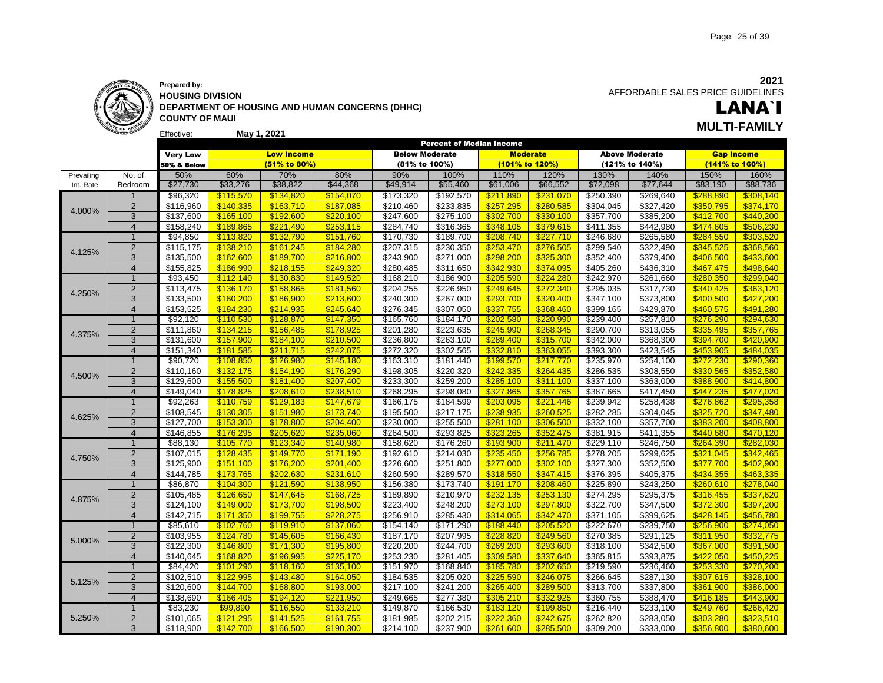**Prepared by:**
**HOUSING DIVISION**
**DEPARTMENT OF HOUSING AND HUMAN CONCERNS (DHHC)**
**COUNTY OF MAUI**

Effective: **May 1, 2021**

**2021**
AFFORDABLE SALES PRICE GUIDELINES

# LANA`I

## MULTI-FAMILY

| | | Percent of Median Income | | | | | | | | | | | |
|---|---|---|---|---|---|---|---|---|---|---|---|---|---|
| | | Very Low | Low Income | | | Below Moderate | | Moderate | | Above Moderate | | Gap Income | |
| | | 50% & Below | (51% to 80%) | | | (81% to 100%) | | (101% to 120%) | | (121% to 140%) | | (141% to 160%) | |
| Prevailing | No. of | 50% | 60% | 70% | 80% | 90% | 100% | 110% | 120% | 130% | 140% | 150% | 160% |
| Int. Rate | Bedroom | $27,730 | $33,276 | $38,822 | $44,368 | $49,914 | $55,460 | $61,006 | $66,552 | $72,098 | $77,644 | $83,190 | $88,736 |
| 4.000% | 1 | $96,320 | $115,570 | $134,820 | $154,070 | $173,320 | $192,570 | $211,890 | $231,070 | $250,390 | $269,640 | $288,890 | $308,140 |
| | 2 | $116,960 | $140,335 | $163,710 | $187,085 | $210,460 | $233,835 | $257,295 | $280,585 | $304,045 | $327,420 | $350,795 | $374,170 |
| | 3 | $137,600 | $165,100 | $192,600 | $220,100 | $247,600 | $275,100 | $302,700 | $330,100 | $357,700 | $385,200 | $412,700 | $440,200 |
| | 4 | $158,240 | $189,865 | $221,490 | $253,115 | $284,740 | $316,365 | $348,105 | $379,615 | $411,355 | $442,980 | $474,605 | $506,230 |
| 4.125% | 1 | $94,850 | $113,820 | $132,790 | $151,760 | $170,730 | $189,700 | $208,740 | $227,710 | $246,680 | $265,580 | $284,550 | $303,520 |
| | 2 | $115,175 | $138,210 | $161,245 | $184,280 | $207,315 | $230,350 | $253,470 | $276,505 | $299,540 | $322,490 | $345,525 | $368,560 |
| | 3 | $135,500 | $162,600 | $189,700 | $216,800 | $243,900 | $271,000 | $298,200 | $325,300 | $352,400 | $379,400 | $406,500 | $433,600 |
| | 4 | $155,825 | $186,990 | $218,155 | $249,320 | $280,485 | $311,650 | $342,930 | $374,095 | $405,260 | $436,310 | $467,475 | $498,640 |
| 4.250% | 1 | $93,450 | $112,140 | $130,830 | $149,520 | $168,210 | $186,900 | $205,590 | $224,280 | $242,970 | $261,660 | $280,350 | $299,040 |
| | 2 | $113,475 | $136,170 | $158,865 | $181,560 | $204,255 | $226,950 | $249,645 | $272,340 | $295,035 | $317,730 | $340,425 | $363,120 |
| | 3 | $133,500 | $160,200 | $186,900 | $213,600 | $240,300 | $267,000 | $293,700 | $320,400 | $347,100 | $373,800 | $400,500 | $427,200 |
| | 4 | $153,525 | $184,230 | $214,935 | $245,640 | $276,345 | $307,050 | $337,755 | $368,460 | $399,165 | $429,870 | $460,575 | $491,280 |
| 4.375% | 1 | $92,120 | $110,530 | $128,870 | $147,350 | $165,760 | $184,170 | $202,580 | $220,990 | $239,400 | $257,810 | $276,290 | $294,630 |
| | 2 | $111,860 | $134,215 | $156,485 | $178,925 | $201,280 | $223,635 | $245,990 | $268,345 | $290,700 | $313,055 | $335,495 | $357,765 |
| | 3 | $131,600 | $157,900 | $184,100 | $210,500 | $236,800 | $263,100 | $289,400 | $315,700 | $342,000 | $368,300 | $394,700 | $420,900 |
| | 4 | $151,340 | $181,585 | $211,715 | $242,075 | $272,320 | $302,565 | $332,810 | $363,055 | $393,300 | $423,545 | $453,905 | $484,035 |
| 4.500% | 1 | $90,720 | $108,850 | $126,980 | $145,180 | $163,310 | $181,440 | $199,570 | $217,770 | $235,970 | $254,100 | $272,230 | $290,360 |
| | 2 | $110,160 | $132,175 | $154,190 | $176,290 | $198,305 | $220,320 | $242,335 | $264,435 | $286,535 | $308,550 | $330,565 | $352,580 |
| | 3 | $129,600 | $155,500 | $181,400 | $207,400 | $233,300 | $259,200 | $285,100 | $311,100 | $337,100 | $363,000 | $388,900 | $414,800 |
| | 4 | $149,040 | $178,825 | $208,610 | $238,510 | $268,295 | $298,080 | $327,865 | $357,765 | $387,665 | $417,450 | $447,235 | $477,020 |
| 4.625% | 1 | $92,263 | $110,759 | $129,183 | $147,679 | $166,175 | $184,599 | $203,095 | $221,446 | $239,942 | $258,438 | $276,862 | $295,358 |
| | 2 | $108,545 | $130,305 | $151,980 | $173,740 | $195,500 | $217,175 | $238,935 | $260,525 | $282,285 | $304,045 | $325,720 | $347,480 |
| | 3 | $127,700 | $153,300 | $178,800 | $204,400 | $230,000 | $255,500 | $281,100 | $306,500 | $332,100 | $357,700 | $383,200 | $408,800 |
| | 4 | $146,855 | $176,295 | $205,620 | $235,060 | $264,500 | $293,825 | $323,265 | $352,475 | $381,915 | $411,355 | $440,680 | $470,120 |
| 4.750% | 1 | $88,130 | $105,770 | $123,340 | $140,980 | $158,620 | $176,260 | $193,900 | $211,470 | $229,110 | $246,750 | $264,390 | $282,030 |
| | 2 | $107,015 | $128,435 | $149,770 | $171,190 | $192,610 | $214,030 | $235,450 | $256,785 | $278,205 | $299,625 | $321,045 | $342,465 |
| | 3 | $125,900 | $151,100 | $176,200 | $201,400 | $226,600 | $251,800 | $277,000 | $302,100 | $327,300 | $352,500 | $377,700 | $402,900 |
| | 4 | $144,785 | $173,765 | $202,630 | $231,610 | $260,590 | $289,570 | $318,550 | $347,415 | $376,395 | $405,375 | $434,355 | $463,335 |
| 4.875% | 1 | $86,870 | $104,300 | $121,590 | $138,950 | $156,380 | $173,740 | $191,170 | $208,460 | $225,890 | $243,250 | $260,610 | $278,040 |
| | 2 | $105,485 | $126,650 | $147,645 | $168,725 | $189,890 | $210,970 | $232,135 | $253,130 | $274,295 | $295,375 | $316,455 | $337,620 |
| | 3 | $124,100 | $149,000 | $173,700 | $198,500 | $223,400 | $248,200 | $273,100 | $297,800 | $322,700 | $347,500 | $372,300 | $397,200 |
| | 4 | $142,715 | $171,350 | $199,755 | $228,275 | $256,910 | $285,430 | $314,065 | $342,470 | $371,105 | $399,625 | $428,145 | $456,780 |
| 5.000% | 1 | $85,610 | $102,760 | $119,910 | $137,060 | $154,140 | $171,290 | $188,440 | $205,520 | $222,670 | $239,750 | $256,900 | $274,050 |
| | 2 | $103,955 | $124,780 | $145,605 | $166,430 | $187,170 | $207,995 | $228,820 | $249,560 | $270,385 | $291,125 | $311,950 | $332,775 |
| | 3 | $122,300 | $146,800 | $171,300 | $195,800 | $220,200 | $244,700 | $269,200 | $293,600 | $318,100 | $342,500 | $367,000 | $391,500 |
| | 4 | $140,645 | $168,820 | $196,995 | $225,170 | $253,230 | $281,405 | $309,580 | $337,640 | $365,815 | $393,875 | $422,050 | $450,225 |
| 5.125% | 1 | $84,420 | $101,290 | $118,160 | $135,100 | $151,970 | $168,840 | $185,780 | $202,650 | $219,590 | $236,460 | $253,330 | $270,200 |
| | 2 | $102,510 | $122,995 | $143,480 | $164,050 | $184,535 | $205,020 | $225,590 | $246,075 | $266,645 | $287,130 | $307,615 | $328,100 |
| | 3 | $120,600 | $144,700 | $168,800 | $193,000 | $217,100 | $241,200 | $265,400 | $289,500 | $313,700 | $337,800 | $361,900 | $386,000 |
| | 4 | $138,690 | $166,405 | $194,120 | $221,950 | $249,665 | $277,380 | $305,210 | $332,925 | $360,755 | $388,470 | $416,185 | $443,900 |
| 5.250% | 1 | $83,230 | $99,890 | $116,550 | $133,210 | $149,870 | $166,530 | $183,120 | $199,850 | $216,440 | $233,100 | $249,760 | $266,420 |
| | 2 | $101,065 | $121,295 | $141,525 | $161,755 | $181,985 | $202,215 | $222,360 | $242,675 | $262,820 | $283,050 | $303,280 | $323,510 |
| | 3 | $118,900 | $142,700 | $166,500 | $190,300 | $214,100 | $237,900 | $261,600 | $285,500 | $309,200 | $333,000 | $356,800 | $380,600 |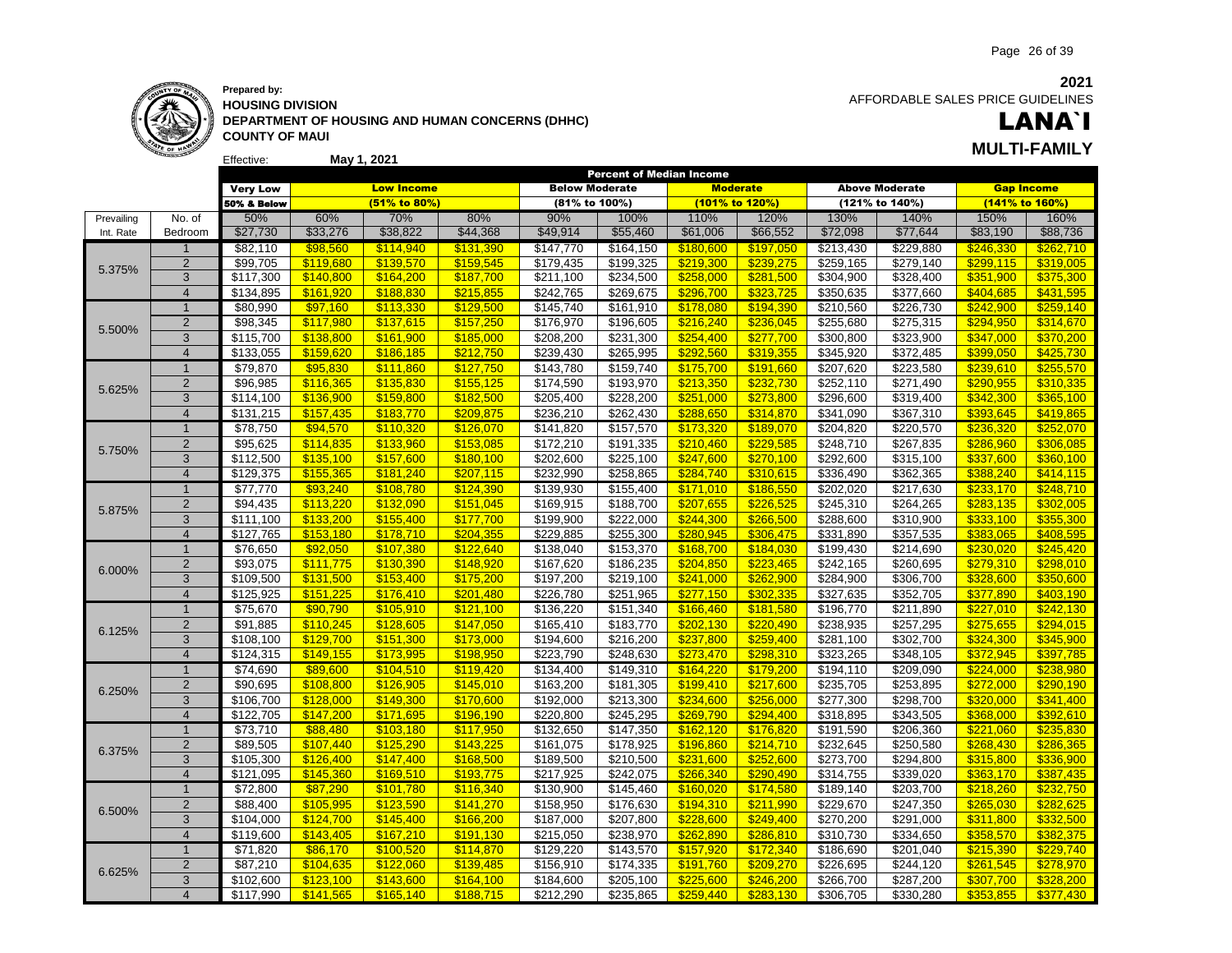**Prepared by:**
**HOUSING DIVISION**
**DEPARTMENT OF HOUSING AND HUMAN CONCERNS (DHHC)**
**COUNTY OF MAUI**

**2021**
AFFORDABLE SALES PRICE GUIDELINES

# LANA`I

## MULTI-FAMILY

Effective: **May 1, 2021**

| | | Percent of Median Income | | | | | | | | | | | |
|---|---|---|---|---|---|---|---|---|---|---|---|---|---|
| | | Very Low | Low Income | | | Below Moderate | | Moderate | | Above Moderate | | Gap Income | |
| | | 50% & Below | (51% to 80%) | | | (81% to 100%) | | (101% to 120%) | | (121% to 140%) | | (141% to 160%) | |
| Prevailing | No. of | 50% | 60% | 70% | 80% | 90% | 100% | 110% | 120% | 130% | 140% | 150% | 160% |
| Int. Rate | Bedroom | $27,730 | $33,276 | $38,822 | $44,368 | $49,914 | $55,460 | $61,006 | $66,552 | $72,098 | $77,644 | $83,190 | $88,736 |
| 5.375% | 1 | $82,110 | $98,560 | $114,940 | $131,390 | $147,770 | $164,150 | $180,600 | $197,050 | $213,430 | $229,880 | $246,330 | $262,710 |
| | 2 | $99,705 | $119,680 | $139,570 | $159,545 | $179,435 | $199,325 | $219,300 | $239,275 | $259,165 | $279,140 | $299,115 | $319,005 |
| | 3 | $117,300 | $140,800 | $164,200 | $187,700 | $211,100 | $234,500 | $258,000 | $281,500 | $304,900 | $328,400 | $351,900 | $375,300 |
| | 4 | $134,895 | $161,920 | $188,830 | $215,855 | $242,765 | $269,675 | $296,700 | $323,725 | $350,635 | $377,660 | $404,685 | $431,595 |
| 5.500% | 1 | $80,990 | $97,160 | $113,330 | $129,500 | $145,740 | $161,910 | $178,080 | $194,390 | $210,560 | $226,730 | $242,900 | $259,140 |
| | 2 | $98,345 | $117,980 | $137,615 | $157,250 | $176,970 | $196,605 | $216,240 | $236,045 | $255,680 | $275,315 | $294,950 | $314,670 |
| | 3 | $115,700 | $138,800 | $161,900 | $185,000 | $208,200 | $231,300 | $254,400 | $277,700 | $300,800 | $323,900 | $347,000 | $370,200 |
| | 4 | $133,055 | $159,620 | $186,185 | $212,750 | $239,430 | $265,995 | $292,560 | $319,355 | $345,920 | $372,485 | $399,050 | $425,730 |
| 5.625% | 1 | $79,870 | $95,830 | $111,860 | $127,750 | $143,780 | $159,740 | $175,700 | $191,660 | $207,620 | $223,580 | $239,610 | $255,570 |
| | 2 | $96,985 | $116,365 | $135,830 | $155,125 | $174,590 | $193,970 | $213,350 | $232,730 | $252,110 | $271,490 | $290,955 | $310,335 |
| | 3 | $114,100 | $136,900 | $159,800 | $182,500 | $205,400 | $228,200 | $251,000 | $273,800 | $296,600 | $319,400 | $342,300 | $365,100 |
| | 4 | $131,215 | $157,435 | $183,770 | $209,875 | $236,210 | $262,430 | $288,650 | $314,870 | $341,090 | $367,310 | $393,645 | $419,865 |
| 5.750% | 1 | $78,750 | $94,570 | $110,320 | $126,070 | $141,820 | $157,570 | $173,320 | $189,070 | $204,820 | $220,570 | $236,320 | $252,070 |
| | 2 | $95,625 | $114,835 | $133,960 | $153,085 | $172,210 | $191,335 | $210,460 | $229,585 | $248,710 | $267,835 | $286,960 | $306,085 |
| | 3 | $112,500 | $135,100 | $157,600 | $180,100 | $202,600 | $225,100 | $247,600 | $270,100 | $292,600 | $315,100 | $337,600 | $360,100 |
| | 4 | $129,375 | $155,365 | $181,240 | $207,115 | $232,990 | $258,865 | $284,740 | $310,615 | $336,490 | $362,365 | $388,240 | $414,115 |
| 5.875% | 1 | $77,770 | $93,240 | $108,780 | $124,390 | $139,930 | $155,400 | $171,010 | $186,550 | $202,020 | $217,630 | $233,170 | $248,710 |
| | 2 | $94,435 | $113,220 | $132,090 | $151,045 | $169,915 | $188,700 | $207,655 | $226,525 | $245,310 | $264,265 | $283,135 | $302,005 |
| | 3 | $111,100 | $133,200 | $155,400 | $177,700 | $199,900 | $222,000 | $244,300 | $266,500 | $288,600 | $310,900 | $333,100 | $355,300 |
| | 4 | $127,765 | $153,180 | $178,710 | $204,355 | $229,885 | $255,300 | $280,945 | $306,475 | $331,890 | $357,535 | $383,065 | $408,595 |
| 6.000% | 1 | $76,650 | $92,050 | $107,380 | $122,640 | $138,040 | $153,370 | $168,700 | $184,030 | $199,430 | $214,690 | $230,020 | $245,420 |
| | 2 | $93,075 | $111,775 | $130,390 | $148,920 | $167,620 | $186,235 | $204,850 | $223,465 | $242,165 | $260,695 | $279,310 | $298,010 |
| | 3 | $109,500 | $131,500 | $153,400 | $175,200 | $197,200 | $219,100 | $241,000 | $262,900 | $284,900 | $306,700 | $328,600 | $350,600 |
| | 4 | $125,925 | $151,225 | $176,410 | $201,480 | $226,780 | $251,965 | $277,150 | $302,335 | $327,635 | $352,705 | $377,890 | $403,190 |
| 6.125% | 1 | $75,670 | $90,790 | $105,910 | $121,100 | $136,220 | $151,340 | $166,460 | $181,580 | $196,770 | $211,890 | $227,010 | $242,130 |
| | 2 | $91,885 | $110,245 | $128,605 | $147,050 | $165,410 | $183,770 | $202,130 | $220,490 | $238,935 | $257,295 | $275,655 | $294,015 |
| | 3 | $108,100 | $129,700 | $151,300 | $173,000 | $194,600 | $216,200 | $237,800 | $259,400 | $281,100 | $302,700 | $324,300 | $345,900 |
| | 4 | $124,315 | $149,155 | $173,995 | $198,950 | $223,790 | $248,630 | $273,470 | $298,310 | $323,265 | $348,105 | $372,945 | $397,785 |
| 6.250% | 1 | $74,690 | $89,600 | $104,510 | $119,420 | $134,400 | $149,310 | $164,220 | $179,200 | $194,110 | $209,090 | $224,000 | $238,980 |
| | 2 | $90,695 | $108,800 | $126,905 | $145,010 | $163,200 | $181,305 | $199,410 | $217,600 | $235,705 | $253,895 | $272,000 | $290,190 |
| | 3 | $106,700 | $128,000 | $149,300 | $170,600 | $192,000 | $213,300 | $234,600 | $256,000 | $277,300 | $298,700 | $320,000 | $341,400 |
| | 4 | $122,705 | $147,200 | $171,695 | $196,190 | $220,800 | $245,295 | $269,790 | $294,400 | $318,895 | $343,505 | $368,000 | $392,610 |
| 6.375% | 1 | $73,710 | $88,480 | $103,180 | $117,950 | $132,650 | $147,350 | $162,120 | $176,820 | $191,590 | $206,360 | $221,060 | $235,830 |
| | 2 | $89,505 | $107,440 | $125,290 | $143,225 | $161,075 | $178,925 | $196,860 | $214,710 | $232,645 | $250,580 | $268,430 | $286,365 |
| | 3 | $105,300 | $126,400 | $147,400 | $168,500 | $189,500 | $210,500 | $231,600 | $252,600 | $273,700 | $294,800 | $315,800 | $336,900 |
| | 4 | $121,095 | $145,360 | $169,510 | $193,775 | $217,925 | $242,075 | $266,340 | $290,490 | $314,755 | $339,020 | $363,170 | $387,435 |
| 6.500% | 1 | $72,800 | $87,290 | $101,780 | $116,340 | $130,900 | $145,460 | $160,020 | $174,580 | $189,140 | $203,700 | $218,260 | $232,750 |
| | 2 | $88,400 | $105,995 | $123,590 | $141,270 | $158,950 | $176,630 | $194,310 | $211,990 | $229,670 | $247,350 | $265,030 | $282,625 |
| | 3 | $104,000 | $124,700 | $145,400 | $166,200 | $187,000 | $207,800 | $228,600 | $249,400 | $270,200 | $291,000 | $311,800 | $332,500 |
| | 4 | $119,600 | $143,405 | $167,210 | $191,130 | $215,050 | $238,970 | $262,890 | $286,810 | $310,730 | $334,650 | $358,570 | $382,375 |
| 6.625% | 1 | $71,820 | $86,170 | $100,520 | $114,870 | $129,220 | $143,570 | $157,920 | $172,340 | $186,690 | $201,040 | $215,390 | $229,740 |
| | 2 | $87,210 | $104,635 | $122,060 | $139,485 | $156,910 | $174,335 | $191,760 | $209,270 | $226,695 | $244,120 | $261,545 | $278,970 |
| | 3 | $102,600 | $123,100 | $143,600 | $164,100 | $184,600 | $205,100 | $225,600 | $246,200 | $266,700 | $287,200 | $307,700 | $328,200 |
| | 4 | $117,990 | $141,565 | $165,140 | $188,715 | $212,290 | $235,865 | $259,440 | $283,130 | $306,705 | $330,280 | $353,855 | $377,430 |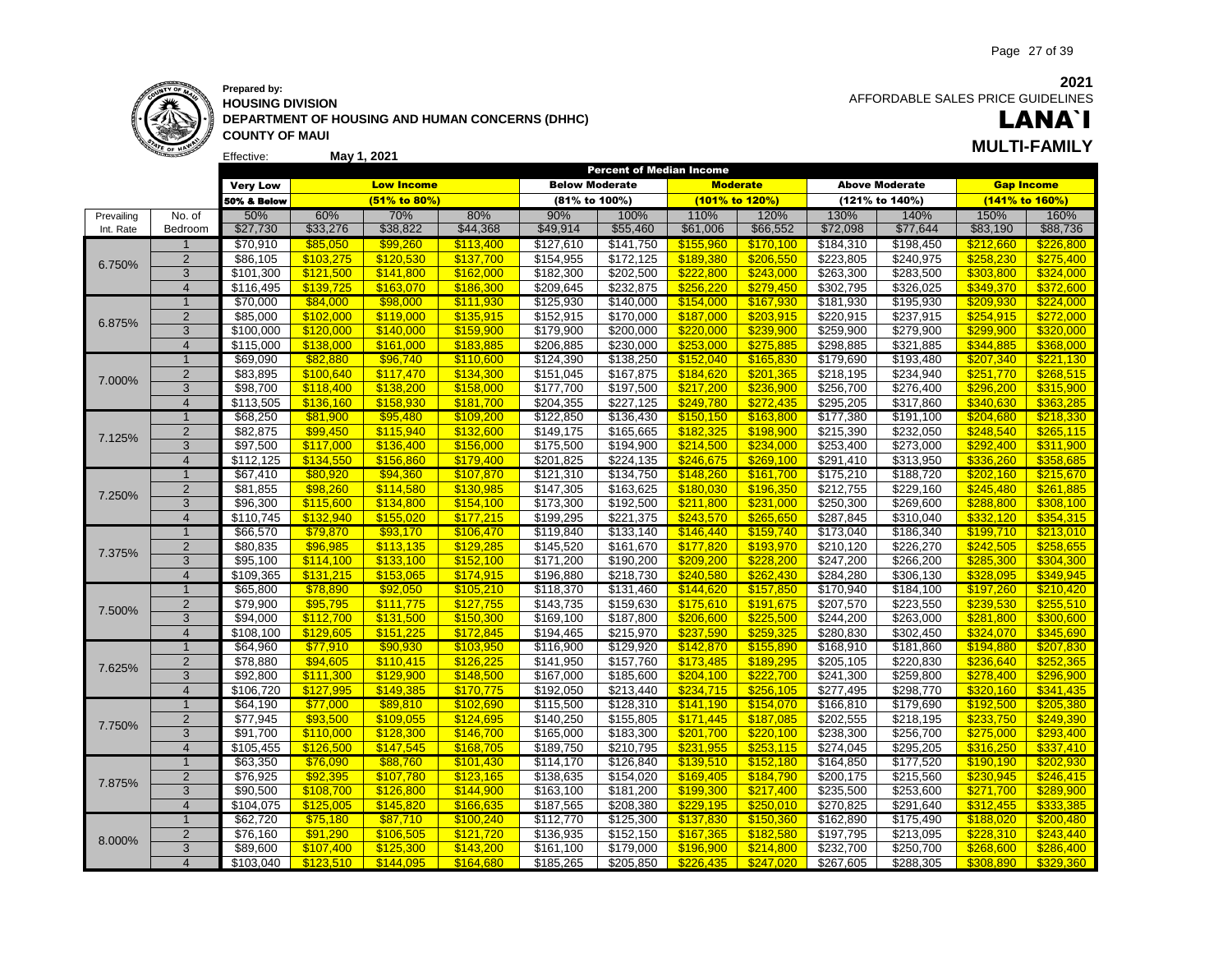**Prepared by:**
**HOUSING DIVISION**
**DEPARTMENT OF HOUSING AND HUMAN CONCERNS (DHHC)**
**COUNTY OF MAUI**

Effective: **May 1, 2021**

**2021**
AFFORDABLE SALES PRICE GUIDELINES

# LANA`I

## MULTI-FAMILY

| | | Percent of Median Income | | | | | | | | | | | |
|---|---|---|---|---|---|---|---|---|---|---|---|---|---|
| | | Very Low | Low Income | | | Below Moderate | | Moderate | | Above Moderate | | Gap Income | |
| | | 50% & Below | (51% to 80%) | | | (81% to 100%) | | (101% to 120%) | | (121% to 140%) | | (141% to 160%) | |
| Prevailing | No. of | 50% | 60% | 70% | 80% | 90% | 100% | 110% | 120% | 130% | 140% | 150% | 160% |
| Int. Rate | Bedroom | $27,730 | $33,276 | $38,822 | $44,368 | $49,914 | $55,460 | $61,006 | $66,552 | $72,098 | $77,644 | $83,190 | $88,736 |
| 6.750% | 1 | $70,910 | $85,050 | $99,260 | $113,400 | $127,610 | $141,750 | $155,960 | $170,100 | $184,310 | $198,450 | $212,660 | $226,800 |
| | 2 | $86,105 | $103,275 | $120,530 | $137,700 | $154,955 | $172,125 | $189,380 | $206,550 | $223,805 | $240,975 | $258,230 | $275,400 |
| | 3 | $101,300 | $121,500 | $141,800 | $162,000 | $182,300 | $202,500 | $222,800 | $243,000 | $263,300 | $283,500 | $303,800 | $324,000 |
| | 4 | $116,495 | $139,725 | $163,070 | $186,300 | $209,645 | $232,875 | $256,220 | $279,450 | $302,795 | $326,025 | $349,370 | $372,600 |
| 6.875% | 1 | $70,000 | $84,000 | $98,000 | $111,930 | $125,930 | $140,000 | $154,000 | $167,930 | $181,930 | $195,930 | $209,930 | $224,000 |
| | 2 | $85,000 | $102,000 | $119,000 | $135,915 | $152,915 | $170,000 | $187,000 | $203,915 | $220,915 | $237,915 | $254,915 | $272,000 |
| | 3 | $100,000 | $120,000 | $140,000 | $159,900 | $179,900 | $200,000 | $220,000 | $239,900 | $259,900 | $279,900 | $299,900 | $320,000 |
| | 4 | $115,000 | $138,000 | $161,000 | $183,885 | $206,885 | $230,000 | $253,000 | $275,885 | $298,885 | $321,885 | $344,885 | $368,000 |
| 7.000% | 1 | $69,090 | $82,880 | $96,740 | $110,600 | $124,390 | $138,250 | $152,040 | $165,830 | $179,690 | $193,480 | $207,340 | $221,130 |
| | 2 | $83,895 | $100,640 | $117,470 | $134,300 | $151,045 | $167,875 | $184,620 | $201,365 | $218,195 | $234,940 | $251,770 | $268,515 |
| | 3 | $98,700 | $118,400 | $138,200 | $158,000 | $177,700 | $197,500 | $217,200 | $236,900 | $256,700 | $276,400 | $296,200 | $315,900 |
| | 4 | $113,505 | $136,160 | $158,930 | $181,700 | $204,355 | $227,125 | $249,780 | $272,435 | $295,205 | $317,860 | $340,630 | $363,285 |
| 7.125% | 1 | $68,250 | $81,900 | $95,480 | $109,200 | $122,850 | $136,430 | $150,150 | $163,800 | $177,380 | $191,100 | $204,680 | $218,330 |
| | 2 | $82,875 | $99,450 | $115,940 | $132,600 | $149,175 | $165,665 | $182,325 | $198,900 | $215,390 | $232,050 | $248,540 | $265,115 |
| | 3 | $97,500 | $117,000 | $136,400 | $156,000 | $175,500 | $194,900 | $214,500 | $234,000 | $253,400 | $273,000 | $292,400 | $311,900 |
| | 4 | $112,125 | $134,550 | $156,860 | $179,400 | $201,825 | $224,135 | $246,675 | $269,100 | $291,410 | $313,950 | $336,260 | $358,685 |
| 7.250% | 1 | $67,410 | $80,920 | $94,360 | $107,870 | $121,310 | $134,750 | $148,260 | $161,700 | $175,210 | $188,720 | $202,160 | $215,670 |
| | 2 | $81,855 | $98,260 | $114,580 | $130,985 | $147,305 | $163,625 | $180,030 | $196,350 | $212,755 | $229,160 | $245,480 | $261,885 |
| | 3 | $96,300 | $115,600 | $134,800 | $154,100 | $173,300 | $192,500 | $211,800 | $231,000 | $250,300 | $269,600 | $288,800 | $308,100 |
| | 4 | $110,745 | $132,940 | $155,020 | $177,215 | $199,295 | $221,375 | $243,570 | $265,650 | $287,845 | $310,040 | $332,120 | $354,315 |
| 7.375% | 1 | $66,570 | $79,870 | $93,170 | $106,470 | $119,840 | $133,140 | $146,440 | $159,740 | $173,040 | $186,340 | $199,710 | $213,010 |
| | 2 | $80,835 | $96,985 | $113,135 | $129,285 | $145,520 | $161,670 | $177,820 | $193,970 | $210,120 | $226,270 | $242,505 | $258,655 |
| | 3 | $95,100 | $114,100 | $133,100 | $152,100 | $171,200 | $190,200 | $209,200 | $228,200 | $247,200 | $266,200 | $285,300 | $304,300 |
| | 4 | $109,365 | $131,215 | $153,065 | $174,915 | $196,880 | $218,730 | $240,580 | $262,430 | $284,280 | $306,130 | $328,095 | $349,945 |
| 7.500% | 1 | $65,800 | $78,890 | $92,050 | $105,210 | $118,370 | $131,460 | $144,620 | $157,850 | $170,940 | $184,100 | $197,260 | $210,420 |
| | 2 | $79,900 | $95,795 | $111,775 | $127,755 | $143,735 | $159,630 | $175,610 | $191,675 | $207,570 | $223,550 | $239,530 | $255,510 |
| | 3 | $94,000 | $112,700 | $131,500 | $150,300 | $169,100 | $187,800 | $206,600 | $225,500 | $244,200 | $263,000 | $281,800 | $300,600 |
| | 4 | $108,100 | $129,605 | $151,225 | $172,845 | $194,465 | $215,970 | $237,590 | $259,325 | $280,830 | $302,450 | $324,070 | $345,690 |
| 7.625% | 1 | $64,960 | $77,910 | $90,930 | $103,950 | $116,900 | $129,920 | $142,870 | $155,890 | $168,910 | $181,860 | $194,880 | $207,830 |
| | 2 | $78,880 | $94,605 | $110,415 | $126,225 | $141,950 | $157,760 | $173,485 | $189,295 | $205,105 | $220,830 | $236,640 | $252,365 |
| | 3 | $92,800 | $111,300 | $129,900 | $148,500 | $167,000 | $185,600 | $204,100 | $222,700 | $241,300 | $259,800 | $278,400 | $296,900 |
| | 4 | $106,720 | $127,995 | $149,385 | $170,775 | $192,050 | $213,440 | $234,715 | $256,105 | $277,495 | $298,770 | $320,160 | $341,435 |
| 7.750% | 1 | $64,190 | $77,000 | $89,810 | $102,690 | $115,500 | $128,310 | $141,190 | $154,070 | $166,810 | $179,690 | $192,500 | $205,380 |
| | 2 | $77,945 | $93,500 | $109,055 | $124,695 | $140,250 | $155,805 | $171,445 | $187,085 | $202,555 | $218,195 | $233,750 | $249,390 |
| | 3 | $91,700 | $110,000 | $128,300 | $146,700 | $165,000 | $183,300 | $201,700 | $220,100 | $238,300 | $256,700 | $275,000 | $293,400 |
| | 4 | $105,455 | $126,500 | $147,545 | $168,705 | $189,750 | $210,795 | $231,955 | $253,115 | $274,045 | $295,205 | $316,250 | $337,410 |
| 7.875% | 1 | $63,350 | $76,090 | $88,760 | $101,430 | $114,170 | $126,840 | $139,510 | $152,180 | $164,850 | $177,520 | $190,190 | $202,930 |
| | 2 | $76,925 | $92,395 | $107,780 | $123,165 | $138,635 | $154,020 | $169,405 | $184,790 | $200,175 | $215,560 | $230,945 | $246,415 |
| | 3 | $90,500 | $108,700 | $126,800 | $144,900 | $163,100 | $181,200 | $199,300 | $217,400 | $235,500 | $253,600 | $271,700 | $289,900 |
| | 4 | $104,075 | $125,005 | $145,820 | $166,635 | $187,565 | $208,380 | $229,195 | $250,010 | $270,825 | $291,640 | $312,455 | $333,385 |
| 8.000% | 1 | $62,720 | $75,180 | $87,710 | $100,240 | $112,770 | $125,300 | $137,830 | $150,360 | $162,890 | $175,490 | $188,020 | $200,480 |
| | 2 | $76,160 | $91,290 | $106,505 | $121,720 | $136,935 | $152,150 | $167,365 | $182,580 | $197,795 | $213,095 | $228,310 | $243,440 |
| | 3 | $89,600 | $107,400 | $125,300 | $143,200 | $161,100 | $179,000 | $196,900 | $214,800 | $232,700 | $250,700 | $268,600 | $286,400 |
| | 4 | $103,040 | $123,510 | $144,095 | $164,680 | $185,265 | $205,850 | $226,435 | $247,020 | $267,605 | $288,305 | $308,890 | $329,360 |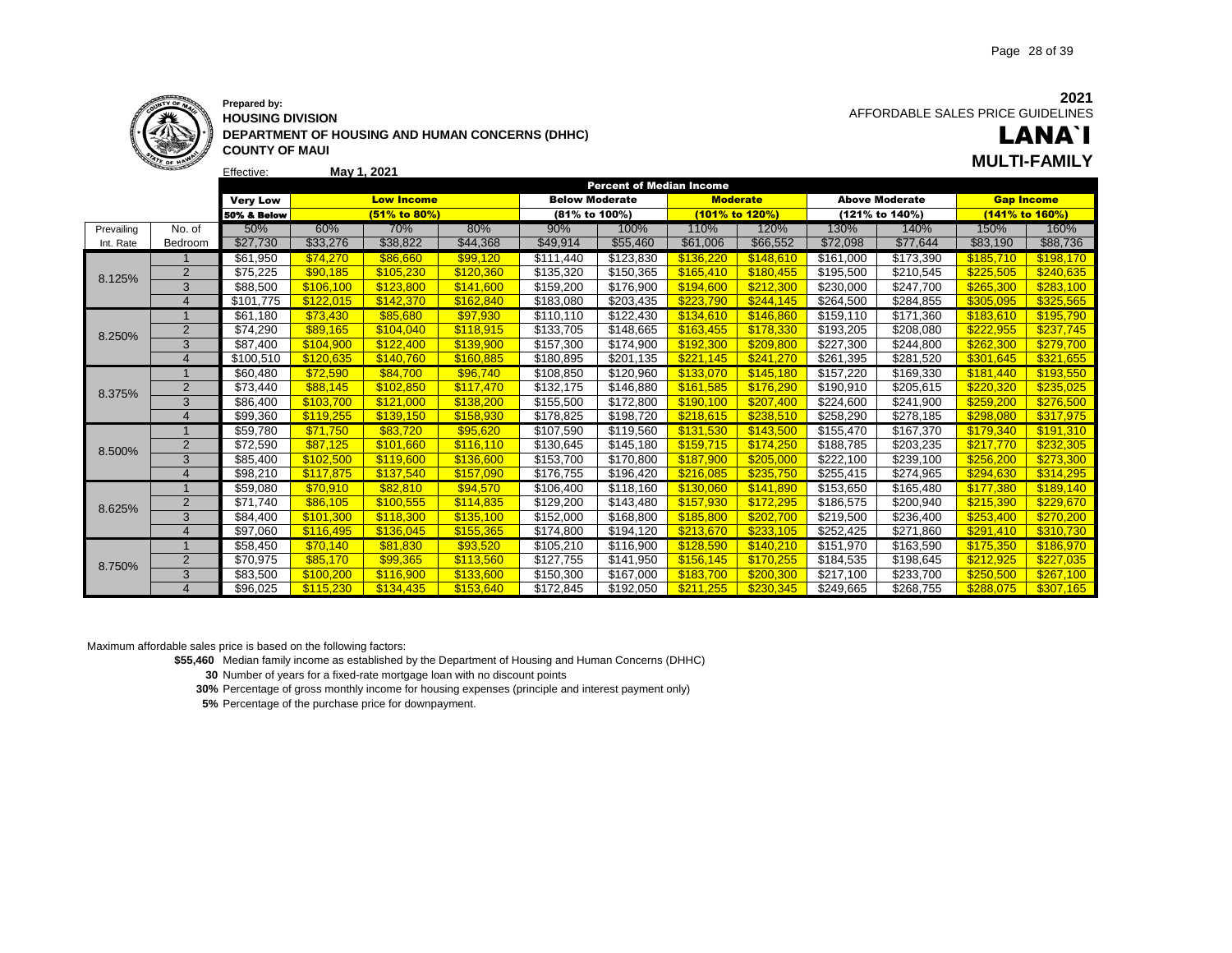Prepared by:
**HOUSING DIVISION**
**DEPARTMENT OF HOUSING AND HUMAN CONCERNS (DHHC)**
**COUNTY OF MAUI**

**2021**
AFFORDABLE SALES PRICE GUIDELINES

# LANA`I

## MULTI-FAMILY

Effective: **May 1, 2021**

| | | Percent of Median Income | | | | | | | | | | | |
|---|---|---|---|---|---|---|---|---|---|---|---|---|---|
| | | **Very Low** | **Low Income** | | | **Below Moderate** | | **Moderate** | | **Above Moderate** | | **Gap Income** | |
| | | **50% & Below** | **(51% to 80%)** | | | **(81% to 100%)** | | **(101% to 120%)** | | **(121% to 140%)** | | **(141% to 160%)** | |
| Prevailing | No. of | 50% | 60% | 70% | 80% | 90% | 100% | 110% | 120% | 130% | 140% | 150% | 160% |
| Int. Rate | Bedroom | $27,730 | $33,276 | $38,822 | $44,368 | $49,914 | $55,460 | $61,006 | $66,552 | $72,098 | $77,644 | $83,190 | $88,736 |
| 8.125% | 1 | $61,950 | $74,270 | $86,660 | $99,120 | $111,440 | $123,830 | $136,220 | $148,610 | $161,000 | $173,390 | $185,710 | $198,170 |
| | 2 | $75,225 | $90,185 | $105,230 | $120,360 | $135,320 | $150,365 | $165,410 | $180,455 | $195,500 | $210,545 | $225,505 | $240,635 |
| | 3 | $88,500 | $106,100 | $123,800 | $141,600 | $159,200 | $176,900 | $194,600 | $212,300 | $230,000 | $247,700 | $265,300 | $283,100 |
| | 4 | $101,775 | $122,015 | $142,370 | $162,840 | $183,080 | $203,435 | $223,790 | $244,145 | $264,500 | $284,855 | $305,095 | $325,565 |
| 8.250% | 1 | $61,180 | $73,430 | $85,680 | $97,930 | $110,110 | $122,430 | $134,610 | $146,860 | $159,110 | $171,360 | $183,610 | $195,790 |
| | 2 | $74,290 | $89,165 | $104,040 | $118,915 | $133,705 | $148,665 | $163,455 | $178,330 | $193,205 | $208,080 | $222,955 | $237,745 |
| | 3 | $87,400 | $104,900 | $122,400 | $139,900 | $157,300 | $174,900 | $192,300 | $209,800 | $227,300 | $244,800 | $262,300 | $279,700 |
| | 4 | $100,510 | $120,635 | $140,760 | $160,885 | $180,895 | $201,135 | $221,145 | $241,270 | $261,395 | $281,520 | $301,645 | $321,655 |
| 8.375% | 1 | $60,480 | $72,590 | $84,700 | $96,740 | $108,850 | $120,960 | $133,070 | $145,180 | $157,220 | $169,330 | $181,440 | $193,550 |
| | 2 | $73,440 | $88,145 | $102,850 | $117,470 | $132,175 | $146,880 | $161,585 | $176,290 | $190,910 | $205,615 | $220,320 | $235,025 |
| | 3 | $86,400 | $103,700 | $121,000 | $138,200 | $155,500 | $172,800 | $190,100 | $207,400 | $224,600 | $241,900 | $259,200 | $276,500 |
| | 4 | $99,360 | $119,255 | $139,150 | $158,930 | $178,825 | $198,720 | $218,615 | $238,510 | $258,290 | $278,185 | $298,080 | $317,975 |
| 8.500% | 1 | $59,780 | $71,750 | $83,720 | $95,620 | $107,590 | $119,560 | $131,530 | $143,500 | $155,470 | $167,370 | $179,340 | $191,310 |
| | 2 | $72,590 | $87,125 | $101,660 | $116,110 | $130,645 | $145,180 | $159,715 | $174,250 | $188,785 | $203,235 | $217,770 | $232,305 |
| | 3 | $85,400 | $102,500 | $119,600 | $136,600 | $153,700 | $170,800 | $187,900 | $205,000 | $222,100 | $239,100 | $256,200 | $273,300 |
| | 4 | $98,210 | $117,875 | $137,540 | $157,090 | $176,755 | $196,420 | $216,085 | $235,750 | $255,415 | $274,965 | $294,630 | $314,295 |
| 8.625% | 1 | $59,080 | $70,910 | $82,810 | $94,570 | $106,400 | $118,160 | $130,060 | $141,890 | $153,650 | $165,480 | $177,380 | $189,140 |
| | 2 | $71,740 | $86,105 | $100,555 | $114,835 | $129,200 | $143,480 | $157,930 | $172,295 | $186,575 | $200,940 | $215,390 | $229,670 |
| | 3 | $84,400 | $101,300 | $118,300 | $135,100 | $152,000 | $168,800 | $185,800 | $202,700 | $219,500 | $236,400 | $253,400 | $270,200 |
| | 4 | $97,060 | $116,495 | $136,045 | $155,365 | $174,800 | $194,120 | $213,670 | $233,105 | $252,425 | $271,860 | $291,410 | $310,730 |
| 8.750% | 1 | $58,450 | $70,140 | $81,830 | $93,520 | $105,210 | $116,900 | $128,590 | $140,210 | $151,970 | $163,590 | $175,350 | $186,970 |
| | 2 | $70,975 | $85,170 | $99,365 | $113,560 | $127,755 | $141,950 | $156,145 | $170,255 | $184,535 | $198,645 | $212,925 | $227,035 |
| | 3 | $83,500 | $100,200 | $116,900 | $133,600 | $150,300 | $167,000 | $183,700 | $200,300 | $217,100 | $233,700 | $250,500 | $267,100 |
| | 4 | $96,025 | $115,230 | $134,435 | $153,640 | $172,845 | $192,050 | $211,255 | $230,345 | $249,665 | $268,755 | $288,075 | $307,165 |

Maximum affordable sales price is based on the following factors:

**$55,460** Median family income as established by the Department of Housing and Human Concerns (DHHC)

**30** Number of years for a fixed-rate mortgage loan with no discount points

**30%** Percentage of gross monthly income for housing expenses (principle and interest payment only)

**5%** Percentage of the purchase price for downpayment.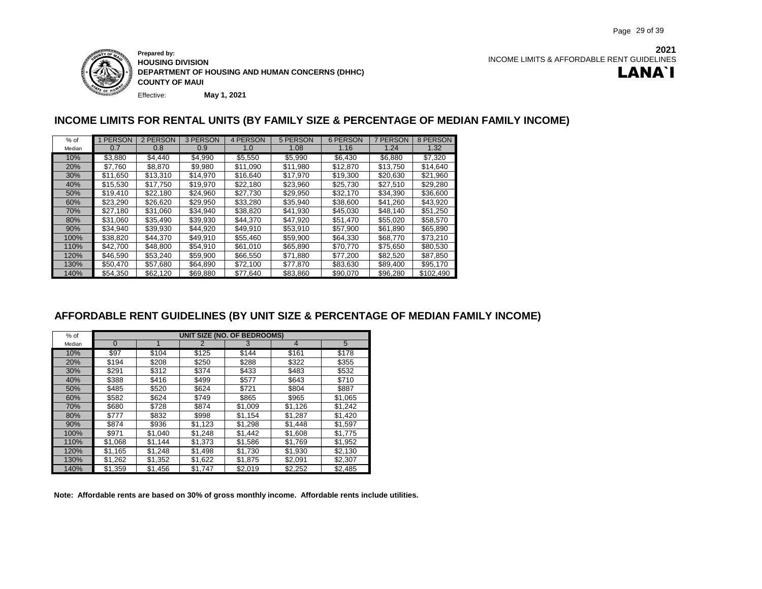**Prepared by:**
**HOUSING DIVISION**
**DEPARTMENT OF HOUSING AND HUMAN CONCERNS (DHHC)**
**COUNTY OF MAUI**

Effective: **May 1, 2021**

**2021**
INCOME LIMITS & AFFORDABLE RENT GUIDELINES
**LANA`I**

## INCOME LIMITS FOR RENTAL UNITS (BY FAMILY SIZE & PERCENTAGE OF MEDIAN FAMILY INCOME)

| % of Median | 1 PERSON 0.7 | 2 PERSON 0.8 | 3 PERSON 0.9 | 4 PERSON 1.0 | 5 PERSON 1.08 | 6 PERSON 1.16 | 7 PERSON 1.24 | 8 PERSON 1.32 |
|---|---|---|---|---|---|---|---|---|
| 10% | $3,880 | $4,440 | $4,990 | $5,550 | $5,990 | $6,430 | $6,880 | $7,320 |
| 20% | $7,760 | $8,870 | $9,980 | $11,090 | $11,980 | $12,870 | $13,750 | $14,640 |
| 30% | $11,650 | $13,310 | $14,970 | $16,640 | $17,970 | $19,300 | $20,630 | $21,960 |
| 40% | $15,530 | $17,750 | $19,970 | $22,180 | $23,960 | $25,730 | $27,510 | $29,280 |
| 50% | $19,410 | $22,180 | $24,960 | $27,730 | $29,950 | $32,170 | $34,390 | $36,600 |
| 60% | $23,290 | $26,620 | $29,950 | $33,280 | $35,940 | $38,600 | $41,260 | $43,920 |
| 70% | $27,180 | $31,060 | $34,940 | $38,820 | $41,930 | $45,030 | $48,140 | $51,250 |
| 80% | $31,060 | $35,490 | $39,930 | $44,370 | $47,920 | $51,470 | $55,020 | $58,570 |
| 90% | $34,940 | $39,930 | $44,920 | $49,910 | $53,910 | $57,900 | $61,890 | $65,890 |
| 100% | $38,820 | $44,370 | $49,910 | $55,460 | $59,900 | $64,330 | $68,770 | $73,210 |
| 110% | $42,700 | $48,800 | $54,910 | $61,010 | $65,890 | $70,770 | $75,650 | $80,530 |
| 120% | $46,590 | $53,240 | $59,900 | $66,550 | $71,880 | $77,200 | $82,520 | $87,850 |
| 130% | $50,470 | $57,680 | $64,890 | $72,100 | $77,870 | $83,630 | $89,400 | $95,170 |
| 140% | $54,350 | $62,120 | $69,880 | $77,640 | $83,860 | $90,070 | $96,280 | $102,490 |

## AFFORDABLE RENT GUIDELINES (BY UNIT SIZE & PERCENTAGE OF MEDIAN FAMILY INCOME)

| % of Median | UNIT SIZE (NO. OF BEDROOMS) | | | | | |
|---|---|---|---|---|---|---|
| | 0 | 1 | 2 | 3 | 4 | 5 |
| 10% | $97 | $104 | $125 | $144 | $161 | $178 |
| 20% | $194 | $208 | $250 | $288 | $322 | $355 |
| 30% | $291 | $312 | $374 | $433 | $483 | $532 |
| 40% | $388 | $416 | $499 | $577 | $643 | $710 |
| 50% | $485 | $520 | $624 | $721 | $804 | $887 |
| 60% | $582 | $624 | $749 | $865 | $965 | $1,065 |
| 70% | $680 | $728 | $874 | $1,009 | $1,126 | $1,242 |
| 80% | $777 | $832 | $998 | $1,154 | $1,287 | $1,420 |
| 90% | $874 | $936 | $1,123 | $1,298 | $1,448 | $1,597 |
| 100% | $971 | $1,040 | $1,248 | $1,442 | $1,608 | $1,775 |
| 110% | $1,068 | $1,144 | $1,373 | $1,586 | $1,769 | $1,952 |
| 120% | $1,165 | $1,248 | $1,498 | $1,730 | $1,930 | $2,130 |
| 130% | $1,262 | $1,352 | $1,622 | $1,875 | $2,091 | $2,307 |
| 140% | $1,359 | $1,456 | $1,747 | $2,019 | $2,252 | $2,485 |

**Note: Affordable rents are based on 30% of gross monthly income. Affordable rents include utilities.**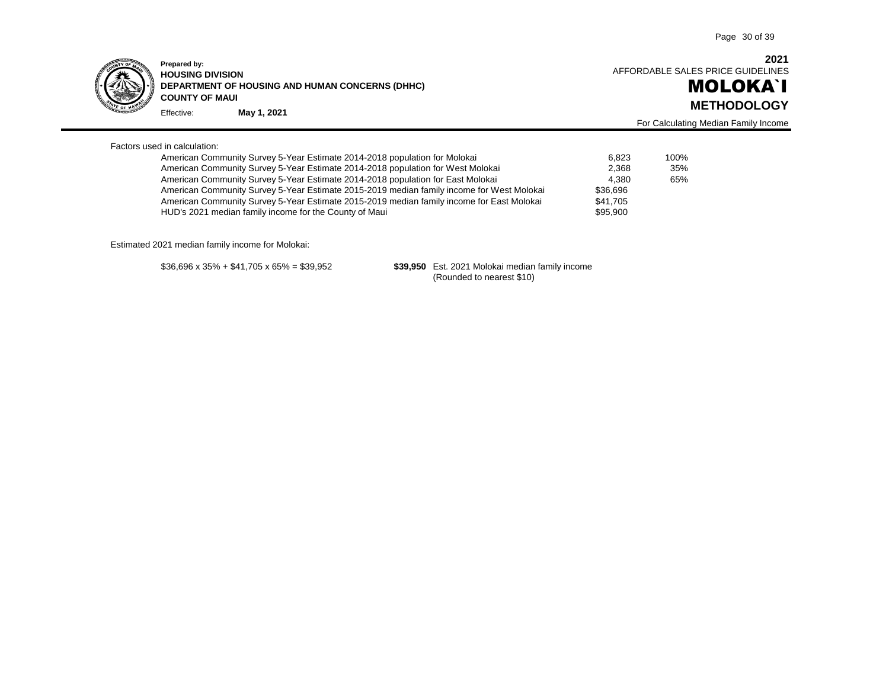**Prepared by:**
**HOUSING DIVISION**
**DEPARTMENT OF HOUSING AND HUMAN CONCERNS (DHHC)**
**COUNTY OF MAUI**
Effective: **May 1, 2021**

**2021**
AFFORDABLE SALES PRICE GUIDELINES

# MOLOKA`I

## METHODOLOGY

For Calculating Median Family Income

Factors used in calculation:

| Factor | Value | Percent |
|---|---|---|
| American Community Survey 5-Year Estimate 2014-2018 population for Molokai | 6,823 | 100% |
| American Community Survey 5-Year Estimate 2014-2018 population for West Molokai | 2,368 | 35% |
| American Community Survey 5-Year Estimate 2014-2018 population for East Molokai | 4,380 | 65% |
| American Community Survey 5-Year Estimate 2015-2019 median family income for West Molokai | $36,696 | |
| American Community Survey 5-Year Estimate 2015-2019 median family income for East Molokai | $41,705 | |
| HUD's 2021 median family income for the County of Maui | $95,900 | |

Estimated 2021 median family income for Molokai:

$36,696 x 35% + $41,705 x 65% = $39,952

**$39,950** Est. 2021 Molokai median family income (Rounded to nearest $10)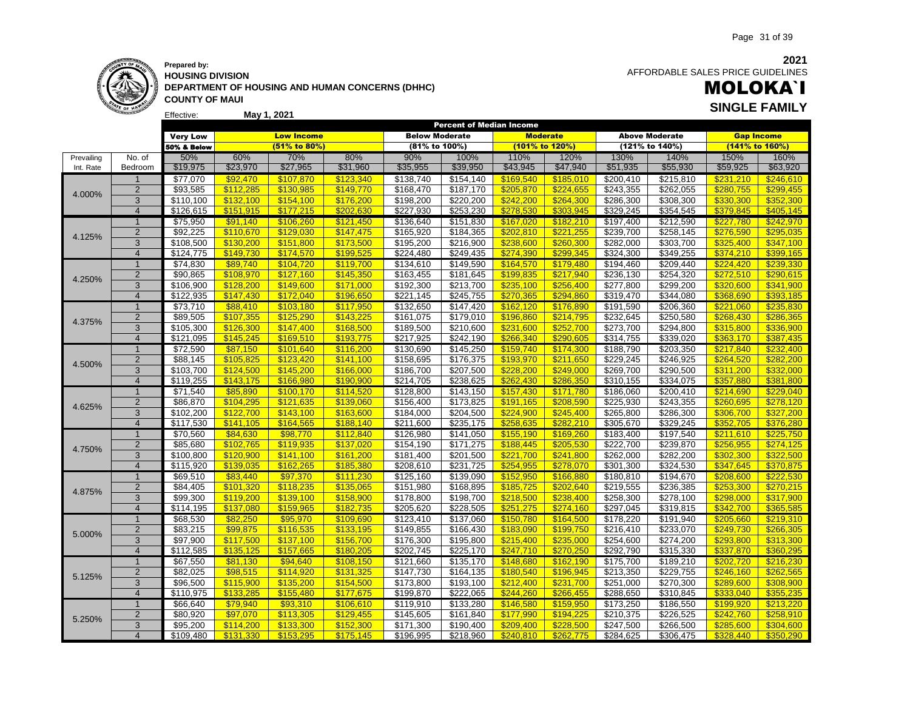**Prepared by:**
**HOUSING DIVISION**
**DEPARTMENT OF HOUSING AND HUMAN CONCERNS (DHHC)**
**COUNTY OF MAUI**

Effective: **May 1, 2021**

**2021**
AFFORDABLE SALES PRICE GUIDELINES

# MOLOKA`I

## SINGLE FAMILY

| | | Percent of Median Income | | | | | | | | | | | |
|---|---|---|---|---|---|---|---|---|---|---|---|---|---|
| | | Very Low | Low Income | | | Below Moderate | | Moderate | | Above Moderate | | Gap Income | |
| | | 50% & Below | (51% to 80%) | | | (81% to 100%) | | (101% to 120%) | | (121% to 140%) | | (141% to 160%) | |
| Prevailing | No. of | 50% | 60% | 70% | 80% | 90% | 100% | 110% | 120% | 130% | 140% | 150% | 160% |
| Int. Rate | Bedroom | $19,975 | $23,970 | $27,965 | $31,960 | $35,955 | $39,950 | $43,945 | $47,940 | $51,935 | $55,930 | $59,925 | $63,920 |
| 4.000% | 1 | $77,070 | $92,470 | $107,870 | $123,340 | $138,740 | $154,140 | $169,540 | $185,010 | $200,410 | $215,810 | $231,210 | $246,610 |
| | 2 | $93,585 | $112,285 | $130,985 | $149,770 | $168,470 | $187,170 | $205,870 | $224,655 | $243,355 | $262,055 | $280,755 | $299,455 |
| | 3 | $110,100 | $132,100 | $154,100 | $176,200 | $198,200 | $220,200 | $242,200 | $264,300 | $286,300 | $308,300 | $330,300 | $352,300 |
| | 4 | $126,615 | $151,915 | $177,215 | $202,630 | $227,930 | $253,230 | $278,530 | $303,945 | $329,245 | $354,545 | $379,845 | $405,145 |
| 4.125% | 1 | $75,950 | $91,140 | $106,260 | $121,450 | $136,640 | $151,830 | $167,020 | $182,210 | $197,400 | $212,590 | $227,780 | $242,970 |
| | 2 | $92,225 | $110,670 | $129,030 | $147,475 | $165,920 | $184,365 | $202,810 | $221,255 | $239,700 | $258,145 | $276,590 | $295,035 |
| | 3 | $108,500 | $130,200 | $151,800 | $173,500 | $195,200 | $216,900 | $238,600 | $260,300 | $282,000 | $303,700 | $325,400 | $347,100 |
| | 4 | $124,775 | $149,730 | $174,570 | $199,525 | $224,480 | $249,435 | $274,390 | $299,345 | $324,300 | $349,255 | $374,210 | $399,165 |
| 4.250% | 1 | $74,830 | $89,740 | $104,720 | $119,700 | $134,610 | $149,590 | $164,570 | $179,480 | $194,460 | $209,440 | $224,420 | $239,330 |
| | 2 | $90,865 | $108,970 | $127,160 | $145,350 | $163,455 | $181,645 | $199,835 | $217,940 | $236,130 | $254,320 | $272,510 | $290,615 |
| | 3 | $106,900 | $128,200 | $149,600 | $171,000 | $192,300 | $213,700 | $235,100 | $256,400 | $277,800 | $299,200 | $320,600 | $341,900 |
| | 4 | $122,935 | $147,430 | $172,040 | $196,650 | $221,145 | $245,755 | $270,365 | $294,860 | $319,470 | $344,080 | $368,690 | $393,185 |
| 4.375% | 1 | $73,710 | $88,410 | $103,180 | $117,950 | $132,650 | $147,420 | $162,120 | $176,890 | $191,590 | $206,360 | $221,060 | $235,830 |
| | 2 | $89,505 | $107,355 | $125,290 | $143,225 | $161,075 | $179,010 | $196,860 | $214,795 | $232,645 | $250,580 | $268,430 | $286,365 |
| | 3 | $105,300 | $126,300 | $147,400 | $168,500 | $189,500 | $210,600 | $231,600 | $252,700 | $273,700 | $294,800 | $315,800 | $336,900 |
| | 4 | $121,095 | $145,245 | $169,510 | $193,775 | $217,925 | $242,190 | $266,340 | $290,605 | $314,755 | $339,020 | $363,170 | $387,435 |
| 4.500% | 1 | $72,590 | $87,150 | $101,640 | $116,200 | $130,690 | $145,250 | $159,740 | $174,300 | $188,790 | $203,350 | $217,840 | $232,400 |
| | 2 | $88,145 | $105,825 | $123,420 | $141,100 | $158,695 | $176,375 | $193,970 | $211,650 | $229,245 | $246,925 | $264,520 | $282,200 |
| | 3 | $103,700 | $124,500 | $145,200 | $166,000 | $186,700 | $207,500 | $228,200 | $249,000 | $269,700 | $290,500 | $311,200 | $332,000 |
| | 4 | $119,255 | $143,175 | $166,980 | $190,900 | $214,705 | $238,625 | $262,430 | $286,350 | $310,155 | $334,075 | $357,880 | $381,800 |
| 4.625% | 1 | $71,540 | $85,890 | $100,170 | $114,520 | $128,800 | $143,150 | $157,430 | $171,780 | $186,060 | $200,410 | $214,690 | $229,040 |
| | 2 | $86,870 | $104,295 | $121,635 | $139,060 | $156,400 | $173,825 | $191,165 | $208,590 | $225,930 | $243,355 | $260,695 | $278,120 |
| | 3 | $102,200 | $122,700 | $143,100 | $163,600 | $184,000 | $204,500 | $224,900 | $245,400 | $265,800 | $286,300 | $306,700 | $327,200 |
| | 4 | $117,530 | $141,105 | $164,565 | $188,140 | $211,600 | $235,175 | $258,635 | $282,210 | $305,670 | $329,245 | $352,705 | $376,280 |
| 4.750% | 1 | $70,560 | $84,630 | $98,770 | $112,840 | $126,980 | $141,050 | $155,190 | $169,260 | $183,400 | $197,540 | $211,610 | $225,750 |
| | 2 | $85,680 | $102,765 | $119,935 | $137,020 | $154,190 | $171,275 | $188,445 | $205,530 | $222,700 | $239,870 | $256,955 | $274,125 |
| | 3 | $100,800 | $120,900 | $141,100 | $161,200 | $181,400 | $201,500 | $221,700 | $241,800 | $262,000 | $282,200 | $302,300 | $322,500 |
| | 4 | $115,920 | $139,035 | $162,265 | $185,380 | $208,610 | $231,725 | $254,955 | $278,070 | $301,300 | $324,530 | $347,645 | $370,875 |
| 4.875% | 1 | $69,510 | $83,440 | $97,370 | $111,230 | $125,160 | $139,090 | $152,950 | $166,880 | $180,810 | $194,670 | $208,600 | $222,530 |
| | 2 | $84,405 | $101,320 | $118,235 | $135,065 | $151,980 | $168,895 | $185,725 | $202,640 | $219,555 | $236,385 | $253,300 | $270,215 |
| | 3 | $99,300 | $119,200 | $139,100 | $158,900 | $178,800 | $198,700 | $218,500 | $238,400 | $258,300 | $278,100 | $298,000 | $317,900 |
| | 4 | $114,195 | $137,080 | $159,965 | $182,735 | $205,620 | $228,505 | $251,275 | $274,160 | $297,045 | $319,815 | $342,700 | $365,585 |
| 5.000% | 1 | $68,530 | $82,250 | $95,970 | $109,690 | $123,410 | $137,060 | $150,780 | $164,500 | $178,220 | $191,940 | $205,660 | $219,310 |
| | 2 | $83,215 | $99,875 | $116,535 | $133,195 | $149,855 | $166,430 | $183,090 | $199,750 | $216,410 | $233,070 | $249,730 | $266,305 |
| | 3 | $97,900 | $117,500 | $137,100 | $156,700 | $176,300 | $195,800 | $215,400 | $235,000 | $254,600 | $274,200 | $293,800 | $313,300 |
| | 4 | $112,585 | $135,125 | $157,665 | $180,205 | $202,745 | $225,170 | $247,710 | $270,250 | $292,790 | $315,330 | $337,870 | $360,295 |
| 5.125% | 1 | $67,550 | $81,130 | $94,640 | $108,150 | $121,660 | $135,170 | $148,680 | $162,190 | $175,700 | $189,210 | $202,720 | $216,230 |
| | 2 | $82,025 | $98,515 | $114,920 | $131,325 | $147,730 | $164,135 | $180,540 | $196,945 | $213,350 | $229,755 | $246,160 | $262,565 |
| | 3 | $96,500 | $115,900 | $135,200 | $154,500 | $173,800 | $193,100 | $212,400 | $231,700 | $251,000 | $270,300 | $289,600 | $308,900 |
| | 4 | $110,975 | $133,285 | $155,480 | $177,675 | $199,870 | $222,065 | $244,260 | $266,455 | $288,650 | $310,845 | $333,040 | $355,235 |
| 5.250% | 1 | $66,640 | $79,940 | $93,310 | $106,610 | $119,910 | $133,280 | $146,580 | $159,950 | $173,250 | $186,550 | $199,920 | $213,220 |
| | 2 | $80,920 | $97,070 | $113,305 | $129,455 | $145,605 | $161,840 | $177,990 | $194,225 | $210,375 | $226,525 | $242,760 | $258,910 |
| | 3 | $95,200 | $114,200 | $133,300 | $152,300 | $171,300 | $190,400 | $209,400 | $228,500 | $247,500 | $266,500 | $285,600 | $304,600 |
| | 4 | $109,480 | $131,330 | $153,295 | $175,145 | $196,995 | $218,960 | $240,810 | $262,775 | $284,625 | $306,475 | $328,440 | $350,290 |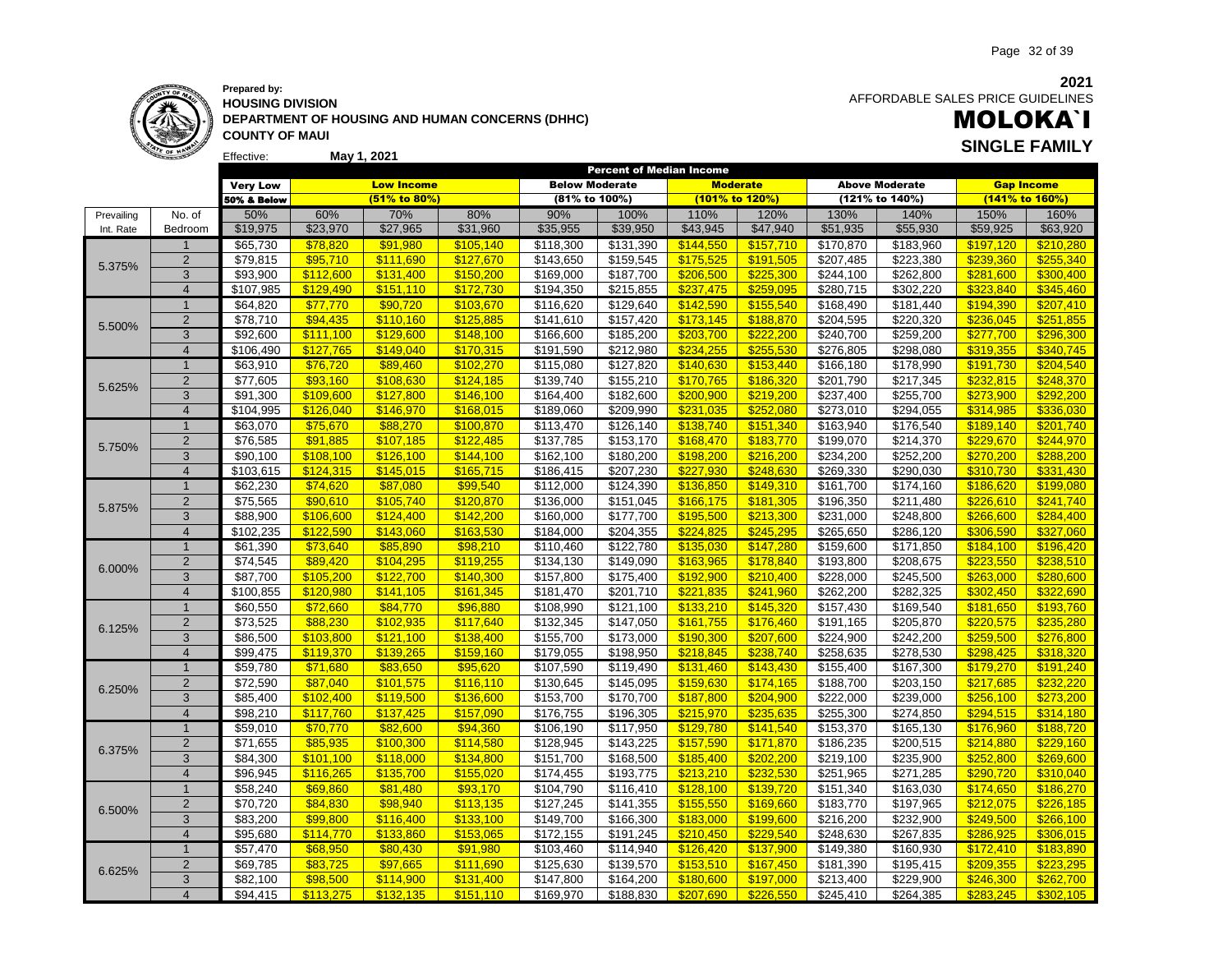**2021**

AFFORDABLE SALES PRICE GUIDELINES

# MOLOKA`I

## SINGLE FAMILY

**Prepared by:**
**HOUSING DIVISION**
**DEPARTMENT OF HOUSING AND HUMAN CONCERNS (DHHC)**
**COUNTY OF MAUI**

Effective: **May 1, 2021**

| | | Percent of Median Income | | | | | | | | | | | |
|---|---|---|---|---|---|---|---|---|---|---|---|---|---|
| | | Very Low | Low Income | | | Below Moderate | | Moderate | | Above Moderate | | Gap Income | |
| | | 50% & Below | (51% to 80%) | | | (81% to 100%) | | (101% to 120%) | | (121% to 140%) | | (141% to 160%) | |
| Prevailing | No. of | 50% | 60% | 70% | 80% | 90% | 100% | 110% | 120% | 130% | 140% | 150% | 160% |
| Int. Rate | Bedroom | $19,975 | $23,970 | $27,965 | $31,960 | $35,955 | $39,950 | $43,945 | $47,940 | $51,935 | $55,930 | $59,925 | $63,920 |
| 5.375% | 1 | $65,730 | $78,820 | $91,980 | $105,140 | $118,300 | $131,390 | $144,550 | $157,710 | $170,870 | $183,960 | $197,120 | $210,280 |
| | 2 | $79,815 | $95,710 | $111,690 | $127,670 | $143,650 | $159,545 | $175,525 | $191,505 | $207,485 | $223,380 | $239,360 | $255,340 |
| | 3 | $93,900 | $112,600 | $131,400 | $150,200 | $169,000 | $187,700 | $206,500 | $225,300 | $244,100 | $262,800 | $281,600 | $300,400 |
| | 4 | $107,985 | $129,490 | $151,110 | $172,730 | $194,350 | $215,855 | $237,475 | $259,095 | $280,715 | $302,220 | $323,840 | $345,460 |
| 5.500% | 1 | $64,820 | $77,770 | $90,720 | $103,670 | $116,620 | $129,640 | $142,590 | $155,540 | $168,490 | $181,440 | $194,390 | $207,410 |
| | 2 | $78,710 | $94,435 | $110,160 | $125,885 | $141,610 | $157,420 | $173,145 | $188,870 | $204,595 | $220,320 | $236,045 | $251,855 |
| | 3 | $92,600 | $111,100 | $129,600 | $148,100 | $166,600 | $185,200 | $203,700 | $222,200 | $240,700 | $259,200 | $277,700 | $296,300 |
| | 4 | $106,490 | $127,765 | $149,040 | $170,315 | $191,590 | $212,980 | $234,255 | $255,530 | $276,805 | $298,080 | $319,355 | $340,745 |
| 5.625% | 1 | $63,910 | $76,720 | $89,460 | $102,270 | $115,080 | $127,820 | $140,630 | $153,440 | $166,180 | $178,990 | $191,730 | $204,540 |
| | 2 | $77,605 | $93,160 | $108,630 | $124,185 | $139,740 | $155,210 | $170,765 | $186,320 | $201,790 | $217,345 | $232,815 | $248,370 |
| | 3 | $91,300 | $109,600 | $127,800 | $146,100 | $164,400 | $182,600 | $200,900 | $219,200 | $237,400 | $255,700 | $273,900 | $292,200 |
| | 4 | $104,995 | $126,040 | $146,970 | $168,015 | $189,060 | $209,990 | $231,035 | $252,080 | $273,010 | $294,055 | $314,985 | $336,030 |
| 5.750% | 1 | $63,070 | $75,670 | $88,270 | $100,870 | $113,470 | $126,140 | $138,740 | $151,340 | $163,940 | $176,540 | $189,140 | $201,740 |
| | 2 | $76,585 | $91,885 | $107,185 | $122,485 | $137,785 | $153,170 | $168,470 | $183,770 | $199,070 | $214,370 | $229,670 | $244,970 |
| | 3 | $90,100 | $108,100 | $126,100 | $144,100 | $162,100 | $180,200 | $198,200 | $216,200 | $234,200 | $252,200 | $270,200 | $288,200 |
| | 4 | $103,615 | $124,315 | $145,015 | $165,715 | $186,415 | $207,230 | $227,930 | $248,630 | $269,330 | $290,030 | $310,730 | $331,430 |
| 5.875% | 1 | $62,230 | $74,620 | $87,080 | $99,540 | $112,000 | $124,390 | $136,850 | $149,310 | $161,700 | $174,160 | $186,620 | $199,080 |
| | 2 | $75,565 | $90,610 | $105,740 | $120,870 | $136,000 | $151,045 | $166,175 | $181,305 | $196,350 | $211,480 | $226,610 | $241,740 |
| | 3 | $88,900 | $106,600 | $124,400 | $142,200 | $160,000 | $177,700 | $195,500 | $213,300 | $231,000 | $248,800 | $266,600 | $284,400 |
| | 4 | $102,235 | $122,590 | $143,060 | $163,530 | $184,000 | $204,355 | $224,825 | $245,295 | $265,650 | $286,120 | $306,590 | $327,060 |
| 6.000% | 1 | $61,390 | $73,640 | $85,890 | $98,210 | $110,460 | $122,780 | $135,030 | $147,280 | $159,600 | $171,850 | $184,100 | $196,420 |
| | 2 | $74,545 | $89,420 | $104,295 | $119,255 | $134,130 | $149,090 | $163,965 | $178,840 | $193,800 | $208,675 | $223,550 | $238,510 |
| | 3 | $87,700 | $105,200 | $122,700 | $140,300 | $157,800 | $175,400 | $192,900 | $210,400 | $228,000 | $245,500 | $263,000 | $280,600 |
| | 4 | $100,855 | $120,980 | $141,105 | $161,345 | $181,470 | $201,710 | $221,835 | $241,960 | $262,200 | $282,325 | $302,450 | $322,690 |
| 6.125% | 1 | $60,550 | $72,660 | $84,770 | $96,880 | $108,990 | $121,100 | $133,210 | $145,320 | $157,430 | $169,540 | $181,650 | $193,760 |
| | 2 | $73,525 | $88,230 | $102,935 | $117,640 | $132,345 | $147,050 | $161,755 | $176,460 | $191,165 | $205,870 | $220,575 | $235,280 |
| | 3 | $86,500 | $103,800 | $121,100 | $138,400 | $155,700 | $173,000 | $190,300 | $207,600 | $224,900 | $242,200 | $259,500 | $276,800 |
| | 4 | $99,475 | $119,370 | $139,265 | $159,160 | $179,055 | $198,950 | $218,845 | $238,740 | $258,635 | $278,530 | $298,425 | $318,320 |
| 6.250% | 1 | $59,780 | $71,680 | $83,650 | $95,620 | $107,590 | $119,490 | $131,460 | $143,430 | $155,400 | $167,300 | $179,270 | $191,240 |
| | 2 | $72,590 | $87,040 | $101,575 | $116,110 | $130,645 | $145,095 | $159,630 | $174,165 | $188,700 | $203,150 | $217,685 | $232,220 |
| | 3 | $85,400 | $102,400 | $119,500 | $136,600 | $153,700 | $170,700 | $187,800 | $204,900 | $222,000 | $239,000 | $256,100 | $273,200 |
| | 4 | $98,210 | $117,760 | $137,425 | $157,090 | $176,755 | $196,305 | $215,970 | $235,635 | $255,300 | $274,850 | $294,515 | $314,180 |
| 6.375% | 1 | $59,010 | $70,770 | $82,600 | $94,360 | $106,190 | $117,950 | $129,780 | $141,540 | $153,370 | $165,130 | $176,960 | $188,720 |
| | 2 | $71,655 | $85,935 | $100,300 | $114,580 | $128,945 | $143,225 | $157,590 | $171,870 | $186,235 | $200,515 | $214,880 | $229,160 |
| | 3 | $84,300 | $101,100 | $118,000 | $134,800 | $151,700 | $168,500 | $185,400 | $202,200 | $219,100 | $235,900 | $252,800 | $269,600 |
| | 4 | $96,945 | $116,265 | $135,700 | $155,020 | $174,455 | $193,775 | $213,210 | $232,530 | $251,965 | $271,285 | $290,720 | $310,040 |
| 6.500% | 1 | $58,240 | $69,860 | $81,480 | $93,170 | $104,790 | $116,410 | $128,100 | $139,720 | $151,340 | $163,030 | $174,650 | $186,270 |
| | 2 | $70,720 | $84,830 | $98,940 | $113,135 | $127,245 | $141,355 | $155,550 | $169,660 | $183,770 | $197,965 | $212,075 | $226,185 |
| | 3 | $83,200 | $99,800 | $116,400 | $133,100 | $149,700 | $166,300 | $183,000 | $199,600 | $216,200 | $232,900 | $249,500 | $266,100 |
| | 4 | $95,680 | $114,770 | $133,860 | $153,065 | $172,155 | $191,245 | $210,450 | $229,540 | $248,630 | $267,835 | $286,925 | $306,015 |
| 6.625% | 1 | $57,470 | $68,950 | $80,430 | $91,980 | $103,460 | $114,940 | $126,420 | $137,900 | $149,380 | $160,930 | $172,410 | $183,890 |
| | 2 | $69,785 | $83,725 | $97,665 | $111,690 | $125,630 | $139,570 | $153,510 | $167,450 | $181,390 | $195,415 | $209,355 | $223,295 |
| | 3 | $82,100 | $98,500 | $114,900 | $131,400 | $147,800 | $164,200 | $180,600 | $197,000 | $213,400 | $229,900 | $246,300 | $262,700 |
| | 4 | $94,415 | $113,275 | $132,135 | $151,110 | $169,970 | $188,830 | $207,690 | $226,550 | $245,410 | $264,385 | $283,245 | $302,105 |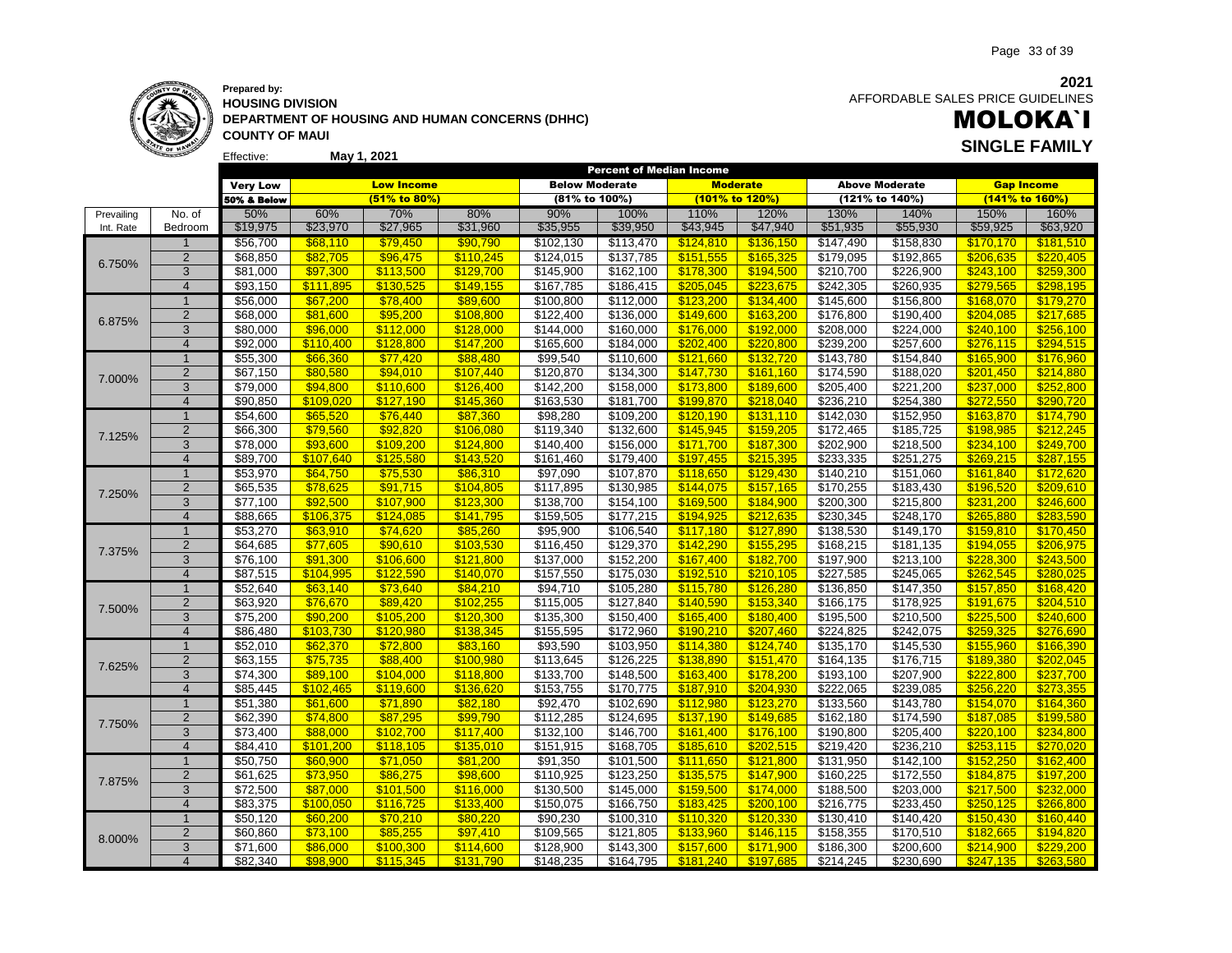**Prepared by:**
**HOUSING DIVISION**
**DEPARTMENT OF HOUSING AND HUMAN CONCERNS (DHHC)**
**COUNTY OF MAUI**

Effective: **May 1, 2021**

**2021**
AFFORDABLE SALES PRICE GUIDELINES

# MOLOKA`I

## SINGLE FAMILY

| | | Percent of Median Income | | | | | | | | | | | |
|---|---|---|---|---|---|---|---|---|---|---|---|---|---|
| | | Very Low | Low Income | | | Below Moderate | | Moderate | | Above Moderate | | Gap Income | |
| | | 50% & Below | (51% to 80%) | | | (81% to 100%) | | (101% to 120%) | | (121% to 140%) | | (141% to 160%) | |
| Prevailing | No. of | 50% | 60% | 70% | 80% | 90% | 100% | 110% | 120% | 130% | 140% | 150% | 160% |
| Int. Rate | Bedroom | $19,975 | $23,970 | $27,965 | $31,960 | $35,955 | $39,950 | $43,945 | $47,940 | $51,935 | $55,930 | $59,925 | $63,920 |
| 6.750% | 1 | $56,700 | $68,110 | $79,450 | $90,790 | $102,130 | $113,470 | $124,810 | $136,150 | $147,490 | $158,830 | $170,170 | $181,510 |
| | 2 | $68,850 | $82,705 | $96,475 | $110,245 | $124,015 | $137,785 | $151,555 | $165,325 | $179,095 | $192,865 | $206,635 | $220,405 |
| | 3 | $81,000 | $97,300 | $113,500 | $129,700 | $145,900 | $162,100 | $178,300 | $194,500 | $210,700 | $226,900 | $243,100 | $259,300 |
| | 4 | $93,150 | $111,895 | $130,525 | $149,155 | $167,785 | $186,415 | $205,045 | $223,675 | $242,305 | $260,935 | $279,565 | $298,195 |
| 6.875% | 1 | $56,000 | $67,200 | $78,400 | $89,600 | $100,800 | $112,000 | $123,200 | $134,400 | $145,600 | $156,800 | $168,070 | $179,270 |
| | 2 | $68,000 | $81,600 | $95,200 | $108,800 | $122,400 | $136,000 | $149,600 | $163,200 | $176,800 | $190,400 | $204,085 | $217,685 |
| | 3 | $80,000 | $96,000 | $112,000 | $128,000 | $144,000 | $160,000 | $176,000 | $192,000 | $208,000 | $224,000 | $240,100 | $256,100 |
| | 4 | $92,000 | $110,400 | $128,800 | $147,200 | $165,600 | $184,000 | $202,400 | $220,800 | $239,200 | $257,600 | $276,115 | $294,515 |
| 7.000% | 1 | $55,300 | $66,360 | $77,420 | $88,480 | $99,540 | $110,600 | $121,660 | $132,720 | $143,780 | $154,840 | $165,900 | $176,960 |
| | 2 | $67,150 | $80,580 | $94,010 | $107,440 | $120,870 | $134,300 | $147,730 | $161,160 | $174,590 | $188,020 | $201,450 | $214,880 |
| | 3 | $79,000 | $94,800 | $110,600 | $126,400 | $142,200 | $158,000 | $173,800 | $189,600 | $205,400 | $221,200 | $237,000 | $252,800 |
| | 4 | $90,850 | $109,020 | $127,190 | $145,360 | $163,530 | $181,700 | $199,870 | $218,040 | $236,210 | $254,380 | $272,550 | $290,720 |
| 7.125% | 1 | $54,600 | $65,520 | $76,440 | $87,360 | $98,280 | $109,200 | $120,190 | $131,110 | $142,030 | $152,950 | $163,870 | $174,790 |
| | 2 | $66,300 | $79,560 | $92,820 | $106,080 | $119,340 | $132,600 | $145,945 | $159,205 | $172,465 | $185,725 | $198,985 | $212,245 |
| | 3 | $78,000 | $93,600 | $109,200 | $124,800 | $140,400 | $156,000 | $171,700 | $187,300 | $202,900 | $218,500 | $234,100 | $249,700 |
| | 4 | $89,700 | $107,640 | $125,580 | $143,520 | $161,460 | $179,400 | $197,455 | $215,395 | $233,335 | $251,275 | $269,215 | $287,155 |
| 7.250% | 1 | $53,970 | $64,750 | $75,530 | $86,310 | $97,090 | $107,870 | $118,650 | $129,430 | $140,210 | $151,060 | $161,840 | $172,620 |
| | 2 | $65,535 | $78,625 | $91,715 | $104,805 | $117,895 | $130,985 | $144,075 | $157,165 | $170,255 | $183,430 | $196,520 | $209,610 |
| | 3 | $77,100 | $92,500 | $107,900 | $123,300 | $138,700 | $154,100 | $169,500 | $184,900 | $200,300 | $215,800 | $231,200 | $246,600 |
| | 4 | $88,665 | $106,375 | $124,085 | $141,795 | $159,505 | $177,215 | $194,925 | $212,635 | $230,345 | $248,170 | $265,880 | $283,590 |
| 7.375% | 1 | $53,270 | $63,910 | $74,620 | $85,260 | $95,900 | $106,540 | $117,180 | $127,890 | $138,530 | $149,170 | $159,810 | $170,450 |
| | 2 | $64,685 | $77,605 | $90,610 | $103,530 | $116,450 | $129,370 | $142,290 | $155,295 | $168,215 | $181,135 | $194,055 | $206,975 |
| | 3 | $76,100 | $91,300 | $106,600 | $121,800 | $137,000 | $152,200 | $167,400 | $182,700 | $197,900 | $213,100 | $228,300 | $243,500 |
| | 4 | $87,515 | $104,995 | $122,590 | $140,070 | $157,550 | $175,030 | $192,510 | $210,105 | $227,585 | $245,065 | $262,545 | $280,025 |
| 7.500% | 1 | $52,640 | $63,140 | $73,640 | $84,210 | $94,710 | $105,280 | $115,780 | $126,280 | $136,850 | $147,350 | $157,850 | $168,420 |
| | 2 | $63,920 | $76,670 | $89,420 | $102,255 | $115,005 | $127,840 | $140,590 | $153,340 | $166,175 | $178,925 | $191,675 | $204,510 |
| | 3 | $75,200 | $90,200 | $105,200 | $120,300 | $135,300 | $150,400 | $165,400 | $180,400 | $195,500 | $210,500 | $225,500 | $240,600 |
| | 4 | $86,480 | $103,730 | $120,980 | $138,345 | $155,595 | $172,960 | $190,210 | $207,460 | $224,825 | $242,075 | $259,325 | $276,690 |
| 7.625% | 1 | $52,010 | $62,370 | $72,800 | $83,160 | $93,590 | $103,950 | $114,380 | $124,740 | $135,170 | $145,530 | $155,960 | $166,390 |
| | 2 | $63,155 | $75,735 | $88,400 | $100,980 | $113,645 | $126,225 | $138,890 | $151,470 | $164,135 | $176,715 | $189,380 | $202,045 |
| | 3 | $74,300 | $89,100 | $104,000 | $118,800 | $133,700 | $148,500 | $163,400 | $178,200 | $193,100 | $207,900 | $222,800 | $237,700 |
| | 4 | $85,445 | $102,465 | $119,600 | $136,620 | $153,755 | $170,775 | $187,910 | $204,930 | $222,065 | $239,085 | $256,220 | $273,355 |
| 7.750% | 1 | $51,380 | $61,600 | $71,890 | $82,180 | $92,470 | $102,690 | $112,980 | $123,270 | $133,560 | $143,780 | $154,070 | $164,360 |
| | 2 | $62,390 | $74,800 | $87,295 | $99,790 | $112,285 | $124,695 | $137,190 | $149,685 | $162,180 | $174,590 | $187,085 | $199,580 |
| | 3 | $73,400 | $88,000 | $102,700 | $117,400 | $132,100 | $146,700 | $161,400 | $176,100 | $190,800 | $205,400 | $220,100 | $234,800 |
| | 4 | $84,410 | $101,200 | $118,105 | $135,010 | $151,915 | $168,705 | $185,610 | $202,515 | $219,420 | $236,210 | $253,115 | $270,020 |
| 7.875% | 1 | $50,750 | $60,900 | $71,050 | $81,200 | $91,350 | $101,500 | $111,650 | $121,800 | $131,950 | $142,100 | $152,250 | $162,400 |
| | 2 | $61,625 | $73,950 | $86,275 | $98,600 | $110,925 | $123,250 | $135,575 | $147,900 | $160,225 | $172,550 | $184,875 | $197,200 |
| | 3 | $72,500 | $87,000 | $101,500 | $116,000 | $130,500 | $145,000 | $159,500 | $174,000 | $188,500 | $203,000 | $217,500 | $232,000 |
| | 4 | $83,375 | $100,050 | $116,725 | $133,400 | $150,075 | $166,750 | $183,425 | $200,100 | $216,775 | $233,450 | $250,125 | $266,800 |
| 8.000% | 1 | $50,120 | $60,200 | $70,210 | $80,220 | $90,230 | $100,310 | $110,320 | $120,330 | $130,410 | $140,420 | $150,430 | $160,440 |
| | 2 | $60,860 | $73,100 | $85,255 | $97,410 | $109,565 | $121,805 | $133,960 | $146,115 | $158,355 | $170,510 | $182,665 | $194,820 |
| | 3 | $71,600 | $86,000 | $100,300 | $114,600 | $128,900 | $143,300 | $157,600 | $171,900 | $186,300 | $200,600 | $214,900 | $229,200 |
| | 4 | $82,340 | $98,900 | $115,345 | $131,790 | $148,235 | $164,795 | $181,240 | $197,685 | $214,245 | $230,690 | $247,135 | $263,580 |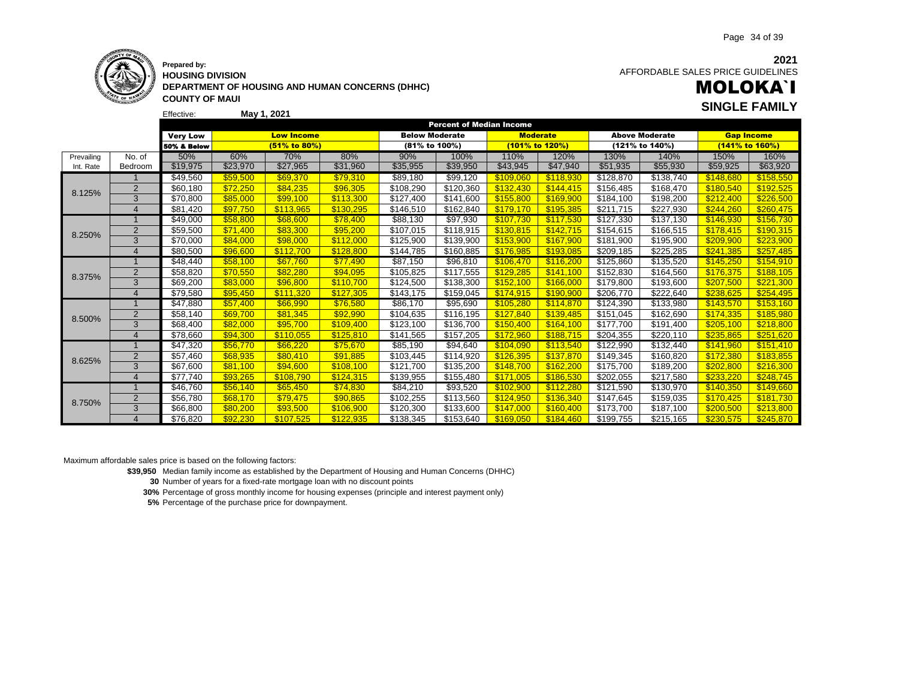**Prepared by:**
**HOUSING DIVISION**
**DEPARTMENT OF HOUSING AND HUMAN CONCERNS (DHHC)**
**COUNTY OF MAUI**

**2021**
AFFORDABLE SALES PRICE GUIDELINES

# MOLOKA`I

## SINGLE FAMILY

Effective: **May 1, 2021**

| | | Percent of Median Income | | | | | | | | | | | |
|---|---|---|---|---|---|---|---|---|---|---|---|---|---|
| | | **Very Low** | **Low Income** | | | **Below Moderate** | | **Moderate** | | **Above Moderate** | | **Gap Income** | |
| | | **50% & Below** | **(51% to 80%)** | | | **(81% to 100%)** | | **(101% to 120%)** | | **(121% to 140%)** | | **(141% to 160%)** | |
| Prevailing | No. of | 50% | 60% | 70% | 80% | 90% | 100% | 110% | 120% | 130% | 140% | 150% | 160% |
| Int. Rate | Bedroom | $19,975 | $23,970 | $27,965 | $31,960 | $35,955 | $39,950 | $43,945 | $47,940 | $51,935 | $55,930 | $59,925 | $63,920 |
| 8.125% | 1 | $49,560 | $59,500 | $69,370 | $79,310 | $89,180 | $99,120 | $109,060 | $118,930 | $128,870 | $138,740 | $148,680 | $158,550 |
| | 2 | $60,180 | $72,250 | $84,235 | $96,305 | $108,290 | $120,360 | $132,430 | $144,415 | $156,485 | $168,470 | $180,540 | $192,525 |
| | 3 | $70,800 | $85,000 | $99,100 | $113,300 | $127,400 | $141,600 | $155,800 | $169,900 | $184,100 | $198,200 | $212,400 | $226,500 |
| | 4 | $81,420 | $97,750 | $113,965 | $130,295 | $146,510 | $162,840 | $179,170 | $195,385 | $211,715 | $227,930 | $244,260 | $260,475 |
| 8.250% | 1 | $49,000 | $58,800 | $68,600 | $78,400 | $88,130 | $97,930 | $107,730 | $117,530 | $127,330 | $137,130 | $146,930 | $156,730 |
| | 2 | $59,500 | $71,400 | $83,300 | $95,200 | $107,015 | $118,915 | $130,815 | $142,715 | $154,615 | $166,515 | $178,415 | $190,315 |
| | 3 | $70,000 | $84,000 | $98,000 | $112,000 | $125,900 | $139,900 | $153,900 | $167,900 | $181,900 | $195,900 | $209,900 | $223,900 |
| | 4 | $80,500 | $96,600 | $112,700 | $128,800 | $144,785 | $160,885 | $176,985 | $193,085 | $209,185 | $225,285 | $241,385 | $257,485 |
| 8.375% | 1 | $48,440 | $58,100 | $67,760 | $77,490 | $87,150 | $96,810 | $106,470 | $116,200 | $125,860 | $135,520 | $145,250 | $154,910 |
| | 2 | $58,820 | $70,550 | $82,280 | $94,095 | $105,825 | $117,555 | $129,285 | $141,100 | $152,830 | $164,560 | $176,375 | $188,105 |
| | 3 | $69,200 | $83,000 | $96,800 | $110,700 | $124,500 | $138,300 | $152,100 | $166,000 | $179,800 | $193,600 | $207,500 | $221,300 |
| | 4 | $79,580 | $95,450 | $111,320 | $127,305 | $143,175 | $159,045 | $174,915 | $190,900 | $206,770 | $222,640 | $238,625 | $254,495 |
| 8.500% | 1 | $47,880 | $57,400 | $66,990 | $76,580 | $86,170 | $95,690 | $105,280 | $114,870 | $124,390 | $133,980 | $143,570 | $153,160 |
| | 2 | $58,140 | $69,700 | $81,345 | $92,990 | $104,635 | $116,195 | $127,840 | $139,485 | $151,045 | $162,690 | $174,335 | $185,980 |
| | 3 | $68,400 | $82,000 | $95,700 | $109,400 | $123,100 | $136,700 | $150,400 | $164,100 | $177,700 | $191,400 | $205,100 | $218,800 |
| | 4 | $78,660 | $94,300 | $110,055 | $125,810 | $141,565 | $157,205 | $172,960 | $188,715 | $204,355 | $220,110 | $235,865 | $251,620 |
| 8.625% | 1 | $47,320 | $56,770 | $66,220 | $75,670 | $85,190 | $94,640 | $104,090 | $113,540 | $122,990 | $132,440 | $141,960 | $151,410 |
| | 2 | $57,460 | $68,935 | $80,410 | $91,885 | $103,445 | $114,920 | $126,395 | $137,870 | $149,345 | $160,820 | $172,380 | $183,855 |
| | 3 | $67,600 | $81,100 | $94,600 | $108,100 | $121,700 | $135,200 | $148,700 | $162,200 | $175,700 | $189,200 | $202,800 | $216,300 |
| | 4 | $77,740 | $93,265 | $108,790 | $124,315 | $139,955 | $155,480 | $171,005 | $186,530 | $202,055 | $217,580 | $233,220 | $248,745 |
| 8.750% | 1 | $46,760 | $56,140 | $65,450 | $74,830 | $84,210 | $93,520 | $102,900 | $112,280 | $121,590 | $130,970 | $140,350 | $149,660 |
| | 2 | $56,780 | $68,170 | $79,475 | $90,865 | $102,255 | $113,560 | $124,950 | $136,340 | $147,645 | $159,035 | $170,425 | $181,730 |
| | 3 | $66,800 | $80,200 | $93,500 | $106,900 | $120,300 | $133,600 | $147,000 | $160,400 | $173,700 | $187,100 | $200,500 | $213,800 |
| | 4 | $76,820 | $92,230 | $107,525 | $122,935 | $138,345 | $153,640 | $169,050 | $184,460 | $199,755 | $215,165 | $230,575 | $245,870 |

Maximum affordable sales price is based on the following factors:

- **$39,950** Median family income as established by the Department of Housing and Human Concerns (DHHC)
- **30** Number of years for a fixed-rate mortgage loan with no discount points
- **30%** Percentage of gross monthly income for housing expenses (principle and interest payment only)
- **5%** Percentage of the purchase price for downpayment.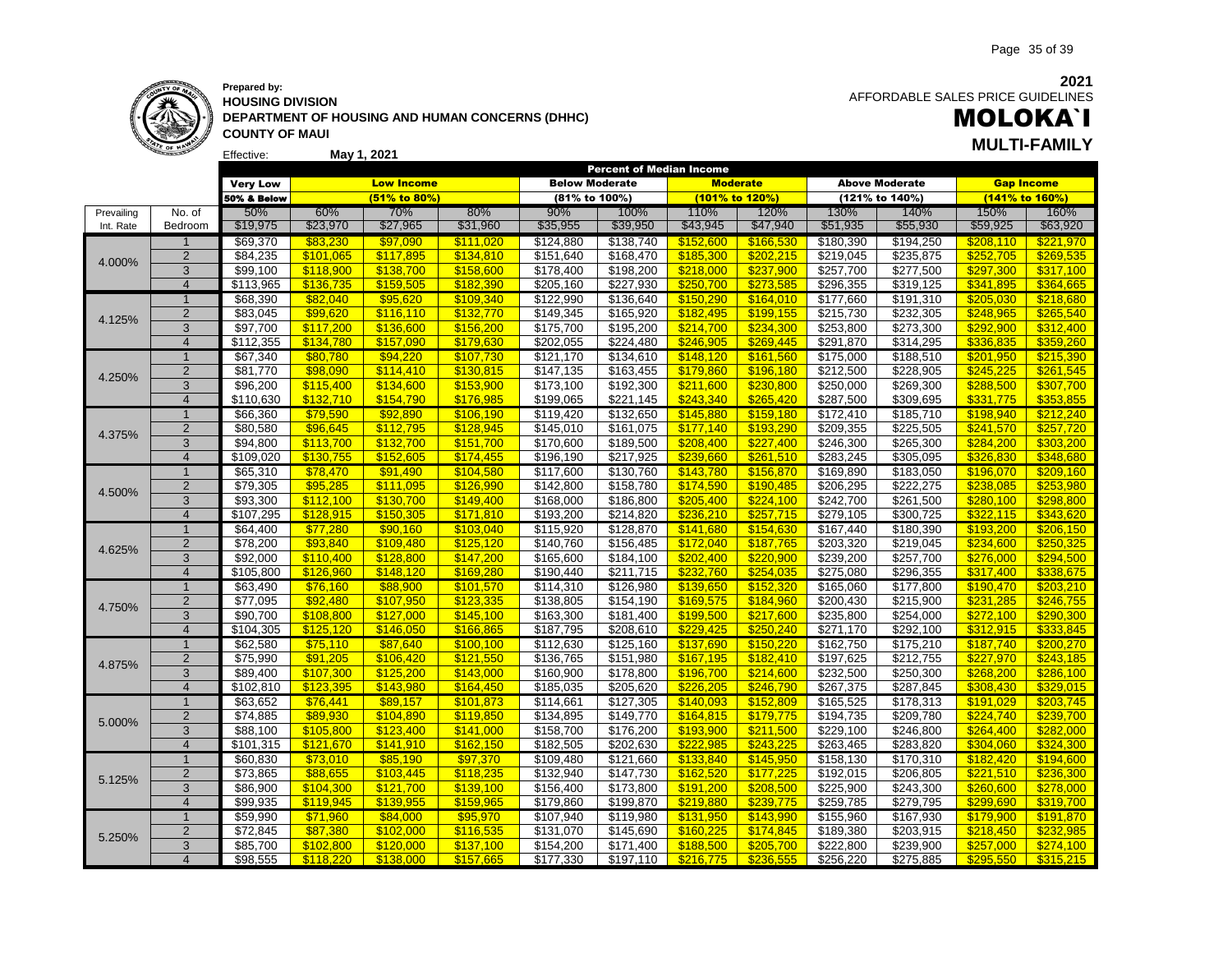**Prepared by:**
**HOUSING DIVISION**
**DEPARTMENT OF HOUSING AND HUMAN CONCERNS (DHHC)**
**COUNTY OF MAUI**

Effective: **May 1, 2021**

**2021**
AFFORDABLE SALES PRICE GUIDELINES

# MOLOKA`I

## MULTI-FAMILY

| | | Percent of Median Income | | | | | | | | | | | |
|---|---|---|---|---|---|---|---|---|---|---|---|---|---|
| | | Very Low | Low Income | | | Below Moderate | | Moderate | | Above Moderate | | Gap Income | |
| | | 50% & Below | (51% to 80%) | | | (81% to 100%) | | (101% to 120%) | | (121% to 140%) | | (141% to 160%) | |
| Prevailing | No. of | 50% | 60% | 70% | 80% | 90% | 100% | 110% | 120% | 130% | 140% | 150% | 160% |
| Int. Rate | Bedroom | $19,975 | $23,970 | $27,965 | $31,960 | $35,955 | $39,950 | $43,945 | $47,940 | $51,935 | $55,930 | $59,925 | $63,920 |
| 4.000% | 1 | $69,370 | $83,230 | $97,090 | $111,020 | $124,880 | $138,740 | $152,600 | $166,530 | $180,390 | $194,250 | $208,110 | $221,970 |
| | 2 | $84,235 | $101,065 | $117,895 | $134,810 | $151,640 | $168,470 | $185,300 | $202,215 | $219,045 | $235,875 | $252,705 | $269,535 |
| | 3 | $99,100 | $118,900 | $138,700 | $158,600 | $178,400 | $198,200 | $218,000 | $237,900 | $257,700 | $277,500 | $297,300 | $317,100 |
| | 4 | $113,965 | $136,735 | $159,505 | $182,390 | $205,160 | $227,930 | $250,700 | $273,585 | $296,355 | $319,125 | $341,895 | $364,665 |
| 4.125% | 1 | $68,390 | $82,040 | $95,620 | $109,340 | $122,990 | $136,640 | $150,290 | $164,010 | $177,660 | $191,310 | $205,030 | $218,680 |
| | 2 | $83,045 | $99,620 | $116,110 | $132,770 | $149,345 | $165,920 | $182,495 | $199,155 | $215,730 | $232,305 | $248,965 | $265,540 |
| | 3 | $97,700 | $117,200 | $136,600 | $156,200 | $175,700 | $195,200 | $214,700 | $234,300 | $253,800 | $273,300 | $292,900 | $312,400 |
| | 4 | $112,355 | $134,780 | $157,090 | $179,630 | $202,055 | $224,480 | $246,905 | $269,445 | $291,870 | $314,295 | $336,835 | $359,260 |
| 4.250% | 1 | $67,340 | $80,780 | $94,220 | $107,730 | $121,170 | $134,610 | $148,120 | $161,560 | $175,000 | $188,510 | $201,950 | $215,390 |
| | 2 | $81,770 | $98,090 | $114,410 | $130,815 | $147,135 | $163,455 | $179,860 | $196,180 | $212,500 | $228,905 | $245,225 | $261,545 |
| | 3 | $96,200 | $115,400 | $134,600 | $153,900 | $173,100 | $192,300 | $211,600 | $230,800 | $250,000 | $269,300 | $288,500 | $307,700 |
| | 4 | $110,630 | $132,710 | $154,790 | $176,985 | $199,065 | $221,145 | $243,340 | $265,420 | $287,500 | $309,695 | $331,775 | $353,855 |
| 4.375% | 1 | $66,360 | $79,590 | $92,890 | $106,190 | $119,420 | $132,650 | $145,880 | $159,180 | $172,410 | $185,710 | $198,940 | $212,240 |
| | 2 | $80,580 | $96,645 | $112,795 | $128,945 | $145,010 | $161,075 | $177,140 | $193,290 | $209,355 | $225,505 | $241,570 | $257,720 |
| | 3 | $94,800 | $113,700 | $132,700 | $151,700 | $170,600 | $189,500 | $208,400 | $227,400 | $246,300 | $265,300 | $284,200 | $303,200 |
| | 4 | $109,020 | $130,755 | $152,605 | $174,455 | $196,190 | $217,925 | $239,660 | $261,510 | $283,245 | $305,095 | $326,830 | $348,680 |
| 4.500% | 1 | $65,310 | $78,470 | $91,490 | $104,580 | $117,600 | $130,760 | $143,780 | $156,870 | $169,890 | $183,050 | $196,070 | $209,160 |
| | 2 | $79,305 | $95,285 | $111,095 | $126,990 | $142,800 | $158,780 | $174,590 | $190,485 | $206,295 | $222,275 | $238,085 | $253,980 |
| | 3 | $93,300 | $112,100 | $130,700 | $149,400 | $168,000 | $186,800 | $205,400 | $224,100 | $242,700 | $261,500 | $280,100 | $298,800 |
| | 4 | $107,295 | $128,915 | $150,305 | $171,810 | $193,200 | $214,820 | $236,210 | $257,715 | $279,105 | $300,725 | $322,115 | $343,620 |
| 4.625% | 1 | $64,400 | $77,280 | $90,160 | $103,040 | $115,920 | $128,870 | $141,680 | $154,630 | $167,440 | $180,390 | $193,200 | $206,150 |
| | 2 | $78,200 | $93,840 | $109,480 | $125,120 | $140,760 | $156,485 | $172,040 | $187,765 | $203,320 | $219,045 | $234,600 | $250,325 |
| | 3 | $92,000 | $110,400 | $128,800 | $147,200 | $165,600 | $184,100 | $202,400 | $220,900 | $239,200 | $257,700 | $276,000 | $294,500 |
| | 4 | $105,800 | $126,960 | $148,120 | $169,280 | $190,440 | $211,715 | $232,760 | $254,035 | $275,080 | $296,355 | $317,400 | $338,675 |
| 4.750% | 1 | $63,490 | $76,160 | $88,900 | $101,570 | $114,310 | $126,980 | $139,650 | $152,320 | $165,060 | $177,800 | $190,470 | $203,210 |
| | 2 | $77,095 | $92,480 | $107,950 | $123,335 | $138,805 | $154,190 | $169,575 | $184,960 | $200,430 | $215,900 | $231,285 | $246,755 |
| | 3 | $90,700 | $108,800 | $127,000 | $145,100 | $163,300 | $181,400 | $199,500 | $217,600 | $235,800 | $254,000 | $272,100 | $290,300 |
| | 4 | $104,305 | $125,120 | $146,050 | $166,865 | $187,795 | $208,610 | $229,425 | $250,240 | $271,170 | $292,100 | $312,915 | $333,845 |
| 4.875% | 1 | $62,580 | $75,110 | $87,640 | $100,100 | $112,630 | $125,160 | $137,690 | $150,220 | $162,750 | $175,210 | $187,740 | $200,270 |
| | 2 | $75,990 | $91,205 | $106,420 | $121,550 | $136,765 | $151,980 | $167,195 | $182,410 | $197,625 | $212,755 | $227,970 | $243,185 |
| | 3 | $89,400 | $107,300 | $125,200 | $143,000 | $160,900 | $178,800 | $196,700 | $214,600 | $232,500 | $250,300 | $268,200 | $286,100 |
| | 4 | $102,810 | $123,395 | $143,980 | $164,450 | $185,035 | $205,620 | $226,205 | $246,790 | $267,375 | $287,845 | $308,430 | $329,015 |
| 5.000% | 1 | $63,652 | $76,441 | $89,157 | $101,873 | $114,661 | $127,305 | $140,093 | $152,809 | $165,525 | $178,313 | $191,029 | $203,745 |
| | 2 | $74,885 | $89,930 | $104,890 | $119,850 | $134,895 | $149,770 | $164,815 | $179,775 | $194,735 | $209,780 | $224,740 | $239,700 |
| | 3 | $88,100 | $105,800 | $123,400 | $141,000 | $158,700 | $176,200 | $193,900 | $211,500 | $229,100 | $246,800 | $264,400 | $282,000 |
| | 4 | $101,315 | $121,670 | $141,910 | $162,150 | $182,505 | $202,630 | $222,985 | $243,225 | $263,465 | $283,820 | $304,060 | $324,300 |
| 5.125% | 1 | $60,830 | $73,010 | $85,190 | $97,370 | $109,480 | $121,660 | $133,840 | $145,950 | $158,130 | $170,310 | $182,420 | $194,600 |
| | 2 | $73,865 | $88,655 | $103,445 | $118,235 | $132,940 | $147,730 | $162,520 | $177,225 | $192,015 | $206,805 | $221,510 | $236,300 |
| | 3 | $86,900 | $104,300 | $121,700 | $139,100 | $156,400 | $173,800 | $191,200 | $208,500 | $225,900 | $243,300 | $260,600 | $278,000 |
| | 4 | $99,935 | $119,945 | $139,955 | $159,965 | $179,860 | $199,870 | $219,880 | $239,775 | $259,785 | $279,795 | $299,690 | $319,700 |
| 5.250% | 1 | $59,990 | $71,960 | $84,000 | $95,970 | $107,940 | $119,980 | $131,950 | $143,990 | $155,960 | $167,930 | $179,900 | $191,870 |
| | 2 | $72,845 | $87,380 | $102,000 | $116,535 | $131,070 | $145,690 | $160,225 | $174,845 | $189,380 | $203,915 | $218,450 | $232,985 |
| | 3 | $85,700 | $102,800 | $120,000 | $137,100 | $154,200 | $171,400 | $188,500 | $205,700 | $222,800 | $239,900 | $257,000 | $274,100 |
| | 4 | $98,555 | $118,220 | $138,000 | $157,665 | $177,330 | $197,110 | $216,775 | $236,555 | $256,220 | $275,885 | $295,550 | $315,215 |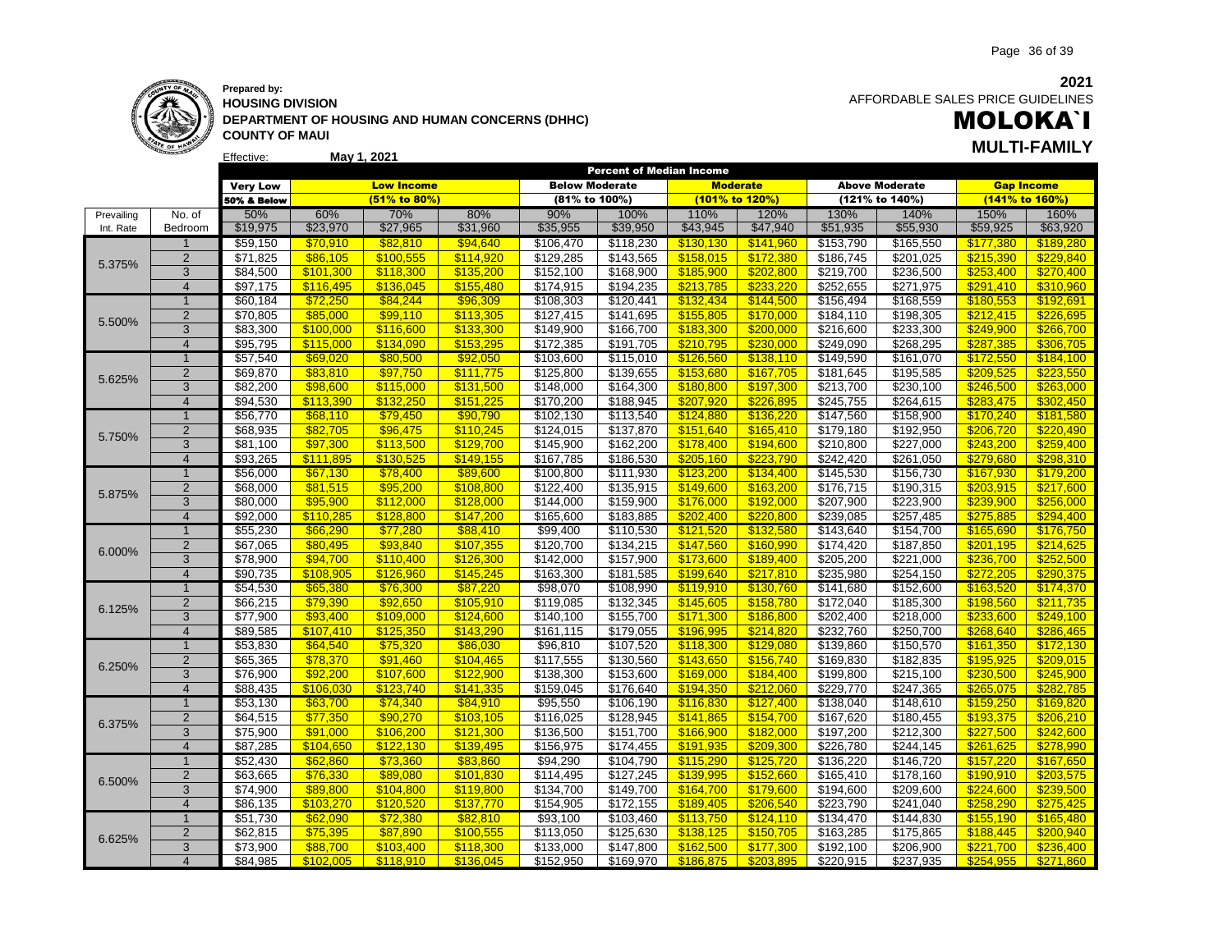**Prepared by:**
**HOUSING DIVISION**
**DEPARTMENT OF HOUSING AND HUMAN CONCERNS (DHHC)**
**COUNTY OF MAUI**

Effective: **May 1, 2021**

**2021**
AFFORDABLE SALES PRICE GUIDELINES

# MOLOKA`I

## MULTI-FAMILY

| | | Percent of Median Income | | | | | | | | | | | |
|---|---|---|---|---|---|---|---|---|---|---|---|---|---|
| | | Very Low | Low Income | | | Below Moderate | | Moderate | | Above Moderate | | Gap Income | |
| | | 50% & Below | (51% to 80%) | | | (81% to 100%) | | (101% to 120%) | | (121% to 140%) | | (141% to 160%) | |
| Prevailing | No. of | 50% | 60% | 70% | 80% | 90% | 100% | 110% | 120% | 130% | 140% | 150% | 160% |
| Int. Rate | Bedroom | $19,975 | $23,970 | $27,965 | $31,960 | $35,955 | $39,950 | $43,945 | $47,940 | $51,935 | $55,930 | $59,925 | $63,920 |
| 5.375% | 1 | $59,150 | $70,910 | $82,810 | $94,640 | $106,470 | $118,230 | $130,130 | $141,960 | $153,790 | $165,550 | $177,380 | $189,280 |
| | 2 | $71,825 | $86,105 | $100,555 | $114,920 | $129,285 | $143,565 | $158,015 | $172,380 | $186,745 | $201,025 | $215,390 | $229,840 |
| | 3 | $84,500 | $101,300 | $118,300 | $135,200 | $152,100 | $168,900 | $185,900 | $202,800 | $219,700 | $236,500 | $253,400 | $270,400 |
| | 4 | $97,175 | $116,495 | $136,045 | $155,480 | $174,915 | $194,235 | $213,785 | $233,220 | $252,655 | $271,975 | $291,410 | $310,960 |
| 5.500% | 1 | $60,184 | $72,250 | $84,244 | $96,309 | $108,303 | $120,441 | $132,434 | $144,500 | $156,494 | $168,559 | $180,553 | $192,691 |
| | 2 | $70,805 | $85,000 | $99,110 | $113,305 | $127,415 | $141,695 | $155,805 | $170,000 | $184,110 | $198,305 | $212,415 | $226,695 |
| | 3 | $83,300 | $100,000 | $116,600 | $133,300 | $149,900 | $166,700 | $183,300 | $200,000 | $216,600 | $233,300 | $249,900 | $266,700 |
| | 4 | $95,795 | $115,000 | $134,090 | $153,295 | $172,385 | $191,705 | $210,795 | $230,000 | $249,090 | $268,295 | $287,385 | $306,705 |
| 5.625% | 1 | $57,540 | $69,020 | $80,500 | $92,050 | $103,600 | $115,010 | $126,560 | $138,110 | $149,590 | $161,070 | $172,550 | $184,100 |
| | 2 | $69,870 | $83,810 | $97,750 | $111,775 | $125,800 | $139,655 | $153,680 | $167,705 | $181,645 | $195,585 | $209,525 | $223,550 |
| | 3 | $82,200 | $98,600 | $115,000 | $131,500 | $148,000 | $164,300 | $180,800 | $197,300 | $213,700 | $230,100 | $246,500 | $263,000 |
| | 4 | $94,530 | $113,390 | $132,250 | $151,225 | $170,200 | $188,945 | $207,920 | $226,895 | $245,755 | $264,615 | $283,475 | $302,450 |
| 5.750% | 1 | $56,770 | $68,110 | $79,450 | $90,790 | $102,130 | $113,540 | $124,880 | $136,220 | $147,560 | $158,900 | $170,240 | $181,580 |
| | 2 | $68,935 | $82,705 | $96,475 | $110,245 | $124,015 | $137,870 | $151,640 | $165,410 | $179,180 | $192,950 | $206,720 | $220,490 |
| | 3 | $81,100 | $97,300 | $113,500 | $129,700 | $145,900 | $162,200 | $178,400 | $194,600 | $210,800 | $227,000 | $243,200 | $259,400 |
| | 4 | $93,265 | $111,895 | $130,525 | $149,155 | $167,785 | $186,530 | $205,160 | $223,790 | $242,420 | $261,050 | $279,680 | $298,310 |
| 5.875% | 1 | $56,000 | $67,130 | $78,400 | $89,600 | $100,800 | $111,930 | $123,200 | $134,400 | $145,530 | $156,730 | $167,930 | $179,200 |
| | 2 | $68,000 | $81,515 | $95,200 | $108,800 | $122,400 | $135,915 | $149,600 | $163,200 | $176,715 | $190,315 | $203,915 | $217,600 |
| | 3 | $80,000 | $95,900 | $112,000 | $128,000 | $144,000 | $159,900 | $176,000 | $192,000 | $207,900 | $223,900 | $239,900 | $256,000 |
| | 4 | $92,000 | $110,285 | $128,800 | $147,200 | $165,600 | $183,885 | $202,400 | $220,800 | $239,085 | $257,485 | $275,885 | $294,400 |
| 6.000% | 1 | $55,230 | $66,290 | $77,280 | $88,410 | $99,400 | $110,530 | $121,520 | $132,580 | $143,640 | $154,700 | $165,690 | $176,750 |
| | 2 | $67,065 | $80,495 | $93,840 | $107,355 | $120,700 | $134,215 | $147,560 | $160,990 | $174,420 | $187,850 | $201,195 | $214,625 |
| | 3 | $78,900 | $94,700 | $110,400 | $126,300 | $142,000 | $157,900 | $173,600 | $189,400 | $205,200 | $221,000 | $236,700 | $252,500 |
| | 4 | $90,735 | $108,905 | $126,960 | $145,245 | $163,300 | $181,585 | $199,640 | $217,810 | $235,980 | $254,150 | $272,205 | $290,375 |
| 6.125% | 1 | $54,530 | $65,380 | $76,300 | $87,220 | $98,070 | $108,990 | $119,910 | $130,760 | $141,680 | $152,600 | $163,520 | $174,370 |
| | 2 | $66,215 | $79,390 | $92,650 | $105,910 | $119,085 | $132,345 | $145,605 | $158,780 | $172,040 | $185,300 | $198,560 | $211,735 |
| | 3 | $77,900 | $93,400 | $109,000 | $124,600 | $140,100 | $155,700 | $171,300 | $186,800 | $202,400 | $218,000 | $233,600 | $249,100 |
| | 4 | $89,585 | $107,410 | $125,350 | $143,290 | $161,115 | $179,055 | $196,995 | $214,820 | $232,760 | $250,700 | $268,640 | $286,465 |
| 6.250% | 1 | $53,830 | $64,540 | $75,320 | $86,030 | $96,810 | $107,520 | $118,300 | $129,080 | $139,860 | $150,570 | $161,350 | $172,130 |
| | 2 | $65,365 | $78,370 | $91,460 | $104,465 | $117,555 | $130,560 | $143,650 | $156,740 | $169,830 | $182,835 | $195,925 | $209,015 |
| | 3 | $76,900 | $92,200 | $107,600 | $122,900 | $138,300 | $153,600 | $169,000 | $184,400 | $199,800 | $215,100 | $230,500 | $245,900 |
| | 4 | $88,435 | $106,030 | $123,740 | $141,335 | $159,045 | $176,640 | $194,350 | $212,060 | $229,770 | $247,365 | $265,075 | $282,785 |
| 6.375% | 1 | $53,130 | $63,700 | $74,340 | $84,910 | $95,550 | $106,190 | $116,830 | $127,400 | $138,040 | $148,610 | $159,250 | $169,820 |
| | 2 | $64,515 | $77,350 | $90,270 | $103,105 | $116,025 | $128,945 | $141,865 | $154,700 | $167,620 | $180,455 | $193,375 | $206,210 |
| | 3 | $75,900 | $91,000 | $106,200 | $121,300 | $136,500 | $151,700 | $166,900 | $182,000 | $197,200 | $212,300 | $227,500 | $242,600 |
| | 4 | $87,285 | $104,650 | $122,130 | $139,495 | $156,975 | $174,455 | $191,935 | $209,300 | $226,780 | $244,145 | $261,625 | $278,990 |
| 6.500% | 1 | $52,430 | $62,860 | $73,360 | $83,860 | $94,290 | $104,790 | $115,290 | $125,720 | $136,220 | $146,720 | $157,220 | $167,650 |
| | 2 | $63,665 | $76,330 | $89,080 | $101,830 | $114,495 | $127,245 | $139,995 | $152,660 | $165,410 | $178,160 | $190,910 | $203,575 |
| | 3 | $74,900 | $89,800 | $104,800 | $119,800 | $134,700 | $149,700 | $164,700 | $179,600 | $194,600 | $209,600 | $224,600 | $239,500 |
| | 4 | $86,135 | $103,270 | $120,520 | $137,770 | $154,905 | $172,155 | $189,405 | $206,540 | $223,790 | $241,040 | $258,290 | $275,425 |
| 6.625% | 1 | $51,730 | $62,090 | $72,380 | $82,810 | $93,100 | $103,460 | $113,750 | $124,110 | $134,470 | $144,830 | $155,190 | $165,480 |
| | 2 | $62,815 | $75,395 | $87,890 | $100,555 | $113,050 | $125,630 | $138,125 | $150,705 | $163,285 | $175,865 | $188,445 | $200,940 |
| | 3 | $73,900 | $88,700 | $103,400 | $118,300 | $133,000 | $147,800 | $162,500 | $177,300 | $192,100 | $206,900 | $221,700 | $236,400 |
| | 4 | $84,985 | $102,005 | $118,910 | $136,045 | $152,950 | $169,970 | $186,875 | $203,895 | $220,915 | $237,935 | $254,955 | $271,860 |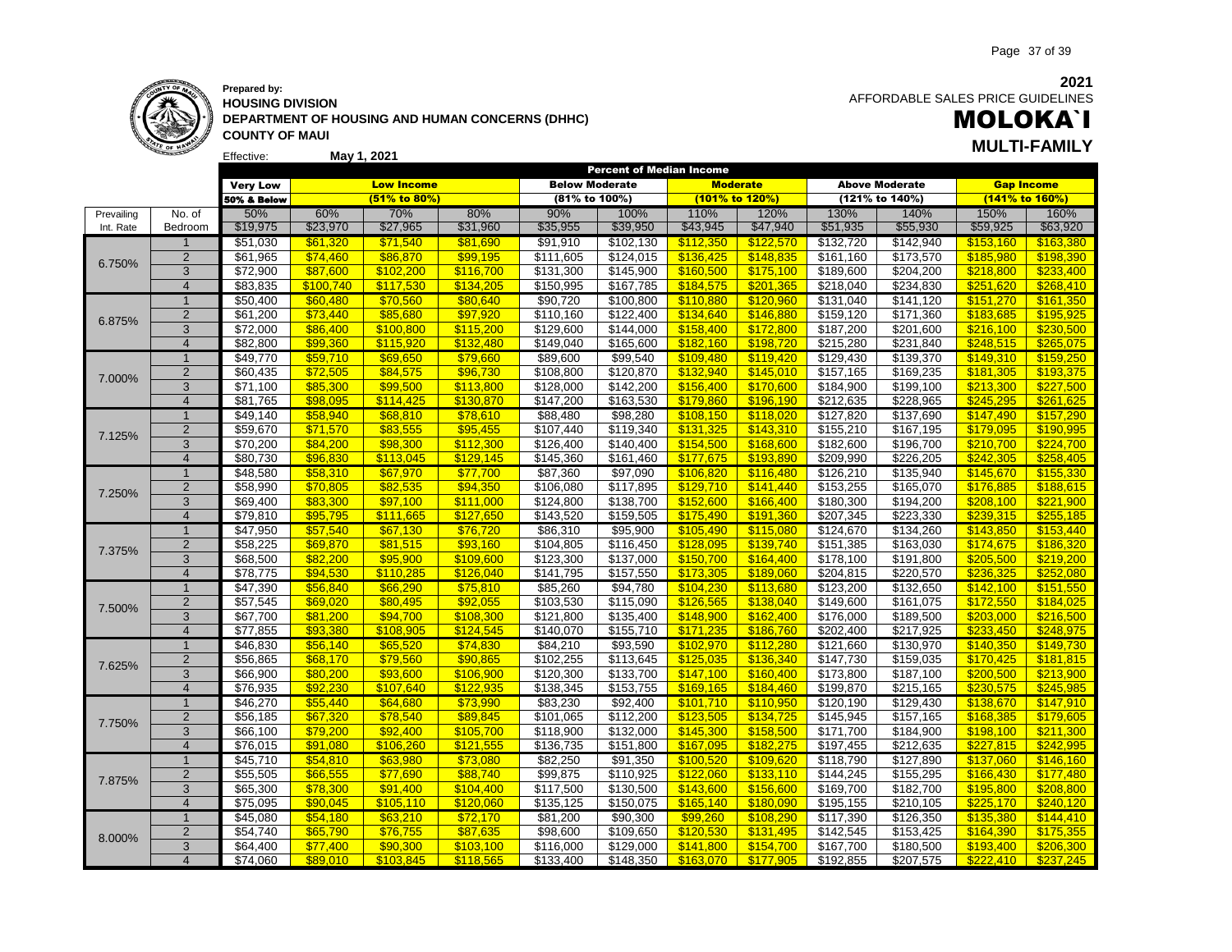**Prepared by:**
**HOUSING DIVISION**
**DEPARTMENT OF HOUSING AND HUMAN CONCERNS (DHHC)**
**COUNTY OF MAUI**

Effective: **May 1, 2021**

**2021**
AFFORDABLE SALES PRICE GUIDELINES

# MOLOKA`I

## MULTI-FAMILY

| | | Percent of Median Income | | | | | | | | | | | |
|---|---|---|---|---|---|---|---|---|---|---|---|---|---|
| | | Very Low | Low Income | | | Below Moderate | | Moderate | | Above Moderate | | Gap Income | |
| | | 50% & Below | (51% to 80%) | | | (81% to 100%) | | (101% to 120%) | | (121% to 140%) | | (141% to 160%) | |
| Prevailing | No. of | 50% | 60% | 70% | 80% | 90% | 100% | 110% | 120% | 130% | 140% | 150% | 160% |
| Int. Rate | Bedroom | $19,975 | $23,970 | $27,965 | $31,960 | $35,955 | $39,950 | $43,945 | $47,940 | $51,935 | $55,930 | $59,925 | $63,920 |
| 6.750% | 1 | $51,030 | $61,320 | $71,540 | $81,690 | $91,910 | $102,130 | $112,350 | $122,570 | $132,720 | $142,940 | $153,160 | $163,380 |
| | 2 | $61,965 | $74,460 | $86,870 | $99,195 | $111,605 | $124,015 | $136,425 | $148,835 | $161,160 | $173,570 | $185,980 | $198,390 |
| | 3 | $72,900 | $87,600 | $102,200 | $116,700 | $131,300 | $145,900 | $160,500 | $175,100 | $189,600 | $204,200 | $218,800 | $233,400 |
| | 4 | $83,835 | $100,740 | $117,530 | $134,205 | $150,995 | $167,785 | $184,575 | $201,365 | $218,040 | $234,830 | $251,620 | $268,410 |
| 6.875% | 1 | $50,400 | $60,480 | $70,560 | $80,640 | $90,720 | $100,800 | $110,880 | $120,960 | $131,040 | $141,120 | $151,270 | $161,350 |
| | 2 | $61,200 | $73,440 | $85,680 | $97,920 | $110,160 | $122,400 | $134,640 | $146,880 | $159,120 | $171,360 | $183,685 | $195,925 |
| | 3 | $72,000 | $86,400 | $100,800 | $115,200 | $129,600 | $144,000 | $158,400 | $172,800 | $187,200 | $201,600 | $216,100 | $230,500 |
| | 4 | $82,800 | $99,360 | $115,920 | $132,480 | $149,040 | $165,600 | $182,160 | $198,720 | $215,280 | $231,840 | $248,515 | $265,075 |
| 7.000% | 1 | $49,770 | $59,710 | $69,650 | $79,660 | $89,600 | $99,540 | $109,480 | $119,420 | $129,430 | $139,370 | $149,310 | $159,250 |
| | 2 | $60,435 | $72,505 | $84,575 | $96,730 | $108,800 | $120,870 | $132,940 | $145,010 | $157,165 | $169,235 | $181,305 | $193,375 |
| | 3 | $71,100 | $85,300 | $99,500 | $113,800 | $128,000 | $142,200 | $156,400 | $170,600 | $184,900 | $199,100 | $213,300 | $227,500 |
| | 4 | $81,765 | $98,095 | $114,425 | $130,870 | $147,200 | $163,530 | $179,860 | $196,190 | $212,635 | $228,965 | $245,295 | $261,625 |
| 7.125% | 1 | $49,140 | $58,940 | $68,810 | $78,610 | $88,480 | $98,280 | $108,150 | $118,020 | $127,820 | $137,690 | $147,490 | $157,290 |
| | 2 | $59,670 | $71,570 | $83,555 | $95,455 | $107,440 | $119,340 | $131,325 | $143,310 | $155,210 | $167,195 | $179,095 | $190,995 |
| | 3 | $70,200 | $84,200 | $98,300 | $112,300 | $126,400 | $140,400 | $154,500 | $168,600 | $182,600 | $196,700 | $210,700 | $224,700 |
| | 4 | $80,730 | $96,830 | $113,045 | $129,145 | $145,360 | $161,460 | $177,675 | $193,890 | $209,990 | $226,205 | $242,305 | $258,405 |
| 7.250% | 1 | $48,580 | $58,310 | $67,970 | $77,700 | $87,360 | $97,090 | $106,820 | $116,480 | $126,210 | $135,940 | $145,670 | $155,330 |
| | 2 | $58,990 | $70,805 | $82,535 | $94,350 | $106,080 | $117,895 | $129,710 | $141,440 | $153,255 | $165,070 | $176,885 | $188,615 |
| | 3 | $69,400 | $83,300 | $97,100 | $111,000 | $124,800 | $138,700 | $152,600 | $166,400 | $180,300 | $194,200 | $208,100 | $221,900 |
| | 4 | $79,810 | $95,795 | $111,665 | $127,650 | $143,520 | $159,505 | $175,490 | $191,360 | $207,345 | $223,330 | $239,315 | $255,185 |
| 7.375% | 1 | $47,950 | $57,540 | $67,130 | $76,720 | $86,310 | $95,900 | $105,490 | $115,080 | $124,670 | $134,260 | $143,850 | $153,440 |
| | 2 | $58,225 | $69,870 | $81,515 | $93,160 | $104,805 | $116,450 | $128,095 | $139,740 | $151,385 | $163,030 | $174,675 | $186,320 |
| | 3 | $68,500 | $82,200 | $95,900 | $109,600 | $123,300 | $137,000 | $150,700 | $164,400 | $178,100 | $191,800 | $205,500 | $219,200 |
| | 4 | $78,775 | $94,530 | $110,285 | $126,040 | $141,795 | $157,550 | $173,305 | $189,060 | $204,815 | $220,570 | $236,325 | $252,080 |
| 7.500% | 1 | $47,390 | $56,840 | $66,290 | $75,810 | $85,260 | $94,780 | $104,230 | $113,680 | $123,200 | $132,650 | $142,100 | $151,550 |
| | 2 | $57,545 | $69,020 | $80,495 | $92,055 | $103,530 | $115,090 | $126,565 | $138,040 | $149,600 | $161,075 | $172,550 | $184,025 |
| | 3 | $67,700 | $81,200 | $94,700 | $108,300 | $121,800 | $135,400 | $148,900 | $162,400 | $176,000 | $189,500 | $203,000 | $216,500 |
| | 4 | $77,855 | $93,380 | $108,905 | $124,545 | $140,070 | $155,710 | $171,235 | $186,760 | $202,400 | $217,925 | $233,450 | $248,975 |
| 7.625% | 1 | $46,830 | $56,140 | $65,520 | $74,830 | $84,210 | $93,590 | $102,970 | $112,280 | $121,660 | $130,970 | $140,350 | $149,730 |
| | 2 | $56,865 | $68,170 | $79,560 | $90,865 | $102,255 | $113,645 | $125,035 | $136,340 | $147,730 | $159,035 | $170,425 | $181,815 |
| | 3 | $66,900 | $80,200 | $93,600 | $106,900 | $120,300 | $133,700 | $147,100 | $160,400 | $173,800 | $187,100 | $200,500 | $213,900 |
| | 4 | $76,935 | $92,230 | $107,640 | $122,935 | $138,345 | $153,755 | $169,165 | $184,460 | $199,870 | $215,165 | $230,575 | $245,985 |
| 7.750% | 1 | $46,270 | $55,440 | $64,680 | $73,990 | $83,230 | $92,400 | $101,710 | $110,950 | $120,190 | $129,430 | $138,670 | $147,910 |
| | 2 | $56,185 | $67,320 | $78,540 | $89,845 | $101,065 | $112,200 | $123,505 | $134,725 | $145,945 | $157,165 | $168,385 | $179,605 |
| | 3 | $66,100 | $79,200 | $92,400 | $105,700 | $118,900 | $132,000 | $145,300 | $158,500 | $171,700 | $184,900 | $198,100 | $211,300 |
| | 4 | $76,015 | $91,080 | $106,260 | $121,555 | $136,735 | $151,800 | $167,095 | $182,275 | $197,455 | $212,635 | $227,815 | $242,995 |
| 7.875% | 1 | $45,710 | $54,810 | $63,980 | $73,080 | $82,250 | $91,350 | $100,520 | $109,620 | $118,790 | $127,890 | $137,060 | $146,160 |
| | 2 | $55,505 | $66,555 | $77,690 | $88,740 | $99,875 | $110,925 | $122,060 | $133,110 | $144,245 | $155,295 | $166,430 | $177,480 |
| | 3 | $65,300 | $78,300 | $91,400 | $104,400 | $117,500 | $130,500 | $143,600 | $156,600 | $169,700 | $182,700 | $195,800 | $208,800 |
| | 4 | $75,095 | $90,045 | $105,110 | $120,060 | $135,125 | $150,075 | $165,140 | $180,090 | $195,155 | $210,105 | $225,170 | $240,120 |
| 8.000% | 1 | $45,080 | $54,180 | $63,210 | $72,170 | $81,200 | $90,300 | $99,260 | $108,290 | $117,390 | $126,350 | $135,380 | $144,410 |
| | 2 | $54,740 | $65,790 | $76,755 | $87,635 | $98,600 | $109,650 | $120,530 | $131,495 | $142,545 | $153,425 | $164,390 | $175,355 |
| | 3 | $64,400 | $77,400 | $90,300 | $103,100 | $116,000 | $129,000 | $141,800 | $154,700 | $167,700 | $180,500 | $193,400 | $206,300 |
| | 4 | $74,060 | $89,010 | $103,845 | $118,565 | $133,400 | $148,350 | $163,070 | $177,905 | $192,855 | $207,575 | $222,410 | $237,245 |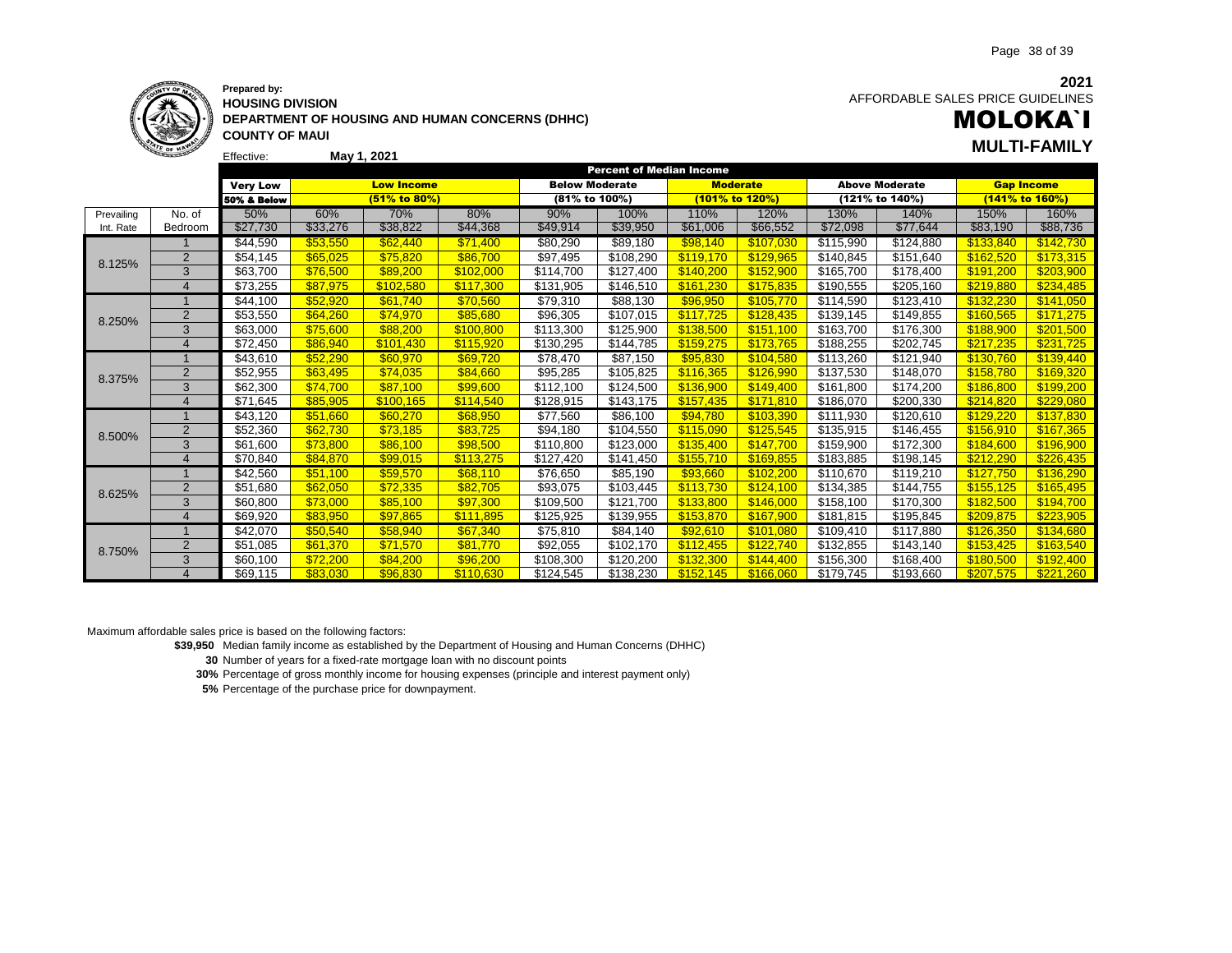**Prepared by:**
**HOUSING DIVISION**
**DEPARTMENT OF HOUSING AND HUMAN CONCERNS (DHHC)**
**COUNTY OF MAUI**

Effective: **May 1, 2021**

**2021**
AFFORDABLE SALES PRICE GUIDELINES

# MOLOKA`I

## MULTI-FAMILY

| | | Percent of Median Income | | | | | | | | | | | |
|---|---|---|---|---|---|---|---|---|---|---|---|---|---|
| | | Very Low | Low Income | | | Below Moderate | | Moderate | | Above Moderate | | Gap Income | |
| | | 50% & Below | (51% to 80%) | | | (81% to 100%) | | (101% to 120%) | | (121% to 140%) | | (141% to 160%) | |
| Prevailing | No. of | 50% | 60% | 70% | 80% | 90% | 100% | 110% | 120% | 130% | 140% | 150% | 160% |
| Int. Rate | Bedroom | $27,730 | $33,276 | $38,822 | $44,368 | $49,914 | $39,950 | $61,006 | $66,552 | $72,098 | $77,644 | $83,190 | $88,736 |
| 8.125% | 1 | $44,590 | $53,550 | $62,440 | $71,400 | $80,290 | $89,180 | $98,140 | $107,030 | $115,990 | $124,880 | $133,840 | $142,730 |
| | 2 | $54,145 | $65,025 | $75,820 | $86,700 | $97,495 | $108,290 | $119,170 | $129,965 | $140,845 | $151,640 | $162,520 | $173,315 |
| | 3 | $63,700 | $76,500 | $89,200 | $102,000 | $114,700 | $127,400 | $140,200 | $152,900 | $165,700 | $178,400 | $191,200 | $203,900 |
| | 4 | $73,255 | $87,975 | $102,580 | $117,300 | $131,905 | $146,510 | $161,230 | $175,835 | $190,555 | $205,160 | $219,880 | $234,485 |
| 8.250% | 1 | $44,100 | $52,920 | $61,740 | $70,560 | $79,310 | $88,130 | $96,950 | $105,770 | $114,590 | $123,410 | $132,230 | $141,050 |
| | 2 | $53,550 | $64,260 | $74,970 | $85,680 | $96,305 | $107,015 | $117,725 | $128,435 | $139,145 | $149,855 | $160,565 | $171,275 |
| | 3 | $63,000 | $75,600 | $88,200 | $100,800 | $113,300 | $125,900 | $138,500 | $151,100 | $163,700 | $176,300 | $188,900 | $201,500 |
| | 4 | $72,450 | $86,940 | $101,430 | $115,920 | $130,295 | $144,785 | $159,275 | $173,765 | $188,255 | $202,745 | $217,235 | $231,725 |
| 8.375% | 1 | $43,610 | $52,290 | $60,970 | $69,720 | $78,470 | $87,150 | $95,830 | $104,580 | $113,260 | $121,940 | $130,760 | $139,440 |
| | 2 | $52,955 | $63,495 | $74,035 | $84,660 | $95,285 | $105,825 | $116,365 | $126,990 | $137,530 | $148,070 | $158,780 | $169,320 |
| | 3 | $62,300 | $74,700 | $87,100 | $99,600 | $112,100 | $124,500 | $136,900 | $149,400 | $161,800 | $174,200 | $186,800 | $199,200 |
| | 4 | $71,645 | $85,905 | $100,165 | $114,540 | $128,915 | $143,175 | $157,435 | $171,810 | $186,070 | $200,330 | $214,820 | $229,080 |
| 8.500% | 1 | $43,120 | $51,660 | $60,270 | $68,950 | $77,560 | $86,100 | $94,780 | $103,390 | $111,930 | $120,610 | $129,220 | $137,830 |
| | 2 | $52,360 | $62,730 | $73,185 | $83,725 | $94,180 | $104,550 | $115,090 | $125,545 | $135,915 | $146,455 | $156,910 | $167,365 |
| | 3 | $61,600 | $73,800 | $86,100 | $98,500 | $110,800 | $123,000 | $135,400 | $147,700 | $159,900 | $172,300 | $184,600 | $196,900 |
| | 4 | $70,840 | $84,870 | $99,015 | $113,275 | $127,420 | $141,450 | $155,710 | $169,855 | $183,885 | $198,145 | $212,290 | $226,435 |
| 8.625% | 1 | $42,560 | $51,100 | $59,570 | $68,110 | $76,650 | $85,190 | $93,660 | $102,200 | $110,670 | $119,210 | $127,750 | $136,290 |
| | 2 | $51,680 | $62,050 | $72,335 | $82,705 | $93,075 | $103,445 | $113,730 | $124,100 | $134,385 | $144,755 | $155,125 | $165,495 |
| | 3 | $60,800 | $73,000 | $85,100 | $97,300 | $109,500 | $121,700 | $133,800 | $146,000 | $158,100 | $170,300 | $182,500 | $194,700 |
| | 4 | $69,920 | $83,950 | $97,865 | $111,895 | $125,925 | $139,955 | $153,870 | $167,900 | $181,815 | $195,845 | $209,875 | $223,905 |
| 8.750% | 1 | $42,070 | $50,540 | $58,940 | $67,340 | $75,810 | $84,140 | $92,610 | $101,080 | $109,410 | $117,880 | $126,350 | $134,680 |
| | 2 | $51,085 | $61,370 | $71,570 | $81,770 | $92,055 | $102,170 | $112,455 | $122,740 | $132,855 | $143,140 | $153,425 | $163,540 |
| | 3 | $60,100 | $72,200 | $84,200 | $96,200 | $108,300 | $120,200 | $132,300 | $144,400 | $156,300 | $168,400 | $180,500 | $192,400 |
| | 4 | $69,115 | $83,030 | $96,830 | $110,630 | $124,545 | $138,230 | $152,145 | $166,060 | $179,745 | $193,660 | $207,575 | $221,260 |

Maximum affordable sales price is based on the following factors:

- **$39,950** Median family income as established by the Department of Housing and Human Concerns (DHHC)
- **30** Number of years for a fixed-rate mortgage loan with no discount points
- **30%** Percentage of gross monthly income for housing expenses (principle and interest payment only)
- **5%** Percentage of the purchase price for downpayment.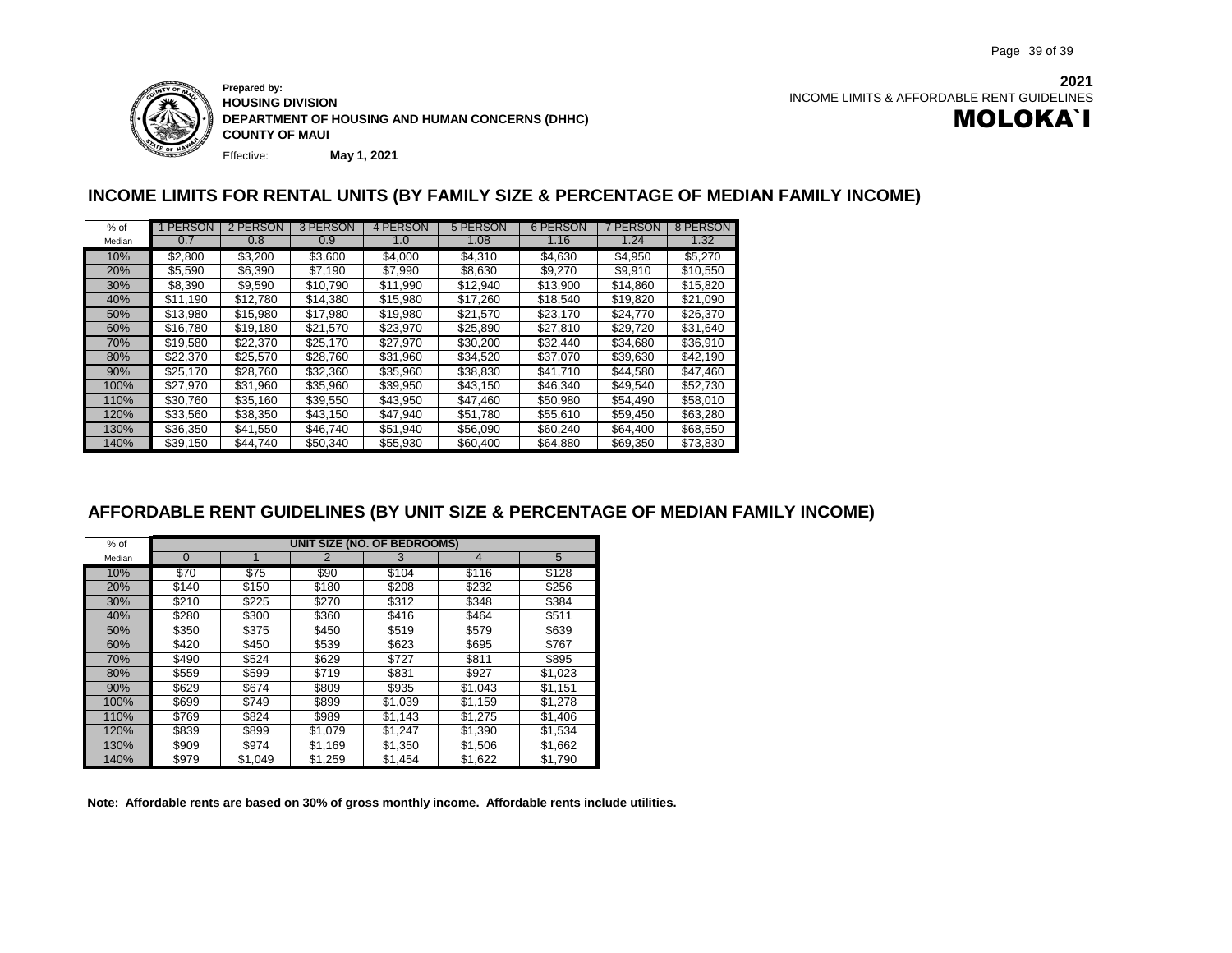**Prepared by:**
**HOUSING DIVISION**
**DEPARTMENT OF HOUSING AND HUMAN CONCERNS (DHHC)**
**COUNTY OF MAUI**

Effective: **May 1, 2021**

**2021**
INCOME LIMITS & AFFORDABLE RENT GUIDELINES

# MOLOKA`I

## INCOME LIMITS FOR RENTAL UNITS (BY FAMILY SIZE & PERCENTAGE OF MEDIAN FAMILY INCOME)

| % of Median | 1 PERSON 0.7 | 2 PERSON 0.8 | 3 PERSON 0.9 | 4 PERSON 1.0 | 5 PERSON 1.08 | 6 PERSON 1.16 | 7 PERSON 1.24 | 8 PERSON 1.32 |
|---|---|---|---|---|---|---|---|---|
| 10% | $2,800 | $3,200 | $3,600 | $4,000 | $4,310 | $4,630 | $4,950 | $5,270 |
| 20% | $5,590 | $6,390 | $7,190 | $7,990 | $8,630 | $9,270 | $9,910 | $10,550 |
| 30% | $8,390 | $9,590 | $10,790 | $11,990 | $12,940 | $13,900 | $14,860 | $15,820 |
| 40% | $11,190 | $12,780 | $14,380 | $15,980 | $17,260 | $18,540 | $19,820 | $21,090 |
| 50% | $13,980 | $15,980 | $17,980 | $19,980 | $21,570 | $23,170 | $24,770 | $26,370 |
| 60% | $16,780 | $19,180 | $21,570 | $23,970 | $25,890 | $27,810 | $29,720 | $31,640 |
| 70% | $19,580 | $22,370 | $25,170 | $27,970 | $30,200 | $32,440 | $34,680 | $36,910 |
| 80% | $22,370 | $25,570 | $28,760 | $31,960 | $34,520 | $37,070 | $39,630 | $42,190 |
| 90% | $25,170 | $28,760 | $32,360 | $35,960 | $38,830 | $41,710 | $44,580 | $47,460 |
| 100% | $27,970 | $31,960 | $35,960 | $39,950 | $43,150 | $46,340 | $49,540 | $52,730 |
| 110% | $30,760 | $35,160 | $39,550 | $43,950 | $47,460 | $50,980 | $54,490 | $58,010 |
| 120% | $33,560 | $38,350 | $43,150 | $47,940 | $51,780 | $55,610 | $59,450 | $63,280 |
| 130% | $36,350 | $41,550 | $46,740 | $51,940 | $56,090 | $60,240 | $64,400 | $68,550 |
| 140% | $39,150 | $44,740 | $50,340 | $55,930 | $60,400 | $64,880 | $69,350 | $73,830 |

## AFFORDABLE RENT GUIDELINES (BY UNIT SIZE & PERCENTAGE OF MEDIAN FAMILY INCOME)

| % of Median | UNIT SIZE (NO. OF BEDROOMS) | | | | | |
|---|---|---|---|---|---|---|
| | 0 | 1 | 2 | 3 | 4 | 5 |
| 10% | $70 | $75 | $90 | $104 | $116 | $128 |
| 20% | $140 | $150 | $180 | $208 | $232 | $256 |
| 30% | $210 | $225 | $270 | $312 | $348 | $384 |
| 40% | $280 | $300 | $360 | $416 | $464 | $511 |
| 50% | $350 | $375 | $450 | $519 | $579 | $639 |
| 60% | $420 | $450 | $539 | $623 | $695 | $767 |
| 70% | $490 | $524 | $629 | $727 | $811 | $895 |
| 80% | $559 | $599 | $719 | $831 | $927 | $1,023 |
| 90% | $629 | $674 | $809 | $935 | $1,043 | $1,151 |
| 100% | $699 | $749 | $899 | $1,039 | $1,159 | $1,278 |
| 110% | $769 | $824 | $989 | $1,143 | $1,275 | $1,406 |
| 120% | $839 | $899 | $1,079 | $1,247 | $1,390 | $1,534 |
| 130% | $909 | $974 | $1,169 | $1,350 | $1,506 | $1,662 |
| 140% | $979 | $1,049 | $1,259 | $1,454 | $1,622 | $1,790 |

**Note: Affordable rents are based on 30% of gross monthly income. Affordable rents include utilities.**